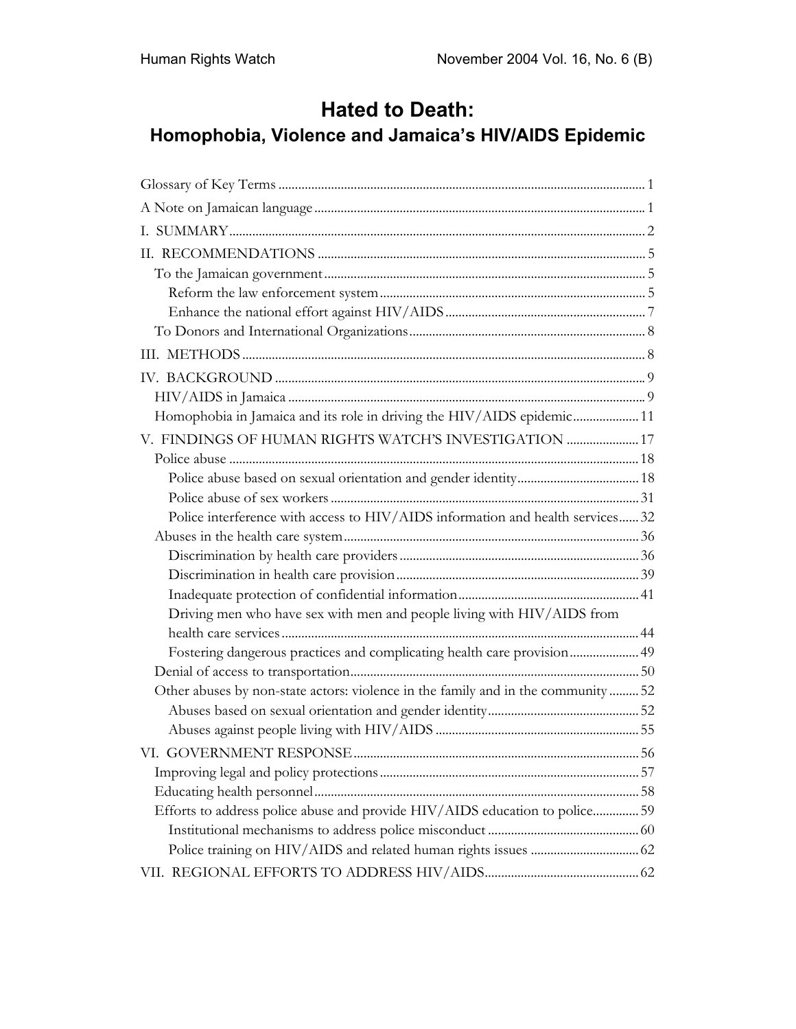# Hated to Death:

## Homophobia, Violence and Jamaica's HIV/AIDS Epidemic

Glossary of Key Terms ..... 1

A Note on Jamaican language ..... 1

I. SUMMARY ..... 2

II. RECOMMENDATIONS ..... 5

- To the Jamaican government ..... 5
  - Reform the law enforcement system ..... 5
  - Enhance the national effort against HIV/AIDS ..... 7
- To Donors and International Organizations ..... 8

III. METHODS ..... 8

IV. BACKGROUND ..... 9

- HIV/AIDS in Jamaica ..... 9
- Homophobia in Jamaica and its role in driving the HIV/AIDS epidemic ..... 11

V. FINDINGS OF HUMAN RIGHTS WATCH'S INVESTIGATION ..... 17

- Police abuse ..... 18
  - Police abuse based on sexual orientation and gender identity ..... 18
  - Police abuse of sex workers ..... 31
  - Police interference with access to HIV/AIDS information and health services ..... 32
- Abuses in the health care system ..... 36
  - Discrimination by health care providers ..... 36
  - Discrimination in health care provision ..... 39
  - Inadequate protection of confidential information ..... 41
  - Driving men who have sex with men and people living with HIV/AIDS from health care services ..... 44
  - Fostering dangerous practices and complicating health care provision ..... 49
- Denial of access to transportation ..... 50
- Other abuses by non-state actors: violence in the family and in the community ..... 52
  - Abuses based on sexual orientation and gender identity ..... 52
  - Abuses against people living with HIV/AIDS ..... 55

VI. GOVERNMENT RESPONSE ..... 56

- Improving legal and policy protections ..... 57
- Educating health personnel ..... 58
- Efforts to address police abuse and provide HIV/AIDS education to police ..... 59
  - Institutional mechanisms to address police misconduct ..... 60
  - Police training on HIV/AIDS and related human rights issues ..... 62

VII. REGIONAL EFFORTS TO ADDRESS HIV/AIDS ..... 62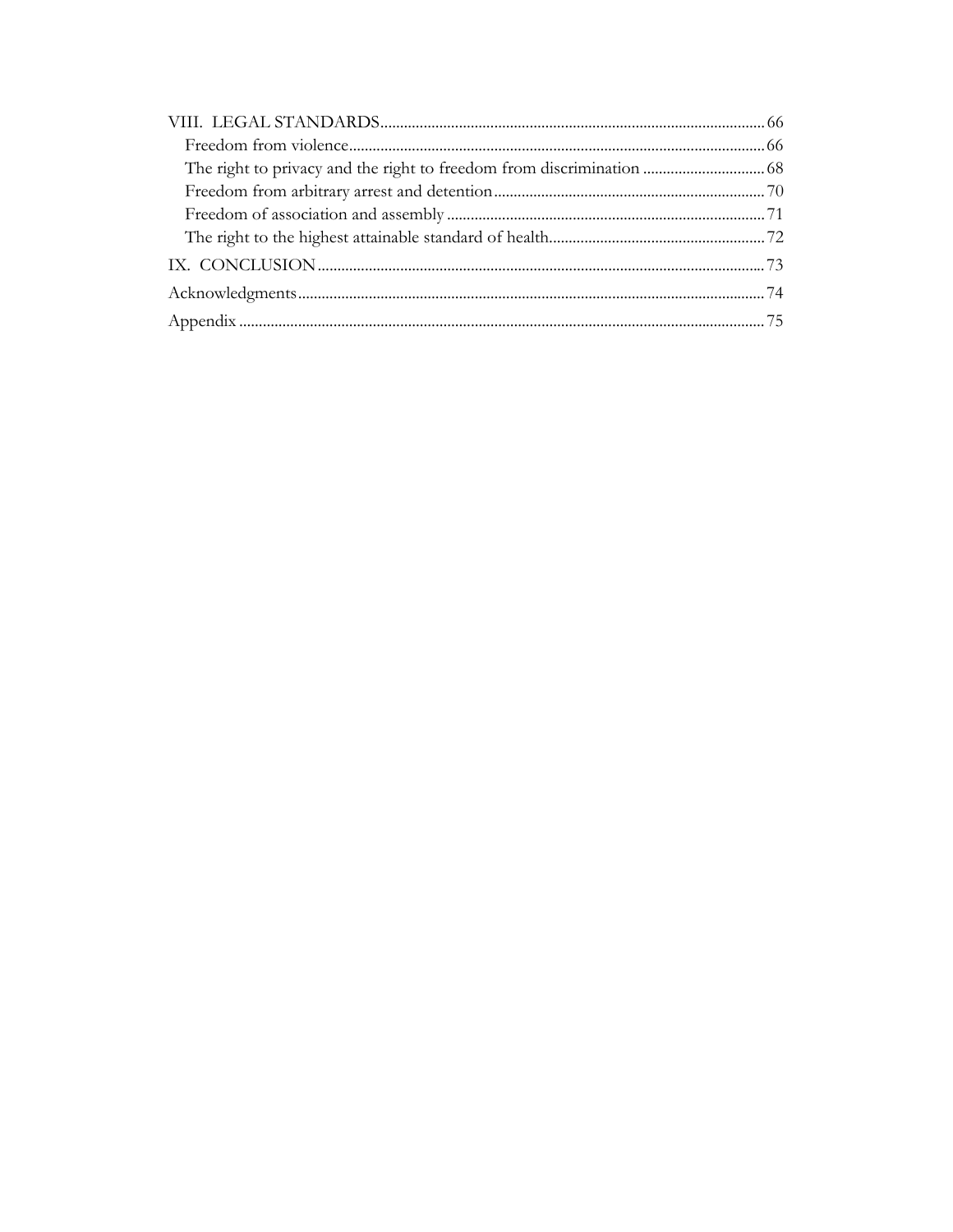VIII. LEGAL STANDARDS ........................................................................................................ 66

- Freedom from violence ........................................................................................................ 66
- The right to privacy and the right to freedom from discrimination ........................................ 68
- Freedom from arbitrary arrest and detention ......................................................................... 70
- Freedom of association and assembly .................................................................................. 71
- The right to the highest attainable standard of health ............................................................ 72

IX. CONCLUSION ........................................................................................................ 73

Acknowledgments ........................................................................................................ 74

Appendix ........................................................................................................ 75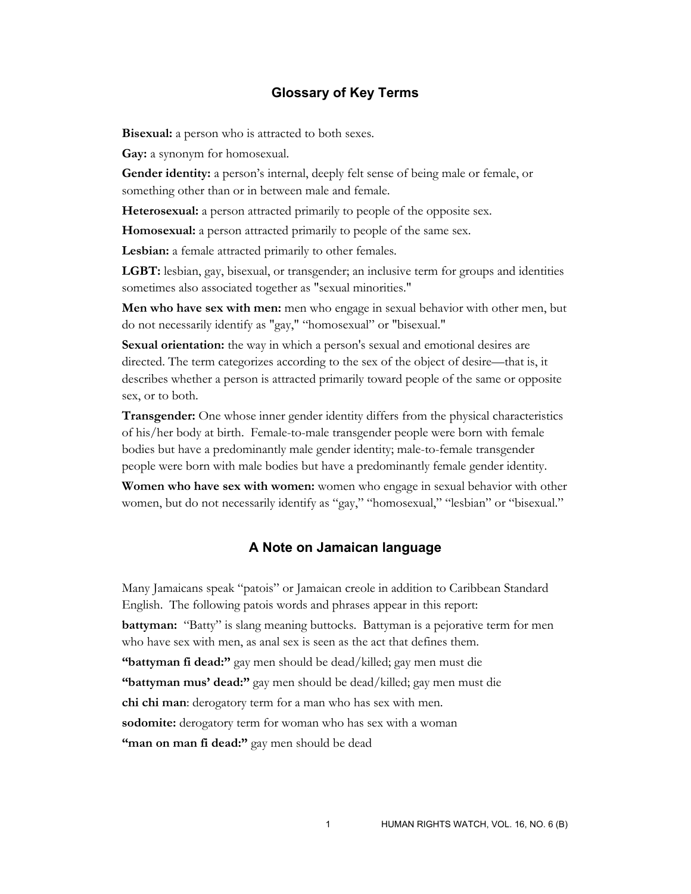## Glossary of Key Terms

**Bisexual:** a person who is attracted to both sexes.

**Gay:** a synonym for homosexual.

**Gender identity:** a person's internal, deeply felt sense of being male or female, or something other than or in between male and female.

**Heterosexual:** a person attracted primarily to people of the opposite sex.

**Homosexual:** a person attracted primarily to people of the same sex.

**Lesbian:** a female attracted primarily to other females.

**LGBT:** lesbian, gay, bisexual, or transgender; an inclusive term for groups and identities sometimes also associated together as "sexual minorities."

**Men who have sex with men:** men who engage in sexual behavior with other men, but do not necessarily identify as "gay," "homosexual" or "bisexual."

**Sexual orientation:** the way in which a person's sexual and emotional desires are directed. The term categorizes according to the sex of the object of desire—that is, it describes whether a person is attracted primarily toward people of the same or opposite sex, or to both.

**Transgender:** One whose inner gender identity differs from the physical characteristics of his/her body at birth. Female-to-male transgender people were born with female bodies but have a predominantly male gender identity; male-to-female transgender people were born with male bodies but have a predominantly female gender identity.

**Women who have sex with women:** women who engage in sexual behavior with other women, but do not necessarily identify as "gay," "homosexual," "lesbian" or "bisexual."

## A Note on Jamaican language

Many Jamaicans speak "patois" or Jamaican creole in addition to Caribbean Standard English. The following patois words and phrases appear in this report:

**battyman:** "Batty" is slang meaning buttocks. Battyman is a pejorative term for men who have sex with men, as anal sex is seen as the act that defines them.

**"battyman fi dead:"** gay men should be dead/killed; gay men must die

**"battyman mus' dead:"** gay men should be dead/killed; gay men must die

**chi chi man**: derogatory term for a man who has sex with men.

**sodomite:** derogatory term for woman who has sex with a woman

**"man on man fi dead:"** gay men should be dead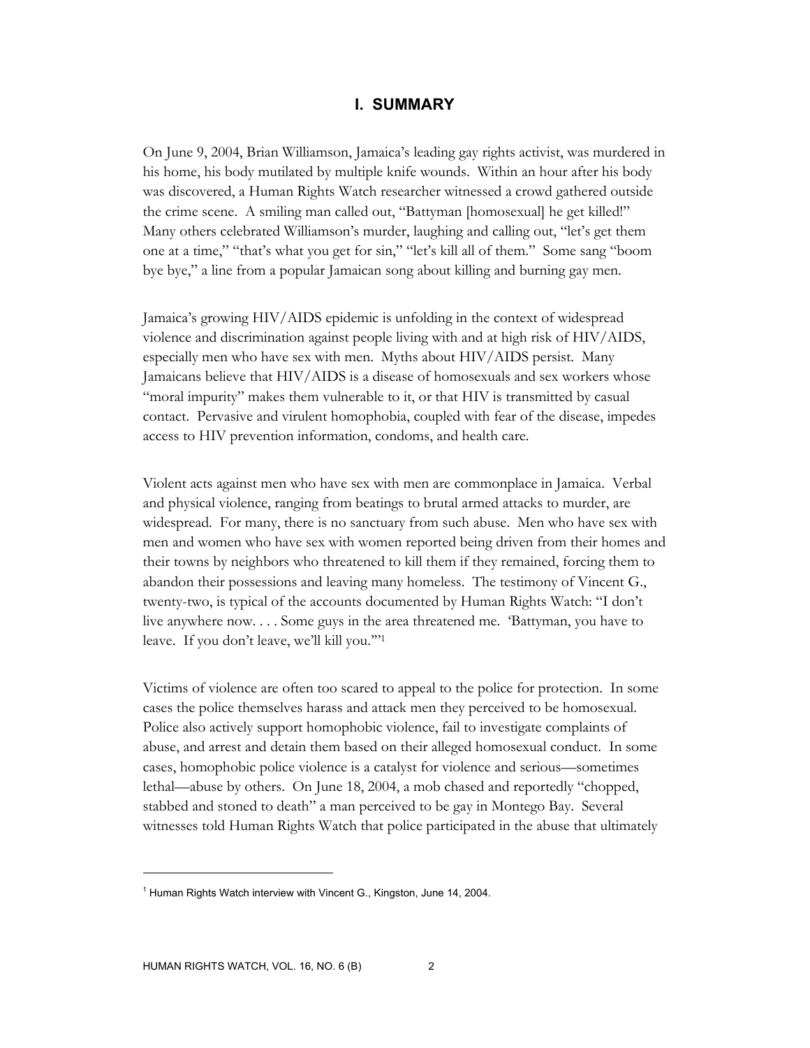## I. SUMMARY

On June 9, 2004, Brian Williamson, Jamaica's leading gay rights activist, was murdered in his home, his body mutilated by multiple knife wounds. Within an hour after his body was discovered, a Human Rights Watch researcher witnessed a crowd gathered outside the crime scene. A smiling man called out, "Battyman [homosexual] he get killed!" Many others celebrated Williamson's murder, laughing and calling out, "let's get them one at a time," "that's what you get for sin," "let's kill all of them." Some sang "boom bye bye," a line from a popular Jamaican song about killing and burning gay men.

Jamaica's growing HIV/AIDS epidemic is unfolding in the context of widespread violence and discrimination against people living with and at high risk of HIV/AIDS, especially men who have sex with men. Myths about HIV/AIDS persist. Many Jamaicans believe that HIV/AIDS is a disease of homosexuals and sex workers whose "moral impurity" makes them vulnerable to it, or that HIV is transmitted by casual contact. Pervasive and virulent homophobia, coupled with fear of the disease, impedes access to HIV prevention information, condoms, and health care.

Violent acts against men who have sex with men are commonplace in Jamaica. Verbal and physical violence, ranging from beatings to brutal armed attacks to murder, are widespread. For many, there is no sanctuary from such abuse. Men who have sex with men and women who have sex with women reported being driven from their homes and their towns by neighbors who threatened to kill them if they remained, forcing them to abandon their possessions and leaving many homeless. The testimony of Vincent G., twenty-two, is typical of the accounts documented by Human Rights Watch: "I don't live anywhere now. . . . Some guys in the area threatened me. 'Battyman, you have to leave. If you don't leave, we'll kill you.'"[1]

Victims of violence are often too scared to appeal to the police for protection. In some cases the police themselves harass and attack men they perceived to be homosexual. Police also actively support homophobic violence, fail to investigate complaints of abuse, and arrest and detain them based on their alleged homosexual conduct. In some cases, homophobic police violence is a catalyst for violence and serious—sometimes lethal—abuse by others. On June 18, 2004, a mob chased and reportedly "chopped, stabbed and stoned to death" a man perceived to be gay in Montego Bay. Several witnesses told Human Rights Watch that police participated in the abuse that ultimately

---

[1] Human Rights Watch interview with Vincent G., Kingston, June 14, 2004.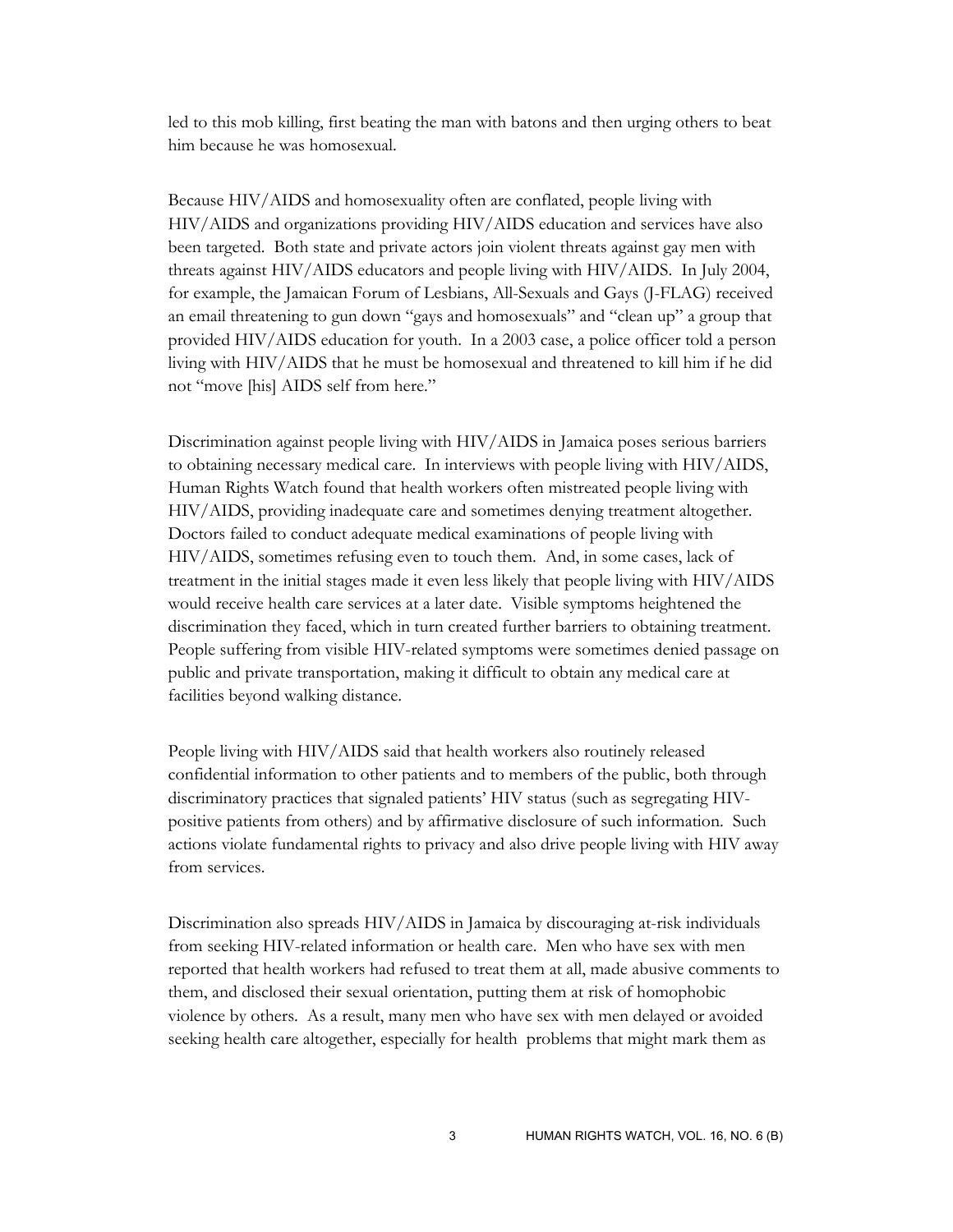led to this mob killing, first beating the man with batons and then urging others to beat him because he was homosexual.

Because HIV/AIDS and homosexuality often are conflated, people living with HIV/AIDS and organizations providing HIV/AIDS education and services have also been targeted. Both state and private actors join violent threats against gay men with threats against HIV/AIDS educators and people living with HIV/AIDS. In July 2004, for example, the Jamaican Forum of Lesbians, All-Sexuals and Gays (J-FLAG) received an email threatening to gun down "gays and homosexuals" and "clean up" a group that provided HIV/AIDS education for youth. In a 2003 case, a police officer told a person living with HIV/AIDS that he must be homosexual and threatened to kill him if he did not "move [his] AIDS self from here."

Discrimination against people living with HIV/AIDS in Jamaica poses serious barriers to obtaining necessary medical care. In interviews with people living with HIV/AIDS, Human Rights Watch found that health workers often mistreated people living with HIV/AIDS, providing inadequate care and sometimes denying treatment altogether. Doctors failed to conduct adequate medical examinations of people living with HIV/AIDS, sometimes refusing even to touch them. And, in some cases, lack of treatment in the initial stages made it even less likely that people living with HIV/AIDS would receive health care services at a later date. Visible symptoms heightened the discrimination they faced, which in turn created further barriers to obtaining treatment. People suffering from visible HIV-related symptoms were sometimes denied passage on public and private transportation, making it difficult to obtain any medical care at facilities beyond walking distance.

People living with HIV/AIDS said that health workers also routinely released confidential information to other patients and to members of the public, both through discriminatory practices that signaled patients' HIV status (such as segregating HIV-positive patients from others) and by affirmative disclosure of such information. Such actions violate fundamental rights to privacy and also drive people living with HIV away from services.

Discrimination also spreads HIV/AIDS in Jamaica by discouraging at-risk individuals from seeking HIV-related information or health care. Men who have sex with men reported that health workers had refused to treat them at all, made abusive comments to them, and disclosed their sexual orientation, putting them at risk of homophobic violence by others. As a result, many men who have sex with men delayed or avoided seeking health care altogether, especially for health problems that might mark them as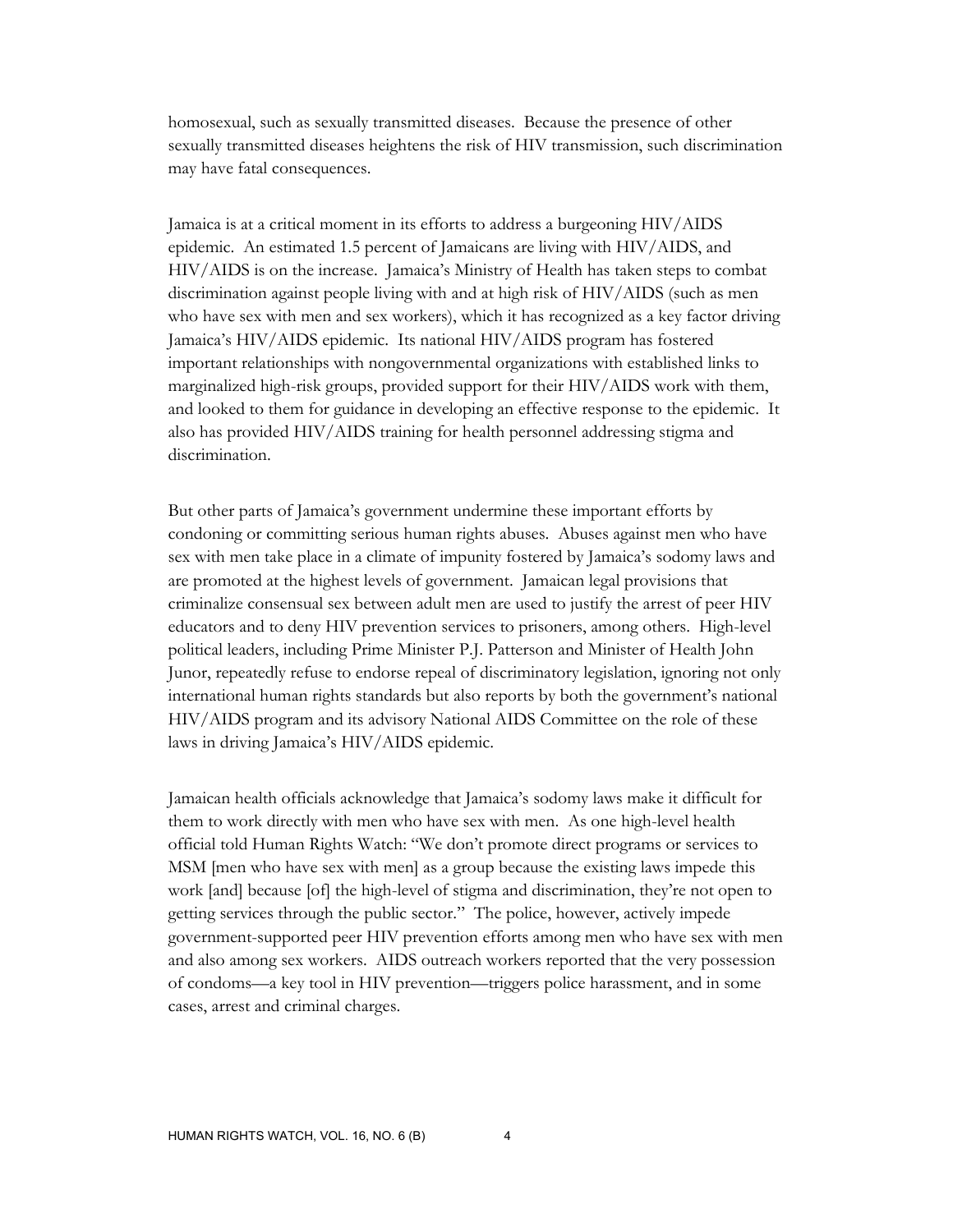homosexual, such as sexually transmitted diseases. Because the presence of other sexually transmitted diseases heightens the risk of HIV transmission, such discrimination may have fatal consequences.

Jamaica is at a critical moment in its efforts to address a burgeoning HIV/AIDS epidemic. An estimated 1.5 percent of Jamaicans are living with HIV/AIDS, and HIV/AIDS is on the increase. Jamaica's Ministry of Health has taken steps to combat discrimination against people living with and at high risk of HIV/AIDS (such as men who have sex with men and sex workers), which it has recognized as a key factor driving Jamaica's HIV/AIDS epidemic. Its national HIV/AIDS program has fostered important relationships with nongovernmental organizations with established links to marginalized high-risk groups, provided support for their HIV/AIDS work with them, and looked to them for guidance in developing an effective response to the epidemic. It also has provided HIV/AIDS training for health personnel addressing stigma and discrimination.

But other parts of Jamaica's government undermine these important efforts by condoning or committing serious human rights abuses. Abuses against men who have sex with men take place in a climate of impunity fostered by Jamaica's sodomy laws and are promoted at the highest levels of government. Jamaican legal provisions that criminalize consensual sex between adult men are used to justify the arrest of peer HIV educators and to deny HIV prevention services to prisoners, among others. High-level political leaders, including Prime Minister P.J. Patterson and Minister of Health John Junor, repeatedly refuse to endorse repeal of discriminatory legislation, ignoring not only international human rights standards but also reports by both the government's national HIV/AIDS program and its advisory National AIDS Committee on the role of these laws in driving Jamaica's HIV/AIDS epidemic.

Jamaican health officials acknowledge that Jamaica's sodomy laws make it difficult for them to work directly with men who have sex with men. As one high-level health official told Human Rights Watch: "We don't promote direct programs or services to MSM [men who have sex with men] as a group because the existing laws impede this work [and] because [of] the high-level of stigma and discrimination, they're not open to getting services through the public sector." The police, however, actively impede government-supported peer HIV prevention efforts among men who have sex with men and also among sex workers. AIDS outreach workers reported that the very possession of condoms—a key tool in HIV prevention—triggers police harassment, and in some cases, arrest and criminal charges.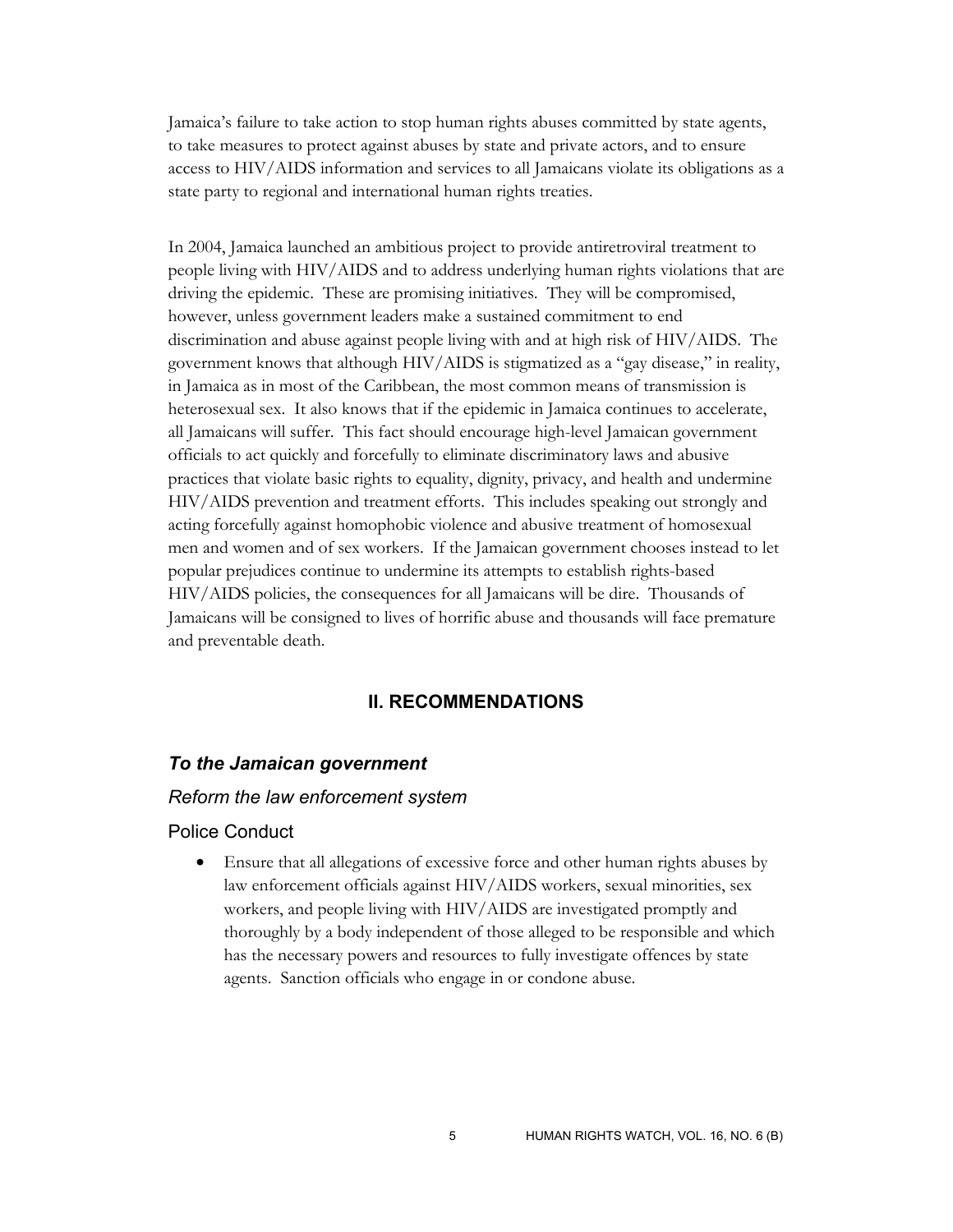Jamaica's failure to take action to stop human rights abuses committed by state agents, to take measures to protect against abuses by state and private actors, and to ensure access to HIV/AIDS information and services to all Jamaicans violate its obligations as a state party to regional and international human rights treaties.

In 2004, Jamaica launched an ambitious project to provide antiretroviral treatment to people living with HIV/AIDS and to address underlying human rights violations that are driving the epidemic. These are promising initiatives. They will be compromised, however, unless government leaders make a sustained commitment to end discrimination and abuse against people living with and at high risk of HIV/AIDS. The government knows that although HIV/AIDS is stigmatized as a "gay disease," in reality, in Jamaica as in most of the Caribbean, the most common means of transmission is heterosexual sex. It also knows that if the epidemic in Jamaica continues to accelerate, all Jamaicans will suffer. This fact should encourage high-level Jamaican government officials to act quickly and forcefully to eliminate discriminatory laws and abusive practices that violate basic rights to equality, dignity, privacy, and health and undermine HIV/AIDS prevention and treatment efforts. This includes speaking out strongly and acting forcefully against homophobic violence and abusive treatment of homosexual men and women and of sex workers. If the Jamaican government chooses instead to let popular prejudices continue to undermine its attempts to establish rights-based HIV/AIDS policies, the consequences for all Jamaicans will be dire. Thousands of Jamaicans will be consigned to lives of horrific abuse and thousands will face premature and preventable death.

## II. RECOMMENDATIONS

### *To the Jamaican government*

#### *Reform the law enforcement system*

##### Police Conduct

- Ensure that all allegations of excessive force and other human rights abuses by law enforcement officials against HIV/AIDS workers, sexual minorities, sex workers, and people living with HIV/AIDS are investigated promptly and thoroughly by a body independent of those alleged to be responsible and which has the necessary powers and resources to fully investigate offences by state agents. Sanction officials who engage in or condone abuse.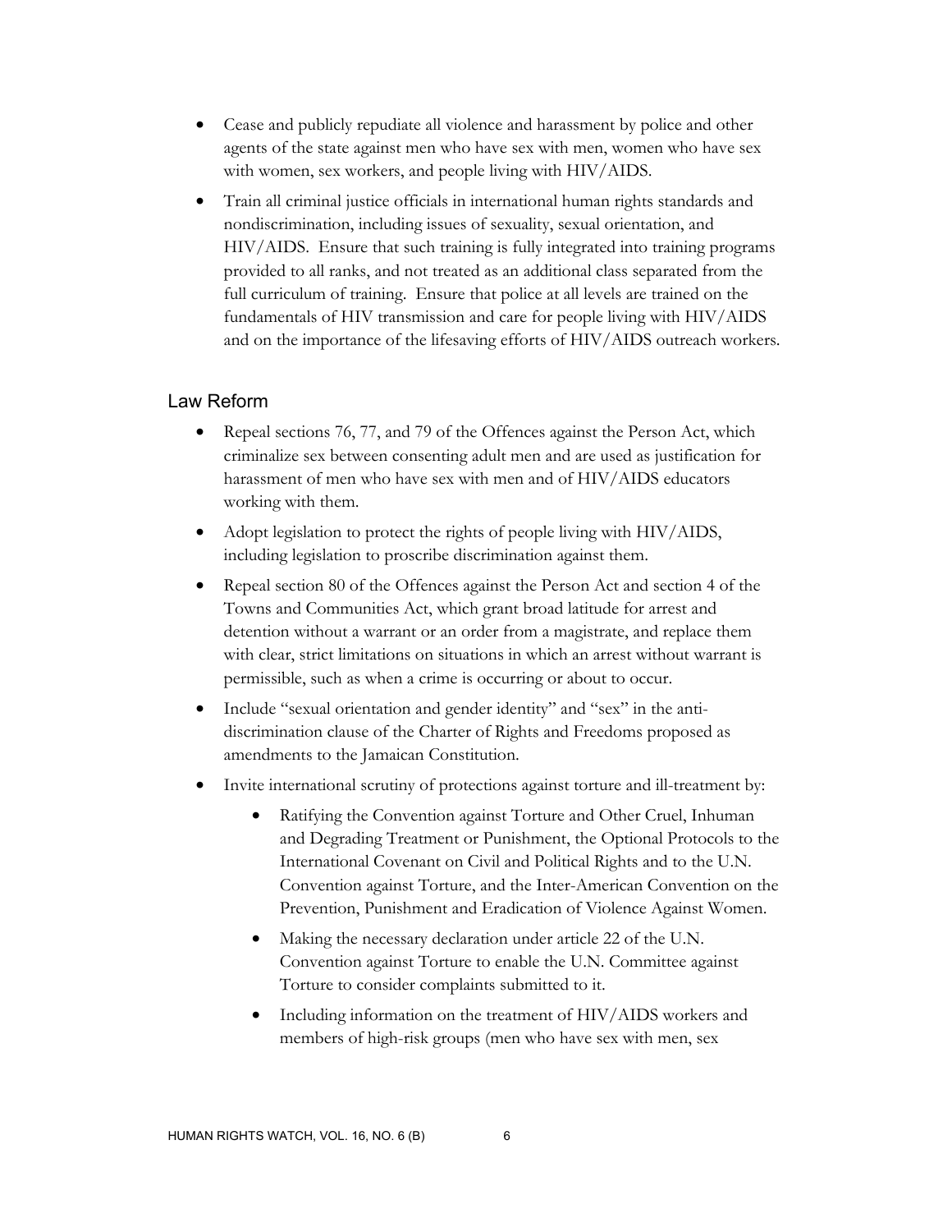- Cease and publicly repudiate all violence and harassment by police and other agents of the state against men who have sex with men, women who have sex with women, sex workers, and people living with HIV/AIDS.
- Train all criminal justice officials in international human rights standards and nondiscrimination, including issues of sexuality, sexual orientation, and HIV/AIDS. Ensure that such training is fully integrated into training programs provided to all ranks, and not treated as an additional class separated from the full curriculum of training. Ensure that police at all levels are trained on the fundamentals of HIV transmission and care for people living with HIV/AIDS and on the importance of the lifesaving efforts of HIV/AIDS outreach workers.

## Law Reform

- Repeal sections 76, 77, and 79 of the Offences against the Person Act, which criminalize sex between consenting adult men and are used as justification for harassment of men who have sex with men and of HIV/AIDS educators working with them.
- Adopt legislation to protect the rights of people living with HIV/AIDS, including legislation to proscribe discrimination against them.
- Repeal section 80 of the Offences against the Person Act and section 4 of the Towns and Communities Act, which grant broad latitude for arrest and detention without a warrant or an order from a magistrate, and replace them with clear, strict limitations on situations in which an arrest without warrant is permissible, such as when a crime is occurring or about to occur.
- Include "sexual orientation and gender identity" and "sex" in the anti-discrimination clause of the Charter of Rights and Freedoms proposed as amendments to the Jamaican Constitution.
- Invite international scrutiny of protections against torture and ill-treatment by:
    - Ratifying the Convention against Torture and Other Cruel, Inhuman and Degrading Treatment or Punishment, the Optional Protocols to the International Covenant on Civil and Political Rights and to the U.N. Convention against Torture, and the Inter-American Convention on the Prevention, Punishment and Eradication of Violence Against Women.
    - Making the necessary declaration under article 22 of the U.N. Convention against Torture to enable the U.N. Committee against Torture to consider complaints submitted to it.
    - Including information on the treatment of HIV/AIDS workers and members of high-risk groups (men who have sex with men, sex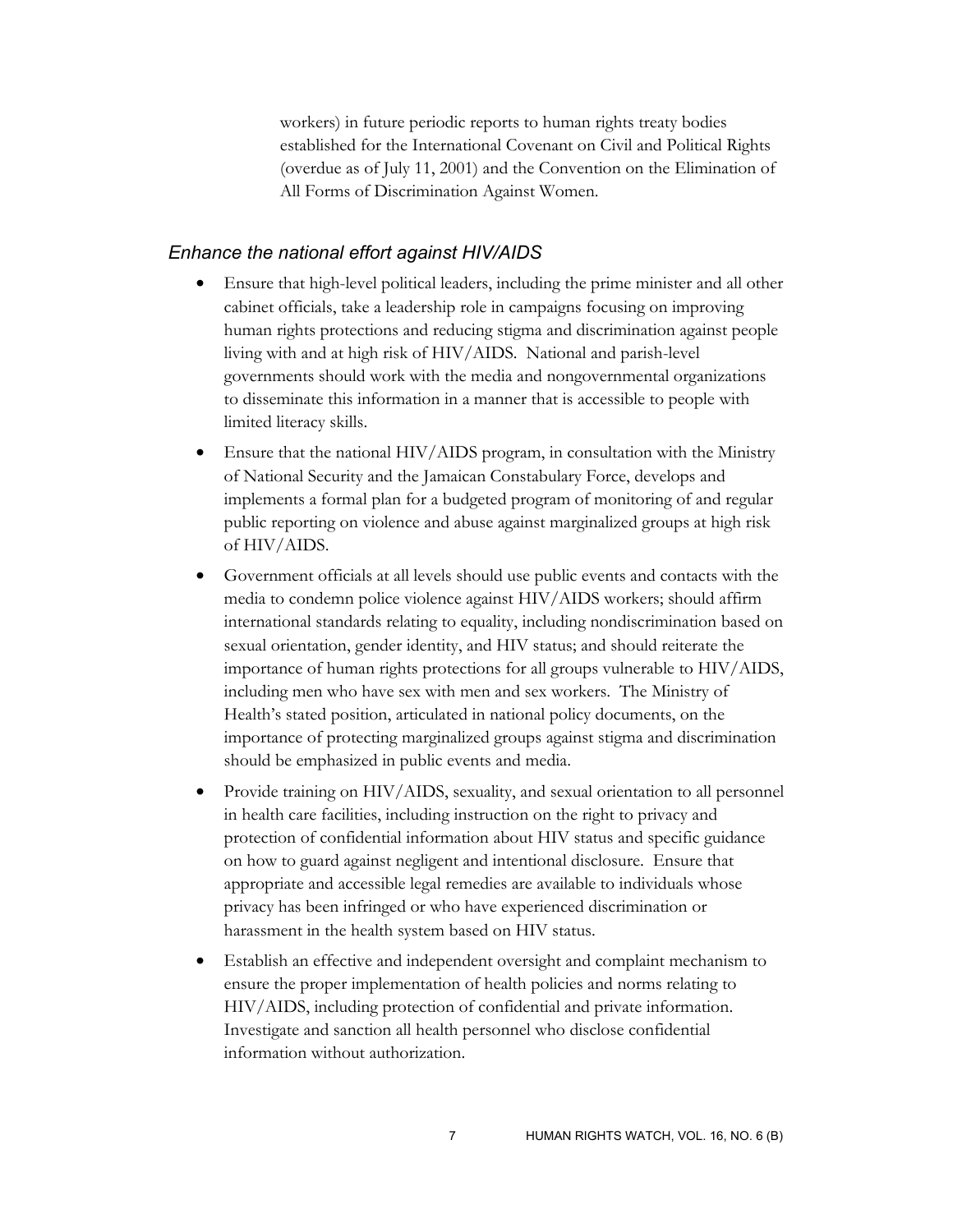workers) in future periodic reports to human rights treaty bodies established for the International Covenant on Civil and Political Rights (overdue as of July 11, 2001) and the Convention on the Elimination of All Forms of Discrimination Against Women.

### *Enhance the national effort against HIV/AIDS*

- Ensure that high-level political leaders, including the prime minister and all other cabinet officials, take a leadership role in campaigns focusing on improving human rights protections and reducing stigma and discrimination against people living with and at high risk of HIV/AIDS. National and parish-level governments should work with the media and nongovernmental organizations to disseminate this information in a manner that is accessible to people with limited literacy skills.
- Ensure that the national HIV/AIDS program, in consultation with the Ministry of National Security and the Jamaican Constabulary Force, develops and implements a formal plan for a budgeted program of monitoring of and regular public reporting on violence and abuse against marginalized groups at high risk of HIV/AIDS.
- Government officials at all levels should use public events and contacts with the media to condemn police violence against HIV/AIDS workers; should affirm international standards relating to equality, including nondiscrimination based on sexual orientation, gender identity, and HIV status; and should reiterate the importance of human rights protections for all groups vulnerable to HIV/AIDS, including men who have sex with men and sex workers. The Ministry of Health's stated position, articulated in national policy documents, on the importance of protecting marginalized groups against stigma and discrimination should be emphasized in public events and media.
- Provide training on HIV/AIDS, sexuality, and sexual orientation to all personnel in health care facilities, including instruction on the right to privacy and protection of confidential information about HIV status and specific guidance on how to guard against negligent and intentional disclosure. Ensure that appropriate and accessible legal remedies are available to individuals whose privacy has been infringed or who have experienced discrimination or harassment in the health system based on HIV status.
- Establish an effective and independent oversight and complaint mechanism to ensure the proper implementation of health policies and norms relating to HIV/AIDS, including protection of confidential and private information. Investigate and sanction all health personnel who disclose confidential information without authorization.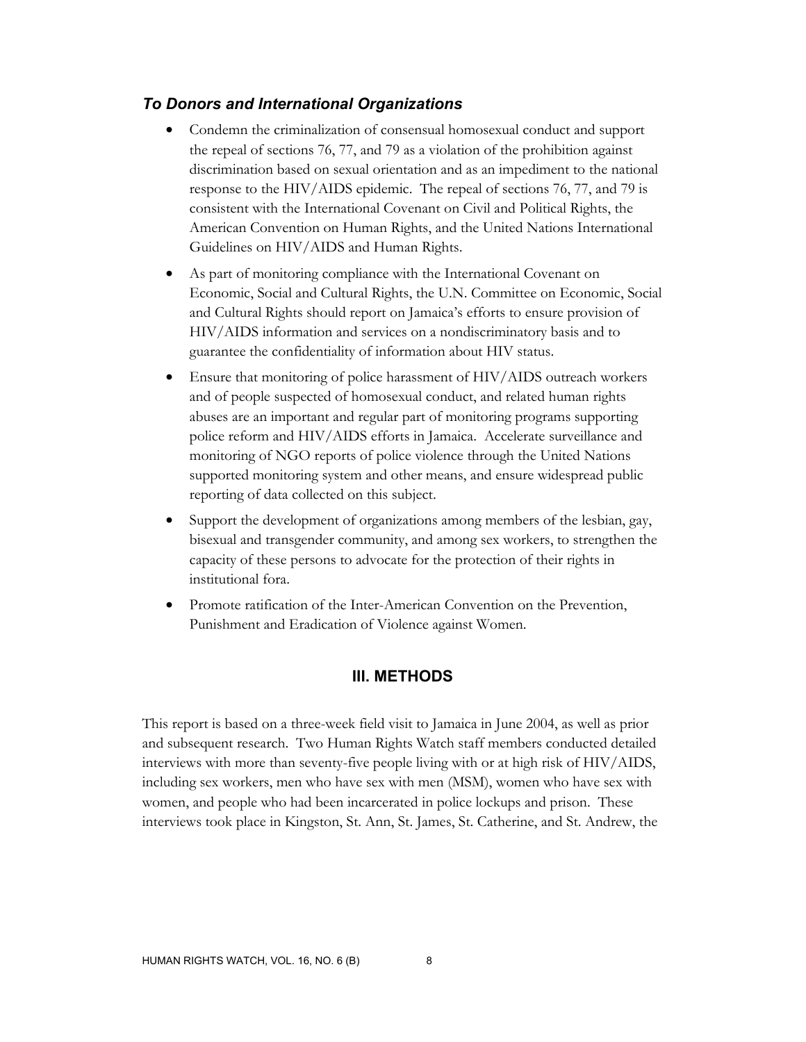### *To Donors and International Organizations*

- Condemn the criminalization of consensual homosexual conduct and support the repeal of sections 76, 77, and 79 as a violation of the prohibition against discrimination based on sexual orientation and as an impediment to the national response to the HIV/AIDS epidemic. The repeal of sections 76, 77, and 79 is consistent with the International Covenant on Civil and Political Rights, the American Convention on Human Rights, and the United Nations International Guidelines on HIV/AIDS and Human Rights.
- As part of monitoring compliance with the International Covenant on Economic, Social and Cultural Rights, the U.N. Committee on Economic, Social and Cultural Rights should report on Jamaica's efforts to ensure provision of HIV/AIDS information and services on a nondiscriminatory basis and to guarantee the confidentiality of information about HIV status.
- Ensure that monitoring of police harassment of HIV/AIDS outreach workers and of people suspected of homosexual conduct, and related human rights abuses are an important and regular part of monitoring programs supporting police reform and HIV/AIDS efforts in Jamaica. Accelerate surveillance and monitoring of NGO reports of police violence through the United Nations supported monitoring system and other means, and ensure widespread public reporting of data collected on this subject.
- Support the development of organizations among members of the lesbian, gay, bisexual and transgender community, and among sex workers, to strengthen the capacity of these persons to advocate for the protection of their rights in institutional fora.
- Promote ratification of the Inter-American Convention on the Prevention, Punishment and Eradication of Violence against Women.

## III. METHODS

This report is based on a three-week field visit to Jamaica in June 2004, as well as prior and subsequent research. Two Human Rights Watch staff members conducted detailed interviews with more than seventy-five people living with or at high risk of HIV/AIDS, including sex workers, men who have sex with men (MSM), women who have sex with women, and people who had been incarcerated in police lockups and prison. These interviews took place in Kingston, St. Ann, St. James, St. Catherine, and St. Andrew, the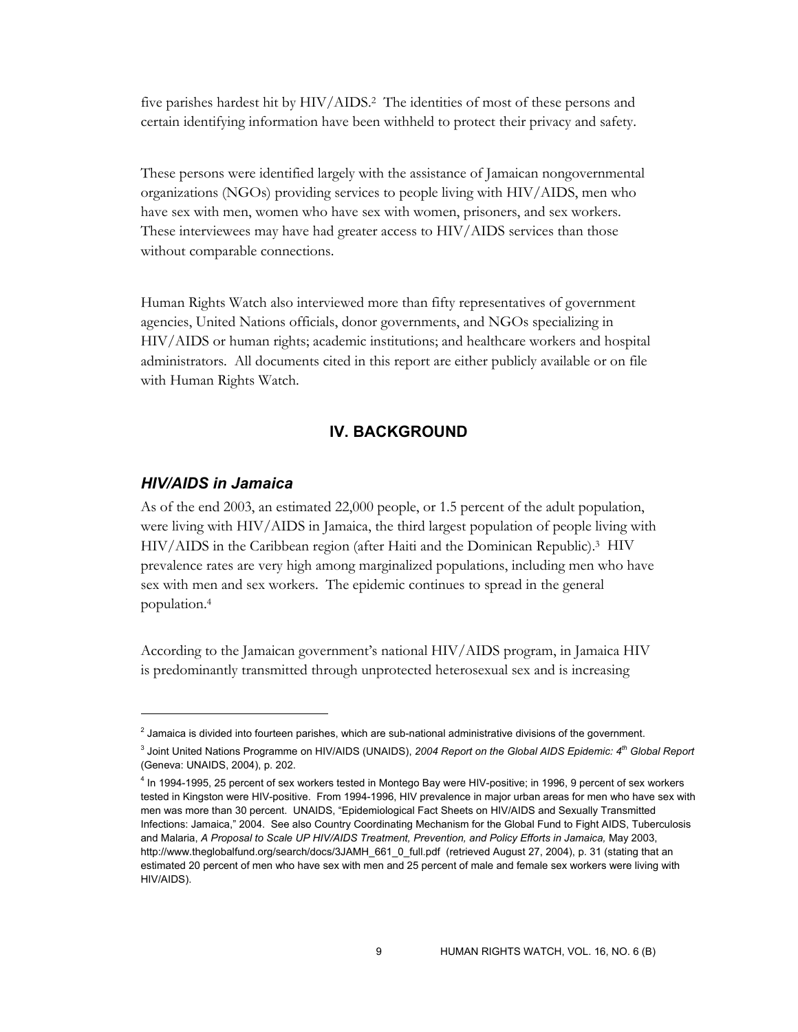five parishes hardest hit by HIV/AIDS.[2] The identities of most of these persons and certain identifying information have been withheld to protect their privacy and safety.

These persons were identified largely with the assistance of Jamaican nongovernmental organizations (NGOs) providing services to people living with HIV/AIDS, men who have sex with men, women who have sex with women, prisoners, and sex workers. These interviewees may have had greater access to HIV/AIDS services than those without comparable connections.

Human Rights Watch also interviewed more than fifty representatives of government agencies, United Nations officials, donor governments, and NGOs specializing in HIV/AIDS or human rights; academic institutions; and healthcare workers and hospital administrators. All documents cited in this report are either publicly available or on file with Human Rights Watch.

## IV. BACKGROUND

### *HIV/AIDS in Jamaica*

As of the end 2003, an estimated 22,000 people, or 1.5 percent of the adult population, were living with HIV/AIDS in Jamaica, the third largest population of people living with HIV/AIDS in the Caribbean region (after Haiti and the Dominican Republic).[3] HIV prevalence rates are very high among marginalized populations, including men who have sex with men and sex workers. The epidemic continues to spread in the general population.[4]

According to the Jamaican government's national HIV/AIDS program, in Jamaica HIV is predominantly transmitted through unprotected heterosexual sex and is increasing

---

[2] Jamaica is divided into fourteen parishes, which are sub-national administrative divisions of the government.

[3] Joint United Nations Programme on HIV/AIDS (UNAIDS), *2004 Report on the Global AIDS Epidemic: 4th Global Report* (Geneva: UNAIDS, 2004), p. 202.

[4] In 1994-1995, 25 percent of sex workers tested in Montego Bay were HIV-positive; in 1996, 9 percent of sex workers tested in Kingston were HIV-positive. From 1994-1996, HIV prevalence in major urban areas for men who have sex with men was more than 30 percent. UNAIDS, "Epidemiological Fact Sheets on HIV/AIDS and Sexually Transmitted Infections: Jamaica," 2004. See also Country Coordinating Mechanism for the Global Fund to Fight AIDS, Tuberculosis and Malaria, *A Proposal to Scale UP HIV/AIDS Treatment, Prevention, and Policy Efforts in Jamaica,* May 2003, http://www.theglobalfund.org/search/docs/3JAMH_661_0_full.pdf (retrieved August 27, 2004), p. 31 (stating that an estimated 20 percent of men who have sex with men and 25 percent of male and female sex workers were living with HIV/AIDS).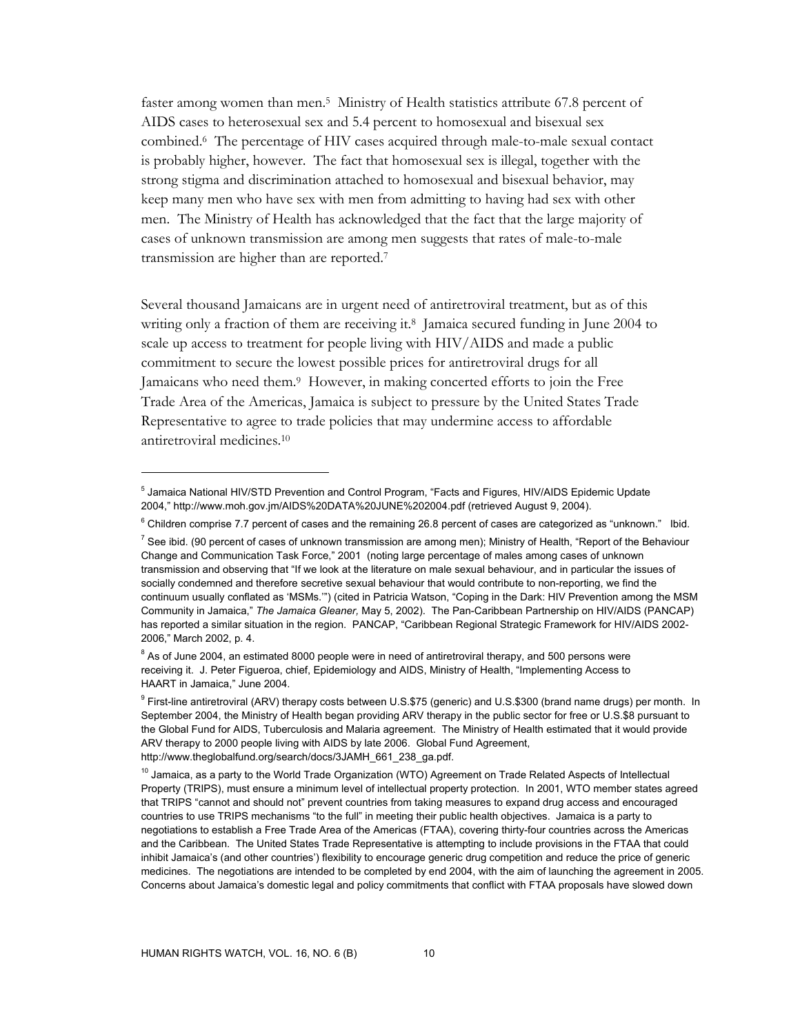faster among women than men.[5] Ministry of Health statistics attribute 67.8 percent of AIDS cases to heterosexual sex and 5.4 percent to homosexual and bisexual sex combined.[6] The percentage of HIV cases acquired through male-to-male sexual contact is probably higher, however. The fact that homosexual sex is illegal, together with the strong stigma and discrimination attached to homosexual and bisexual behavior, may keep many men who have sex with men from admitting to having had sex with other men. The Ministry of Health has acknowledged that the fact that the large majority of cases of unknown transmission are among men suggests that rates of male-to-male transmission are higher than are reported.[7]

Several thousand Jamaicans are in urgent need of antiretroviral treatment, but as of this writing only a fraction of them are receiving it.[8] Jamaica secured funding in June 2004 to scale up access to treatment for people living with HIV/AIDS and made a public commitment to secure the lowest possible prices for antiretroviral drugs for all Jamaicans who need them.[9] However, in making concerted efforts to join the Free Trade Area of the Americas, Jamaica is subject to pressure by the United States Trade Representative to agree to trade policies that may undermine access to affordable antiretroviral medicines.[10]

---

[5] Jamaica National HIV/STD Prevention and Control Program, "Facts and Figures, HIV/AIDS Epidemic Update 2004," http://www.moh.gov.jm/AIDS%20DATA%20JUNE%202004.pdf (retrieved August 9, 2004).

[6] Children comprise 7.7 percent of cases and the remaining 26.8 percent of cases are categorized as "unknown." Ibid.

[7] See ibid. (90 percent of cases of unknown transmission are among men); Ministry of Health, "Report of the Behaviour Change and Communication Task Force," 2001 (noting large percentage of males among cases of unknown transmission and observing that "If we look at the literature on male sexual behaviour, and in particular the issues of socially condemned and therefore secretive sexual behaviour that would contribute to non-reporting, we find the continuum usually conflated as 'MSMs.'") (cited in Patricia Watson, "Coping in the Dark: HIV Prevention among the MSM Community in Jamaica," *The Jamaica Gleaner,* May 5, 2002). The Pan-Caribbean Partnership on HIV/AIDS (PANCAP) has reported a similar situation in the region. PANCAP, "Caribbean Regional Strategic Framework for HIV/AIDS 2002-2006," March 2002, p. 4.

[8] As of June 2004, an estimated 8000 people were in need of antiretroviral therapy, and 500 persons were receiving it. J. Peter Figueroa, chief, Epidemiology and AIDS, Ministry of Health, "Implementing Access to HAART in Jamaica," June 2004.

[9] First-line antiretroviral (ARV) therapy costs between U.S.$75 (generic) and U.S.$300 (brand name drugs) per month. In September 2004, the Ministry of Health began providing ARV therapy in the public sector for free or U.S.$8 pursuant to the Global Fund for AIDS, Tuberculosis and Malaria agreement. The Ministry of Health estimated that it would provide ARV therapy to 2000 people living with AIDS by late 2006. Global Fund Agreement, http://www.theglobalfund.org/search/docs/3JAMH_661_238_ga.pdf.

[10] Jamaica, as a party to the World Trade Organization (WTO) Agreement on Trade Related Aspects of Intellectual Property (TRIPS), must ensure a minimum level of intellectual property protection. In 2001, WTO member states agreed that TRIPS "cannot and should not" prevent countries from taking measures to expand drug access and encouraged countries to use TRIPS mechanisms "to the full" in meeting their public health objectives. Jamaica is a party to negotiations to establish a Free Trade Area of the Americas (FTAA), covering thirty-four countries across the Americas and the Caribbean. The United States Trade Representative is attempting to include provisions in the FTAA that could inhibit Jamaica's (and other countries') flexibility to encourage generic drug competition and reduce the price of generic medicines. The negotiations are intended to be completed by end 2004, with the aim of launching the agreement in 2005. Concerns about Jamaica's domestic legal and policy commitments that conflict with FTAA proposals have slowed down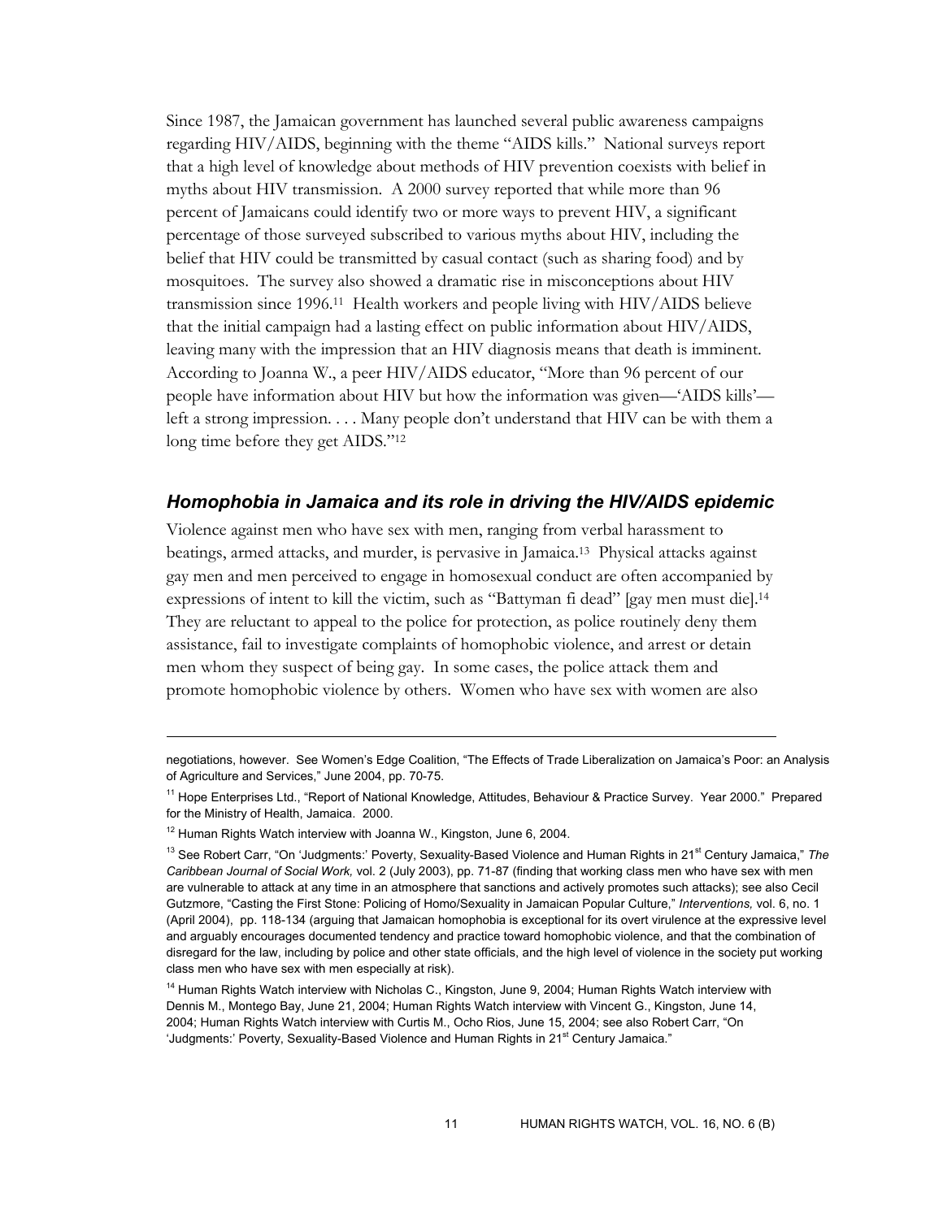Since 1987, the Jamaican government has launched several public awareness campaigns regarding HIV/AIDS, beginning with the theme "AIDS kills." National surveys report that a high level of knowledge about methods of HIV prevention coexists with belief in myths about HIV transmission. A 2000 survey reported that while more than 96 percent of Jamaicans could identify two or more ways to prevent HIV, a significant percentage of those surveyed subscribed to various myths about HIV, including the belief that HIV could be transmitted by casual contact (such as sharing food) and by mosquitoes. The survey also showed a dramatic rise in misconceptions about HIV transmission since 1996.[11] Health workers and people living with HIV/AIDS believe that the initial campaign had a lasting effect on public information about HIV/AIDS, leaving many with the impression that an HIV diagnosis means that death is imminent. According to Joanna W., a peer HIV/AIDS educator, "More than 96 percent of our people have information about HIV but how the information was given—'AIDS kills'—left a strong impression. . . . Many people don't understand that HIV can be with them a long time before they get AIDS."[12]

### *Homophobia in Jamaica and its role in driving the HIV/AIDS epidemic*

Violence against men who have sex with men, ranging from verbal harassment to beatings, armed attacks, and murder, is pervasive in Jamaica.[13] Physical attacks against gay men and men perceived to engage in homosexual conduct are often accompanied by expressions of intent to kill the victim, such as "Battyman fi dead" [gay men must die].[14] They are reluctant to appeal to the police for protection, as police routinely deny them assistance, fail to investigate complaints of homophobic violence, and arrest or detain men whom they suspect of being gay. In some cases, the police attack them and promote homophobic violence by others. Women who have sex with women are also

---

negotiations, however. See Women's Edge Coalition, "The Effects of Trade Liberalization on Jamaica's Poor: an Analysis of Agriculture and Services," June 2004, pp. 70-75.

[11] Hope Enterprises Ltd., "Report of National Knowledge, Attitudes, Behaviour & Practice Survey. Year 2000." Prepared for the Ministry of Health, Jamaica. 2000.

[12] Human Rights Watch interview with Joanna W., Kingston, June 6, 2004.

[13] See Robert Carr, "On 'Judgments:' Poverty, Sexuality-Based Violence and Human Rights in 21st Century Jamaica," *The Caribbean Journal of Social Work,* vol. 2 (July 2003), pp. 71-87 (finding that working class men who have sex with men are vulnerable to attack at any time in an atmosphere that sanctions and actively promotes such attacks); see also Cecil Gutzmore, "Casting the First Stone: Policing of Homo/Sexuality in Jamaican Popular Culture," *Interventions,* vol. 6, no. 1 (April 2004), pp. 118-134 (arguing that Jamaican homophobia is exceptional for its overt virulence at the expressive level and arguably encourages documented tendency and practice toward homophobic violence, and that the combination of disregard for the law, including by police and other state officials, and the high level of violence in the society put working class men who have sex with men especially at risk).

[14] Human Rights Watch interview with Nicholas C., Kingston, June 9, 2004; Human Rights Watch interview with Dennis M., Montego Bay, June 21, 2004; Human Rights Watch interview with Vincent G., Kingston, June 14, 2004; Human Rights Watch interview with Curtis M., Ocho Rios, June 15, 2004; see also Robert Carr, "On 'Judgments:' Poverty, Sexuality-Based Violence and Human Rights in 21st Century Jamaica."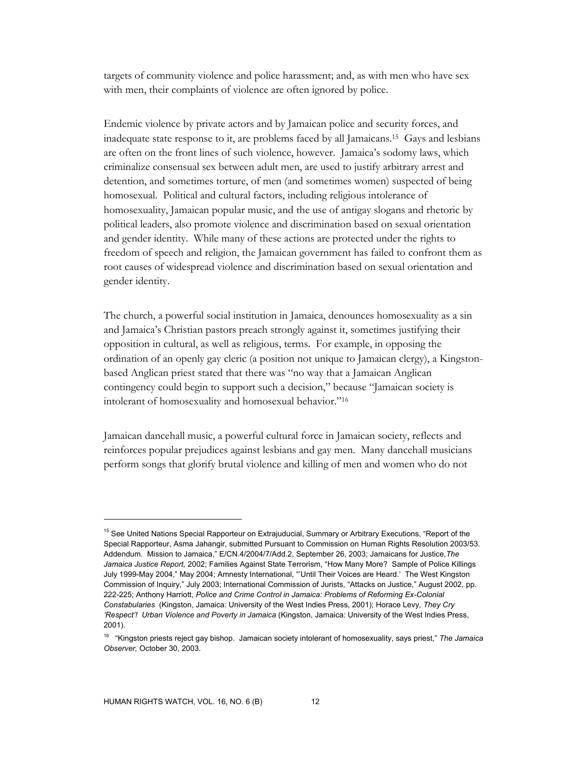targets of community violence and police harassment; and, as with men who have sex with men, their complaints of violence are often ignored by police.

Endemic violence by private actors and by Jamaican police and security forces, and inadequate state response to it, are problems faced by all Jamaicans.[15] Gays and lesbians are often on the front lines of such violence, however. Jamaica's sodomy laws, which criminalize consensual sex between adult men, are used to justify arbitrary arrest and detention, and sometimes torture, of men (and sometimes women) suspected of being homosexual. Political and cultural factors, including religious intolerance of homosexuality, Jamaican popular music, and the use of antigay slogans and rhetoric by political leaders, also promote violence and discrimination based on sexual orientation and gender identity. While many of these actions are protected under the rights to freedom of speech and religion, the Jamaican government has failed to confront them as root causes of widespread violence and discrimination based on sexual orientation and gender identity.

The church, a powerful social institution in Jamaica, denounces homosexuality as a sin and Jamaica's Christian pastors preach strongly against it, sometimes justifying their opposition in cultural, as well as religious, terms. For example, in opposing the ordination of an openly gay cleric (a position not unique to Jamaican clergy), a Kingston-based Anglican priest stated that there was "no way that a Jamaican Anglican contingency could begin to support such a decision," because "Jamaican society is intolerant of homosexuality and homosexual behavior."[16]

Jamaican dancehall music, a powerful cultural force in Jamaican society, reflects and reinforces popular prejudices against lesbians and gay men. Many dancehall musicians perform songs that glorify brutal violence and killing of men and women who do not

---

[15] See United Nations Special Rapporteur on Extrajudicial, Summary or Arbitrary Executions, "Report of the Special Rapporteur, Asma Jahangir, submitted Pursuant to Commission on Human Rights Resolution 2003/53. Addendum. Mission to Jamaica," E/CN.4/2004/7/Add.2, September 26, 2003; Jamaicans for Justice, *The Jamaica Justice Report,* 2002; Families Against State Terrorism, "How Many More? Sample of Police Killings July 1999-May 2004," May 2004; Amnesty International, "'Until Their Voices are Heard.' The West Kingston Commission of Inquiry," July 2003; International Commission of Jurists, "Attacks on Justice," August 2002, pp. 222-225; Anthony Harriott, *Police and Crime Control in Jamaica: Problems of Reforming Ex-Colonial Constabularies* (Kingston, Jamaica: University of the West Indies Press, 2001); Horace Levy, *They Cry 'Respect'! Urban Violence and Poverty in Jamaica* (Kingston, Jamaica: University of the West Indies Press, 2001).

[16] "Kingston priests reject gay bishop. Jamaican society intolerant of homosexuality, says priest," *The Jamaica Observer,* October 30, 2003.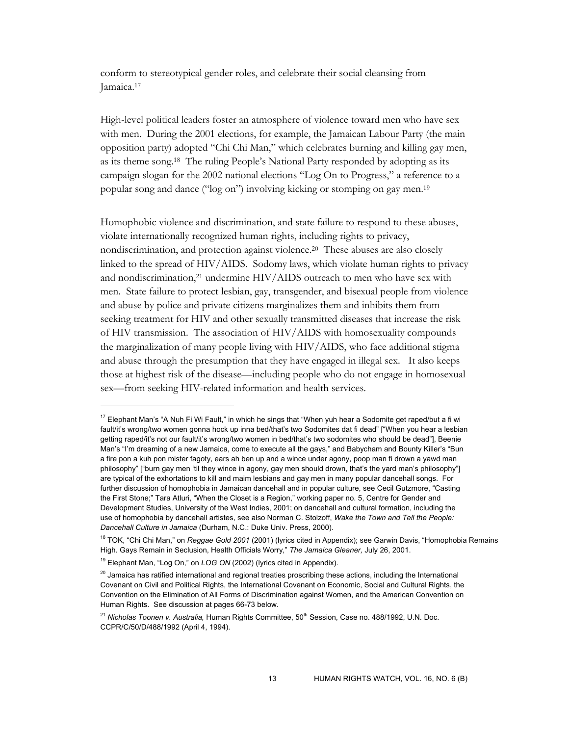conform to stereotypical gender roles, and celebrate their social cleansing from Jamaica.[17]

High-level political leaders foster an atmosphere of violence toward men who have sex with men. During the 2001 elections, for example, the Jamaican Labour Party (the main opposition party) adopted "Chi Chi Man," which celebrates burning and killing gay men, as its theme song.[18] The ruling People's National Party responded by adopting as its campaign slogan for the 2002 national elections "Log On to Progress," a reference to a popular song and dance ("log on") involving kicking or stomping on gay men.[19]

Homophobic violence and discrimination, and state failure to respond to these abuses, violate internationally recognized human rights, including rights to privacy, nondiscrimination, and protection against violence.[20] These abuses are also closely linked to the spread of HIV/AIDS. Sodomy laws, which violate human rights to privacy and nondiscrimination,[21] undermine HIV/AIDS outreach to men who have sex with men. State failure to protect lesbian, gay, transgender, and bisexual people from violence and abuse by police and private citizens marginalizes them and inhibits them from seeking treatment for HIV and other sexually transmitted diseases that increase the risk of HIV transmission. The association of HIV/AIDS with homosexuality compounds the marginalization of many people living with HIV/AIDS, who face additional stigma and abuse through the presumption that they have engaged in illegal sex. It also keeps those at highest risk of the disease—including people who do not engage in homosexual sex—from seeking HIV-related information and health services.

---

[17] Elephant Man's "A Nuh Fi Wi Fault," in which he sings that "When yuh hear a Sodomite get raped/but a fi wi fault/it's wrong/two women gonna hock up inna bed/that's two Sodomites dat fi dead" ["When you hear a lesbian getting raped/it's not our fault/it's wrong/two women in bed/that's two sodomites who should be dead"], Beenie Man's "I'm dreaming of a new Jamaica, come to execute all the gays," and Babycham and Bounty Killer's "Bun a fire pon a kuh pon mister fagoty, ears ah ben up and a wince under agony, poop man fi drown a yawd man philosophy" ["burn gay men 'til they wince in agony, gay men should drown, that's the yard man's philosophy"] are typical of the exhortations to kill and maim lesbians and gay men in many popular dancehall songs. For further discussion of homophobia in Jamaican dancehall and in popular culture, see Cecil Gutzmore, "Casting the First Stone;" Tara Atluri, "When the Closet is a Region," working paper no. 5, Centre for Gender and Development Studies, University of the West Indies, 2001; on dancehall and cultural formation, including the use of homophobia by dancehall artistes, see also Norman C. Stolzoff, *Wake the Town and Tell the People: Dancehall Culture in Jamaica* (Durham, N.C.: Duke Univ. Press, 2000).

[18] TOK, "Chi Chi Man," on *Reggae Gold 2001* (2001) (lyrics cited in Appendix); see Garwin Davis, "Homophobia Remains High. Gays Remain in Seclusion, Health Officials Worry," *The Jamaica Gleaner,* July 26, 2001.

[19] Elephant Man, "Log On," on *LOG ON* (2002) (lyrics cited in Appendix).

[20] Jamaica has ratified international and regional treaties proscribing these actions, including the International Covenant on Civil and Political Rights, the International Covenant on Economic, Social and Cultural Rights, the Convention on the Elimination of All Forms of Discrimination against Women, and the American Convention on Human Rights. See discussion at pages 66-73 below.

[21] *Nicholas Toonen v. Australia,* Human Rights Committee, 50th Session, Case no. 488/1992, U.N. Doc. CCPR/C/50/D/488/1992 (April 4, 1994).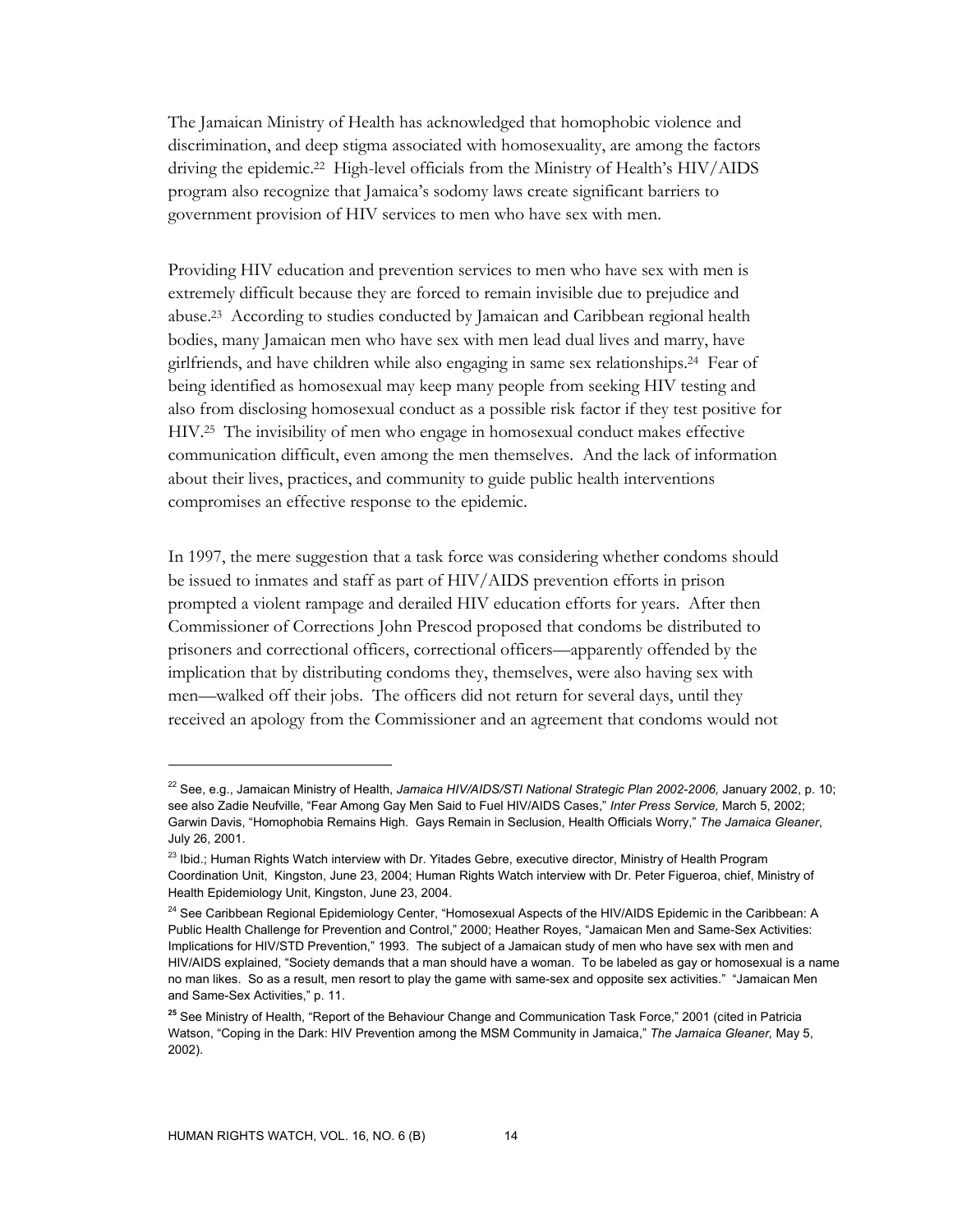The Jamaican Ministry of Health has acknowledged that homophobic violence and discrimination, and deep stigma associated with homosexuality, are among the factors driving the epidemic.[22] High-level officials from the Ministry of Health's HIV/AIDS program also recognize that Jamaica's sodomy laws create significant barriers to government provision of HIV services to men who have sex with men.

Providing HIV education and prevention services to men who have sex with men is extremely difficult because they are forced to remain invisible due to prejudice and abuse.[23] According to studies conducted by Jamaican and Caribbean regional health bodies, many Jamaican men who have sex with men lead dual lives and marry, have girlfriends, and have children while also engaging in same sex relationships.[24] Fear of being identified as homosexual may keep many people from seeking HIV testing and also from disclosing homosexual conduct as a possible risk factor if they test positive for HIV.[25] The invisibility of men who engage in homosexual conduct makes effective communication difficult, even among the men themselves. And the lack of information about their lives, practices, and community to guide public health interventions compromises an effective response to the epidemic.

In 1997, the mere suggestion that a task force was considering whether condoms should be issued to inmates and staff as part of HIV/AIDS prevention efforts in prison prompted a violent rampage and derailed HIV education efforts for years. After then Commissioner of Corrections John Prescod proposed that condoms be distributed to prisoners and correctional officers, correctional officers—apparently offended by the implication that by distributing condoms they, themselves, were also having sex with men—walked off their jobs. The officers did not return for several days, until they received an apology from the Commissioner and an agreement that condoms would not

---

[22] See, e.g., Jamaican Ministry of Health, *Jamaica HIV/AIDS/STI National Strategic Plan 2002-2006,* January 2002, p. 10; see also Zadie Neufville, "Fear Among Gay Men Said to Fuel HIV/AIDS Cases," *Inter Press Service,* March 5, 2002; Garwin Davis, "Homophobia Remains High. Gays Remain in Seclusion, Health Officials Worry," *The Jamaica Gleaner*, July 26, 2001.

[23] Ibid.; Human Rights Watch interview with Dr. Yitades Gebre, executive director, Ministry of Health Program Coordination Unit, Kingston, June 23, 2004; Human Rights Watch interview with Dr. Peter Figueroa, chief, Ministry of Health Epidemiology Unit, Kingston, June 23, 2004.

[24] See Caribbean Regional Epidemiology Center, "Homosexual Aspects of the HIV/AIDS Epidemic in the Caribbean: A Public Health Challenge for Prevention and Control," 2000; Heather Royes, "Jamaican Men and Same-Sex Activities: Implications for HIV/STD Prevention," 1993. The subject of a Jamaican study of men who have sex with men and HIV/AIDS explained, "Society demands that a man should have a woman. To be labeled as gay or homosexual is a name no man likes. So as a result, men resort to play the game with same-sex and opposite sex activities." "Jamaican Men and Same-Sex Activities," p. 11.

[25] See Ministry of Health, "Report of the Behaviour Change and Communication Task Force," 2001 (cited in Patricia Watson, "Coping in the Dark: HIV Prevention among the MSM Community in Jamaica," *The Jamaica Gleaner,* May 5, 2002).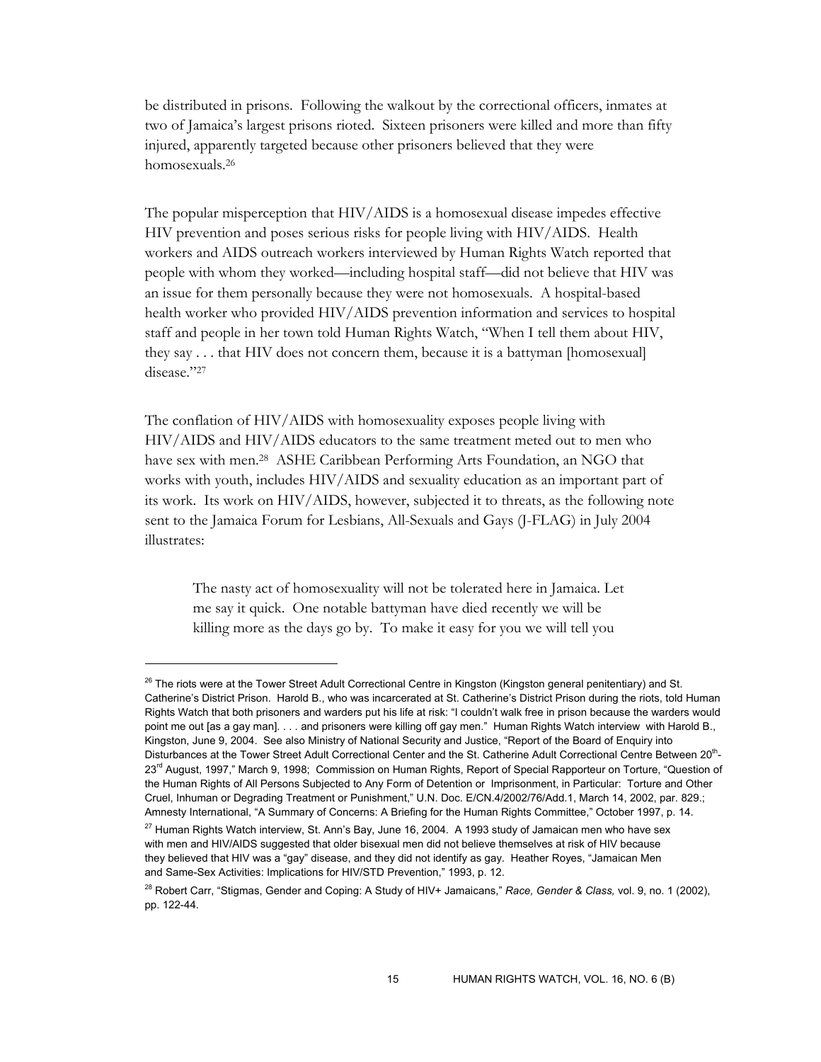be distributed in prisons. Following the walkout by the correctional officers, inmates at two of Jamaica's largest prisons rioted. Sixteen prisoners were killed and more than fifty injured, apparently targeted because other prisoners believed that they were homosexuals.[26]

The popular misperception that HIV/AIDS is a homosexual disease impedes effective HIV prevention and poses serious risks for people living with HIV/AIDS. Health workers and AIDS outreach workers interviewed by Human Rights Watch reported that people with whom they worked—including hospital staff—did not believe that HIV was an issue for them personally because they were not homosexuals. A hospital-based health worker who provided HIV/AIDS prevention information and services to hospital staff and people in her town told Human Rights Watch, "When I tell them about HIV, they say . . . that HIV does not concern them, because it is a battyman [homosexual] disease."[27]

The conflation of HIV/AIDS with homosexuality exposes people living with HIV/AIDS and HIV/AIDS educators to the same treatment meted out to men who have sex with men.[28] ASHE Caribbean Performing Arts Foundation, an NGO that works with youth, includes HIV/AIDS and sexuality education as an important part of its work. Its work on HIV/AIDS, however, subjected it to threats, as the following note sent to the Jamaica Forum for Lesbians, All-Sexuals and Gays (J-FLAG) in July 2004 illustrates:

> The nasty act of homosexuality will not be tolerated here in Jamaica. Let me say it quick. One notable battyman have died recently we will be killing more as the days go by. To make it easy for you we will tell you

---

[26] The riots were at the Tower Street Adult Correctional Centre in Kingston (Kingston general penitentiary) and St. Catherine's District Prison. Harold B., who was incarcerated at St. Catherine's District Prison during the riots, told Human Rights Watch that both prisoners and warders put his life at risk: "I couldn't walk free in prison because the warders would point me out [as a gay man]. . . . and prisoners were killing off gay men." Human Rights Watch interview with Harold B., Kingston, June 9, 2004. See also Ministry of National Security and Justice, "Report of the Board of Enquiry into Disturbances at the Tower Street Adult Correctional Center and the St. Catherine Adult Correctional Centre Between 20th-23rd August, 1997," March 9, 1998; Commission on Human Rights, Report of Special Rapporteur on Torture, "Question of the Human Rights of All Persons Subjected to Any Form of Detention or Imprisonment, in Particular: Torture and Other Cruel, Inhuman or Degrading Treatment or Punishment," U.N. Doc. E/CN.4/2002/76/Add.1, March 14, 2002, par. 829.; Amnesty International, "A Summary of Concerns: A Briefing for the Human Rights Committee," October 1997, p. 14.

[27] Human Rights Watch interview, St. Ann's Bay, June 16, 2004. A 1993 study of Jamaican men who have sex with men and HIV/AIDS suggested that older bisexual men did not believe themselves at risk of HIV because they believed that HIV was a "gay" disease, and they did not identify as gay. Heather Royes, "Jamaican Men and Same-Sex Activities: Implications for HIV/STD Prevention," 1993, p. 12.

[28] Robert Carr, "Stigmas, Gender and Coping: A Study of HIV+ Jamaicans," *Race, Gender & Class,* vol. 9, no. 1 (2002), pp. 122-44.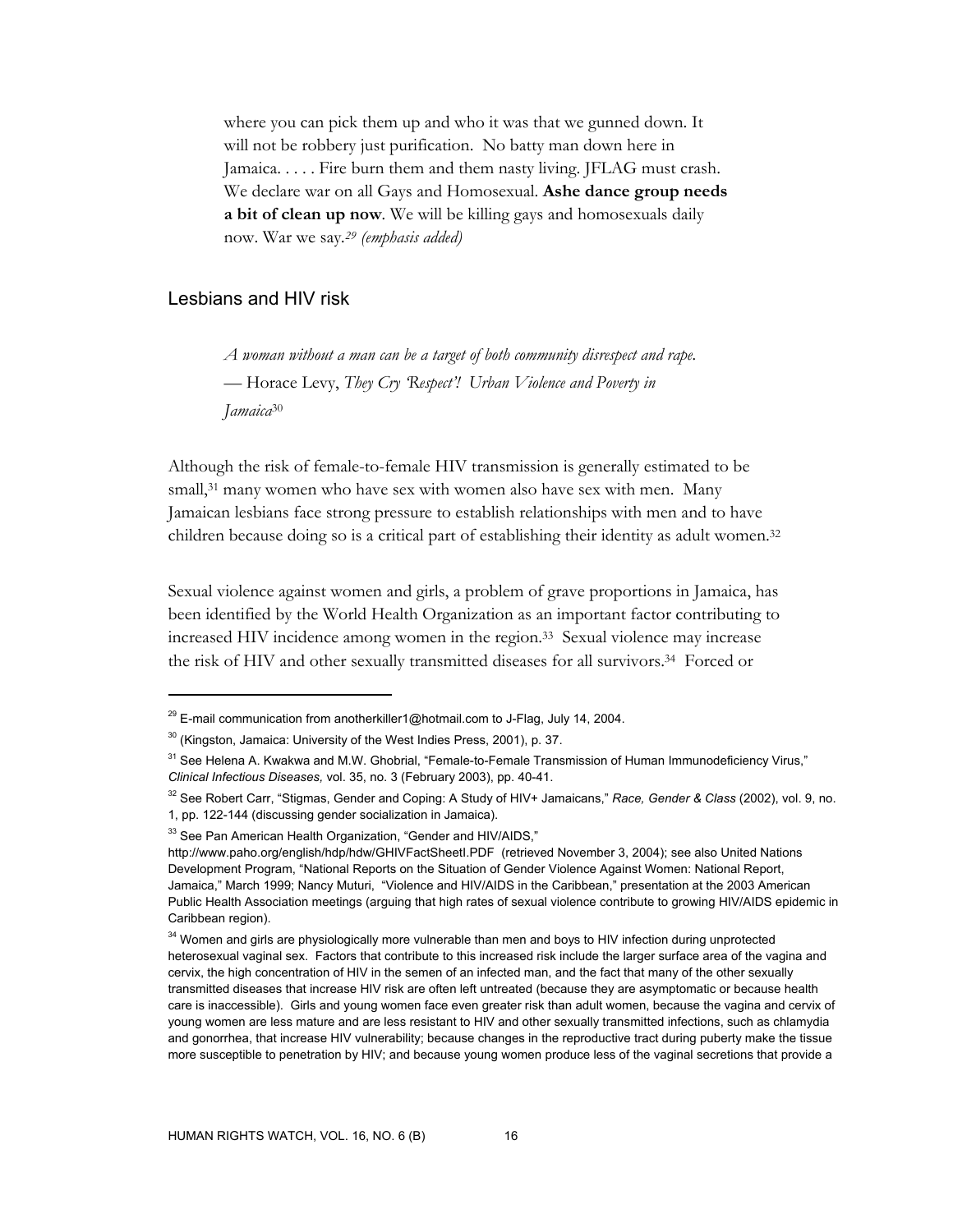where you can pick them up and who it was that we gunned down. It will not be robbery just purification. No batty man down here in Jamaica. . . . . Fire burn them and them nasty living. JFLAG must crash. We declare war on all Gays and Homosexual. **Ashe dance group needs a bit of clean up now**. We will be killing gays and homosexuals daily now. War we say.[29] *(emphasis added)*

## Lesbians and HIV risk

> *A woman without a man can be a target of both community disrespect and rape.*
> — Horace Levy, *They Cry 'Respect'! Urban Violence and Poverty in Jamaica*[30]

Although the risk of female-to-female HIV transmission is generally estimated to be small,[31] many women who have sex with women also have sex with men. Many Jamaican lesbians face strong pressure to establish relationships with men and to have children because doing so is a critical part of establishing their identity as adult women.[32]

Sexual violence against women and girls, a problem of grave proportions in Jamaica, has been identified by the World Health Organization as an important factor contributing to increased HIV incidence among women in the region.[33] Sexual violence may increase the risk of HIV and other sexually transmitted diseases for all survivors.[34] Forced or

---

[29] E-mail communication from anotherkiller1@hotmail.com to J-Flag, July 14, 2004.

[30] (Kingston, Jamaica: University of the West Indies Press, 2001), p. 37.

[31] See Helena A. Kwakwa and M.W. Ghobrial, "Female-to-Female Transmission of Human Immunodeficiency Virus," *Clinical Infectious Diseases,* vol. 35, no. 3 (February 2003), pp. 40-41.

[32] See Robert Carr, "Stigmas, Gender and Coping: A Study of HIV+ Jamaicans," *Race, Gender & Class* (2002), vol. 9, no. 1, pp. 122-144 (discussing gender socialization in Jamaica).

[33] See Pan American Health Organization, "Gender and HIV/AIDS," http://www.paho.org/english/hdp/hdw/GHIVFactSheetI.PDF (retrieved November 3, 2004); see also United Nations Development Program, "National Reports on the Situation of Gender Violence Against Women: National Report, Jamaica," March 1999; Nancy Muturi, "Violence and HIV/AIDS in the Caribbean," presentation at the 2003 American Public Health Association meetings (arguing that high rates of sexual violence contribute to growing HIV/AIDS epidemic in Caribbean region).

[34] Women and girls are physiologically more vulnerable than men and boys to HIV infection during unprotected heterosexual vaginal sex. Factors that contribute to this increased risk include the larger surface area of the vagina and cervix, the high concentration of HIV in the semen of an infected man, and the fact that many of the other sexually transmitted diseases that increase HIV risk are often left untreated (because they are asymptomatic or because health care is inaccessible). Girls and young women face even greater risk than adult women, because the vagina and cervix of young women are less mature and are less resistant to HIV and other sexually transmitted infections, such as chlamydia and gonorrhea, that increase HIV vulnerability; because changes in the reproductive tract during puberty make the tissue more susceptible to penetration by HIV; and because young women produce less of the vaginal secretions that provide a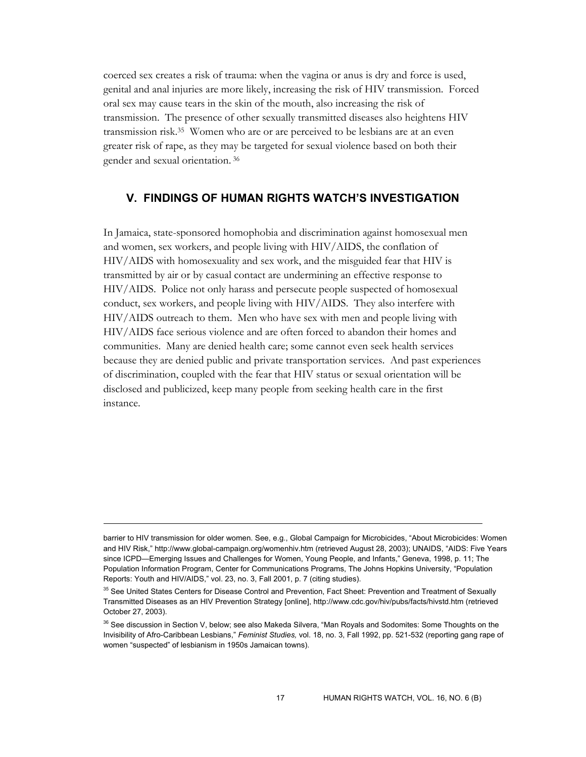coerced sex creates a risk of trauma: when the vagina or anus is dry and force is used, genital and anal injuries are more likely, increasing the risk of HIV transmission. Forced oral sex may cause tears in the skin of the mouth, also increasing the risk of transmission. The presence of other sexually transmitted diseases also heightens HIV transmission risk.[35] Women who are or are perceived to be lesbians are at an even greater risk of rape, as they may be targeted for sexual violence based on both their gender and sexual orientation.[36]

## V. FINDINGS OF HUMAN RIGHTS WATCH'S INVESTIGATION

In Jamaica, state-sponsored homophobia and discrimination against homosexual men and women, sex workers, and people living with HIV/AIDS, the conflation of HIV/AIDS with homosexuality and sex work, and the misguided fear that HIV is transmitted by air or by casual contact are undermining an effective response to HIV/AIDS. Police not only harass and persecute people suspected of homosexual conduct, sex workers, and people living with HIV/AIDS. They also interfere with HIV/AIDS outreach to them. Men who have sex with men and people living with HIV/AIDS face serious violence and are often forced to abandon their homes and communities. Many are denied health care; some cannot even seek health services because they are denied public and private transportation services. And past experiences of discrimination, coupled with the fear that HIV status or sexual orientation will be disclosed and publicized, keep many people from seeking health care in the first instance.

---

barrier to HIV transmission for older women. See, e.g., Global Campaign for Microbicides, "About Microbicides: Women and HIV Risk," http://www.global-campaign.org/womenhiv.htm (retrieved August 28, 2003); UNAIDS, "AIDS: Five Years since ICPD—Emerging Issues and Challenges for Women, Young People, and Infants," Geneva, 1998, p. 11; The Population Information Program, Center for Communications Programs, The Johns Hopkins University, "Population Reports: Youth and HIV/AIDS," vol. 23, no. 3, Fall 2001, p. 7 (citing studies).

[35] See United States Centers for Disease Control and Prevention, Fact Sheet: Prevention and Treatment of Sexually Transmitted Diseases as an HIV Prevention Strategy [online], http://www.cdc.gov/hiv/pubs/facts/hivstd.htm (retrieved October 27, 2003).

[36] See discussion in Section V, below; see also Makeda Silvera, "Man Royals and Sodomites: Some Thoughts on the Invisibility of Afro-Caribbean Lesbians," *Feminist Studies,* vol. 18, no. 3, Fall 1992, pp. 521-532 (reporting gang rape of women "suspected" of lesbianism in 1950s Jamaican towns).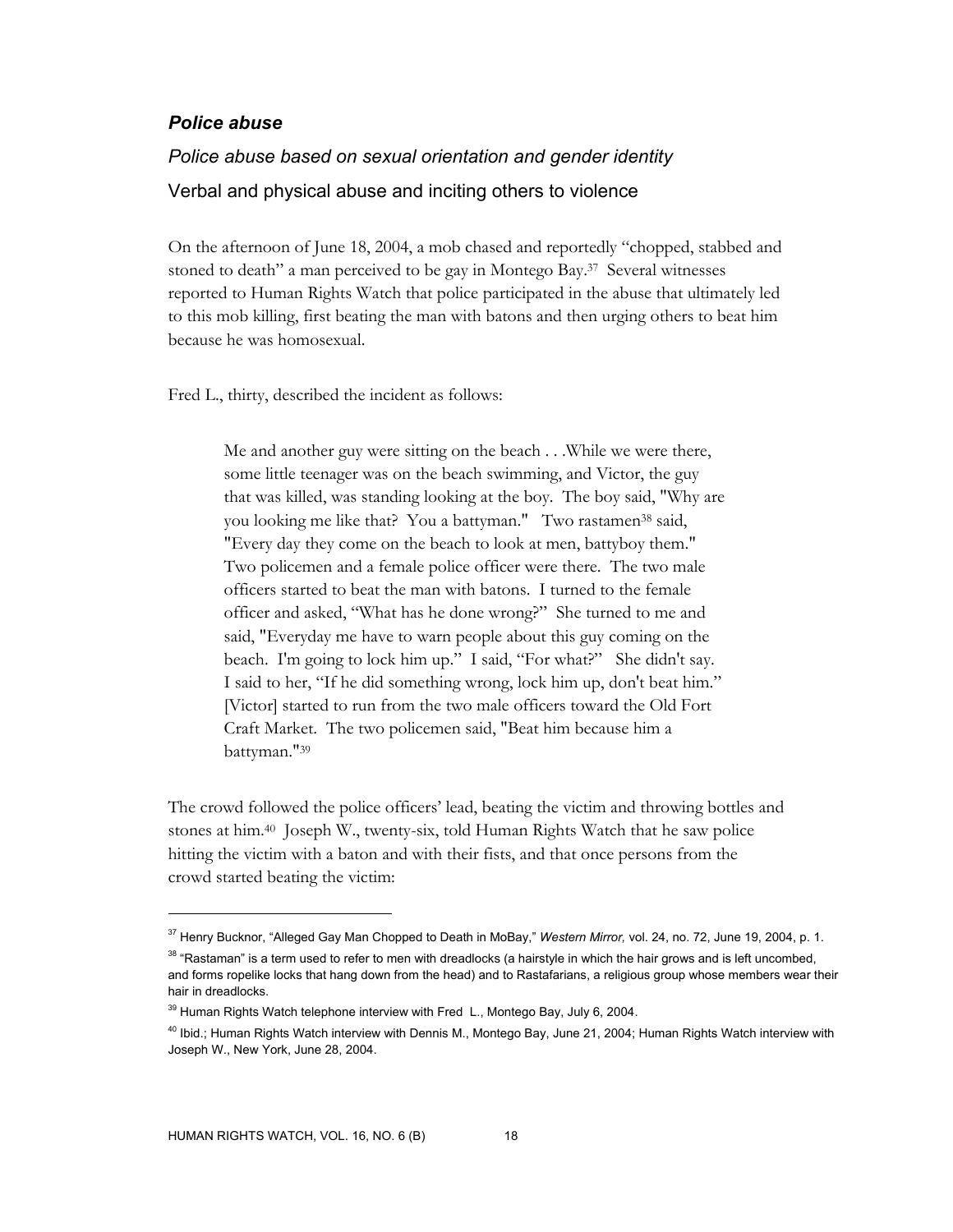### *Police abuse*

#### *Police abuse based on sexual orientation and gender identity*

#### Verbal and physical abuse and inciting others to violence

On the afternoon of June 18, 2004, a mob chased and reportedly "chopped, stabbed and stoned to death" a man perceived to be gay in Montego Bay.[37] Several witnesses reported to Human Rights Watch that police participated in the abuse that ultimately led to this mob killing, first beating the man with batons and then urging others to beat him because he was homosexual.

Fred L., thirty, described the incident as follows:

> Me and another guy were sitting on the beach . . .While we were there, some little teenager was on the beach swimming, and Victor, the guy that was killed, was standing looking at the boy. The boy said, "Why are you looking me like that? You a battyman." Two rastamen[38] said, "Every day they come on the beach to look at men, battyboy them." Two policemen and a female police officer were there. The two male officers started to beat the man with batons. I turned to the female officer and asked, "What has he done wrong?" She turned to me and said, "Everyday me have to warn people about this guy coming on the beach. I'm going to lock him up." I said, "For what?" She didn't say. I said to her, "If he did something wrong, lock him up, don't beat him." [Victor] started to run from the two male officers toward the Old Fort Craft Market. The two policemen said, "Beat him because him a battyman."[39]

The crowd followed the police officers' lead, beating the victim and throwing bottles and stones at him.[40] Joseph W., twenty-six, told Human Rights Watch that he saw police hitting the victim with a baton and with their fists, and that once persons from the crowd started beating the victim:

---

[37] Henry Bucknor, "Alleged Gay Man Chopped to Death in MoBay," *Western Mirror,* vol. 24, no. 72, June 19, 2004, p. 1.

[38] "Rastaman" is a term used to refer to men with dreadlocks (a hairstyle in which the hair grows and is left uncombed, and forms ropelike locks that hang down from the head) and to Rastafarians, a religious group whose members wear their hair in dreadlocks.

[39] Human Rights Watch telephone interview with Fred L., Montego Bay, July 6, 2004.

[40] Ibid.; Human Rights Watch interview with Dennis M., Montego Bay, June 21, 2004; Human Rights Watch interview with Joseph W., New York, June 28, 2004.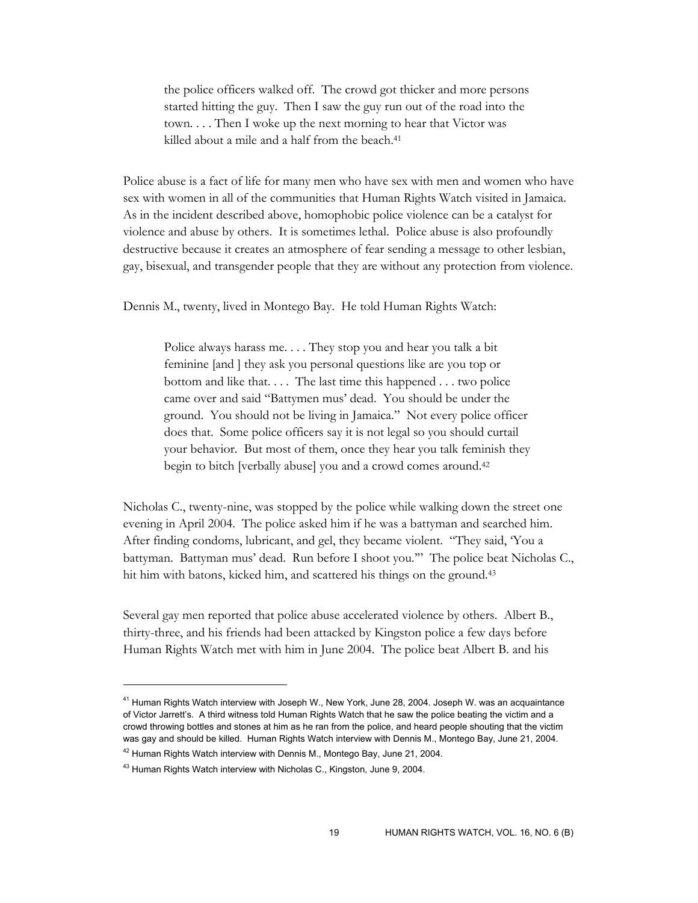> the police officers walked off. The crowd got thicker and more persons started hitting the guy. Then I saw the guy run out of the road into the town. . . . Then I woke up the next morning to hear that Victor was killed about a mile and a half from the beach.[41]

Police abuse is a fact of life for many men who have sex with men and women who have sex with women in all of the communities that Human Rights Watch visited in Jamaica. As in the incident described above, homophobic police violence can be a catalyst for violence and abuse by others. It is sometimes lethal. Police abuse is also profoundly destructive because it creates an atmosphere of fear sending a message to other lesbian, gay, bisexual, and transgender people that they are without any protection from violence.

Dennis M., twenty, lived in Montego Bay. He told Human Rights Watch:

> Police always harass me. . . . They stop you and hear you talk a bit feminine [and ] they ask you personal questions like are you top or bottom and like that. . . . The last time this happened . . . two police came over and said "Battymen mus' dead. You should be under the ground. You should not be living in Jamaica." Not every police officer does that. Some police officers say it is not legal so you should curtail your behavior. But most of them, once they hear you talk feminish they begin to bitch [verbally abuse] you and a crowd comes around.[42]

Nicholas C., twenty-nine, was stopped by the police while walking down the street one evening in April 2004. The police asked him if he was a battyman and searched him. After finding condoms, lubricant, and gel, they became violent. "They said, 'You a battyman. Battyman mus' dead. Run before I shoot you.'" The police beat Nicholas C., hit him with batons, kicked him, and scattered his things on the ground.[43]

Several gay men reported that police abuse accelerated violence by others. Albert B., thirty-three, and his friends had been attacked by Kingston police a few days before Human Rights Watch met with him in June 2004. The police beat Albert B. and his

---

[41] Human Rights Watch interview with Joseph W., New York, June 28, 2004. Joseph W. was an acquaintance of Victor Jarrett's. A third witness told Human Rights Watch that he saw the police beating the victim and a crowd throwing bottles and stones at him as he ran from the police, and heard people shouting that the victim was gay and should be killed. Human Rights Watch interview with Dennis M., Montego Bay, June 21, 2004.

[42] Human Rights Watch interview with Dennis M., Montego Bay, June 21, 2004.

[43] Human Rights Watch interview with Nicholas C., Kingston, June 9, 2004.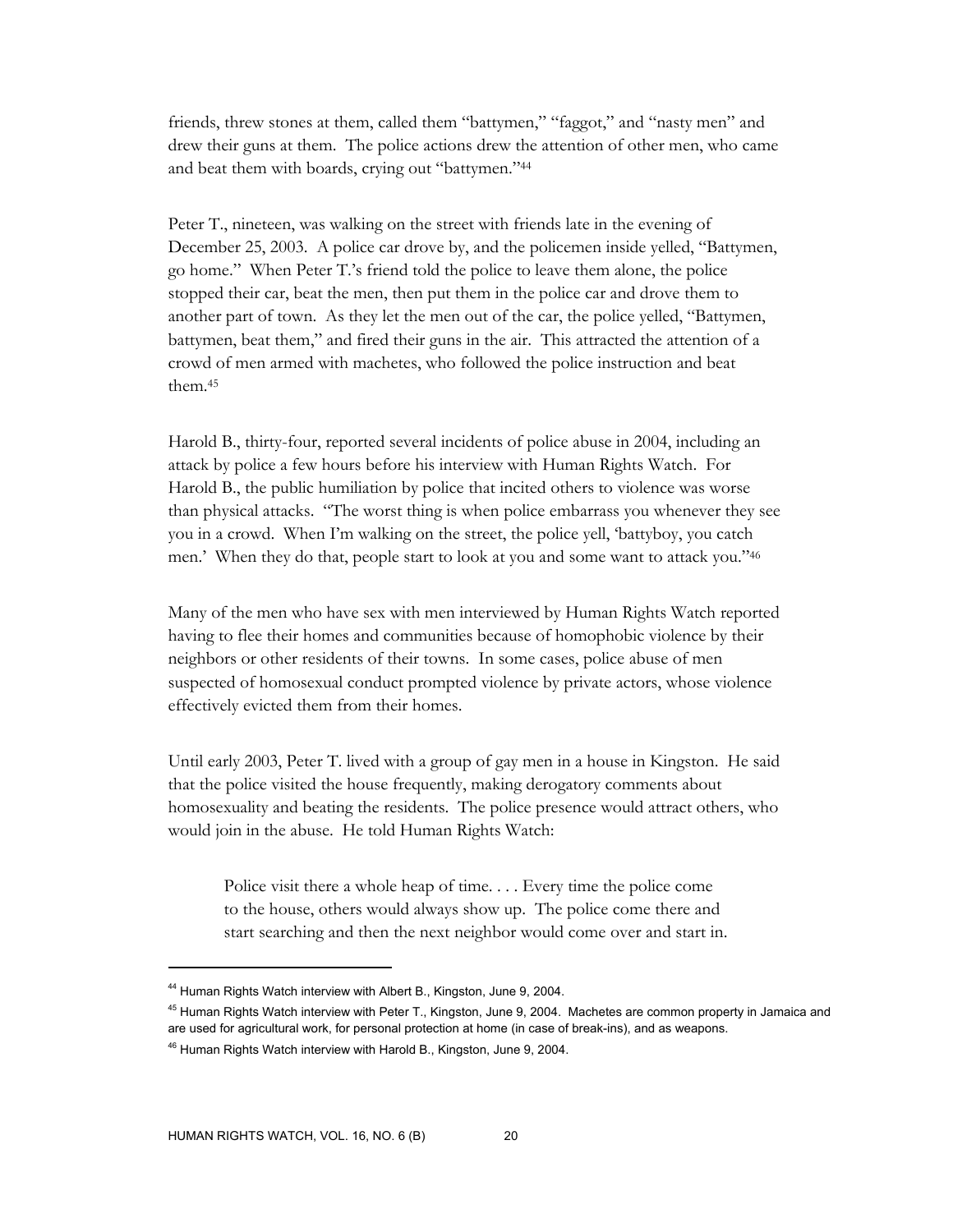friends, threw stones at them, called them "battymen," "faggot," and "nasty men" and drew their guns at them. The police actions drew the attention of other men, who came and beat them with boards, crying out "battymen."[44]

Peter T., nineteen, was walking on the street with friends late in the evening of December 25, 2003. A police car drove by, and the policemen inside yelled, "Battymen, go home." When Peter T.'s friend told the police to leave them alone, the police stopped their car, beat the men, then put them in the police car and drove them to another part of town. As they let the men out of the car, the police yelled, "Battymen, battymen, beat them," and fired their guns in the air. This attracted the attention of a crowd of men armed with machetes, who followed the police instruction and beat them.[45]

Harold B., thirty-four, reported several incidents of police abuse in 2004, including an attack by police a few hours before his interview with Human Rights Watch. For Harold B., the public humiliation by police that incited others to violence was worse than physical attacks. "The worst thing is when police embarrass you whenever they see you in a crowd. When I'm walking on the street, the police yell, 'battyboy, you catch men.' When they do that, people start to look at you and some want to attack you."[46]

Many of the men who have sex with men interviewed by Human Rights Watch reported having to flee their homes and communities because of homophobic violence by their neighbors or other residents of their towns. In some cases, police abuse of men suspected of homosexual conduct prompted violence by private actors, whose violence effectively evicted them from their homes.

Until early 2003, Peter T. lived with a group of gay men in a house in Kingston. He said that the police visited the house frequently, making derogatory comments about homosexuality and beating the residents. The police presence would attract others, who would join in the abuse. He told Human Rights Watch:

> Police visit there a whole heap of time. . . . Every time the police come to the house, others would always show up. The police come there and start searching and then the next neighbor would come over and start in.

---

[44] Human Rights Watch interview with Albert B., Kingston, June 9, 2004.

[45] Human Rights Watch interview with Peter T., Kingston, June 9, 2004. Machetes are common property in Jamaica and are used for agricultural work, for personal protection at home (in case of break-ins), and as weapons.

[46] Human Rights Watch interview with Harold B., Kingston, June 9, 2004.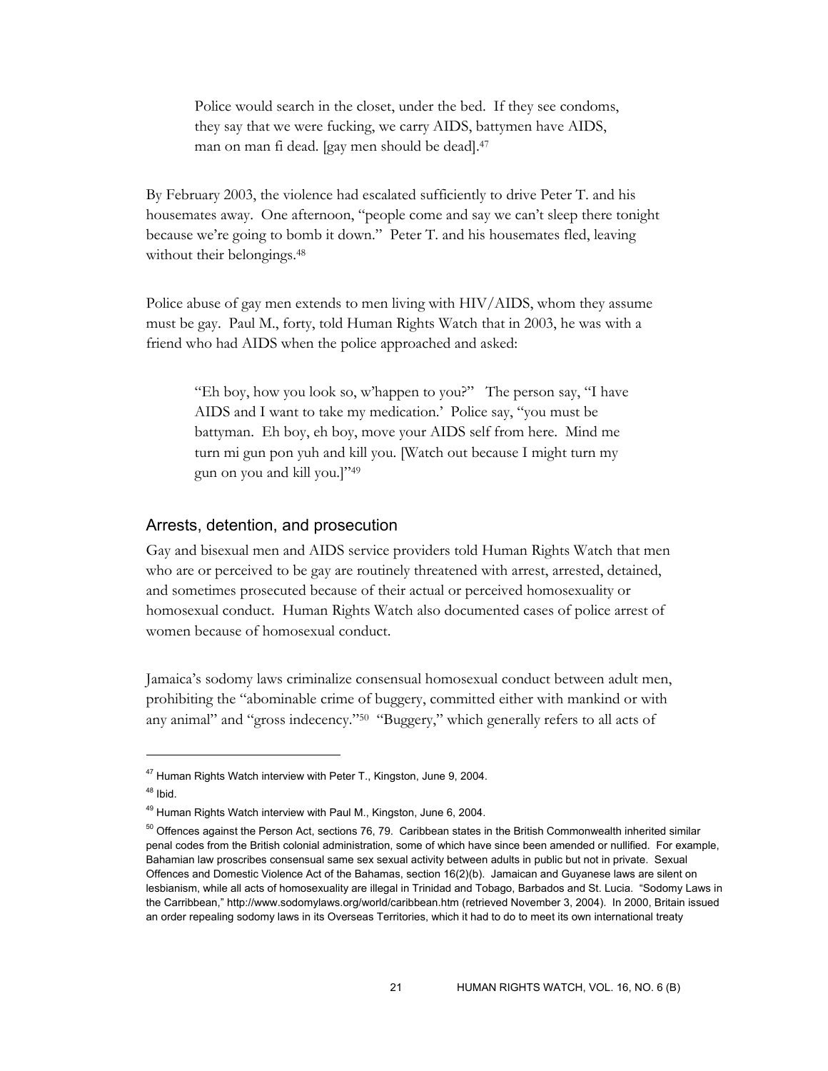> Police would search in the closet, under the bed. If they see condoms, they say that we were fucking, we carry AIDS, battymen have AIDS, man on man fi dead. [gay men should be dead].[47]

By February 2003, the violence had escalated sufficiently to drive Peter T. and his housemates away. One afternoon, "people come and say we can't sleep there tonight because we're going to bomb it down." Peter T. and his housemates fled, leaving without their belongings.[48]

Police abuse of gay men extends to men living with HIV/AIDS, whom they assume must be gay. Paul M., forty, told Human Rights Watch that in 2003, he was with a friend who had AIDS when the police approached and asked:

> "Eh boy, how you look so, w'happen to you?" The person say, "I have AIDS and I want to take my medication.' Police say, "you must be battyman. Eh boy, eh boy, move your AIDS self from here. Mind me turn mi gun pon yuh and kill you. [Watch out because I might turn my gun on you and kill you.]"[49]

## Arrests, detention, and prosecution

Gay and bisexual men and AIDS service providers told Human Rights Watch that men who are or perceived to be gay are routinely threatened with arrest, arrested, detained, and sometimes prosecuted because of their actual or perceived homosexuality or homosexual conduct. Human Rights Watch also documented cases of police arrest of women because of homosexual conduct.

Jamaica's sodomy laws criminalize consensual homosexual conduct between adult men, prohibiting the "abominable crime of buggery, committed either with mankind or with any animal" and "gross indecency."[50] "Buggery," which generally refers to all acts of

---

[47] Human Rights Watch interview with Peter T., Kingston, June 9, 2004.

[48] Ibid.

[49] Human Rights Watch interview with Paul M., Kingston, June 6, 2004.

[50] Offences against the Person Act, sections 76, 79. Caribbean states in the British Commonwealth inherited similar penal codes from the British colonial administration, some of which have since been amended or nullified. For example, Bahamian law proscribes consensual same sex sexual activity between adults in public but not in private. Sexual Offences and Domestic Violence Act of the Bahamas, section 16(2)(b). Jamaican and Guyanese laws are silent on lesbianism, while all acts of homosexuality are illegal in Trinidad and Tobago, Barbados and St. Lucia. "Sodomy Laws in the Carribbean," http://www.sodomylaws.org/world/caribbean.htm (retrieved November 3, 2004). In 2000, Britain issued an order repealing sodomy laws in its Overseas Territories, which it had to do to meet its own international treaty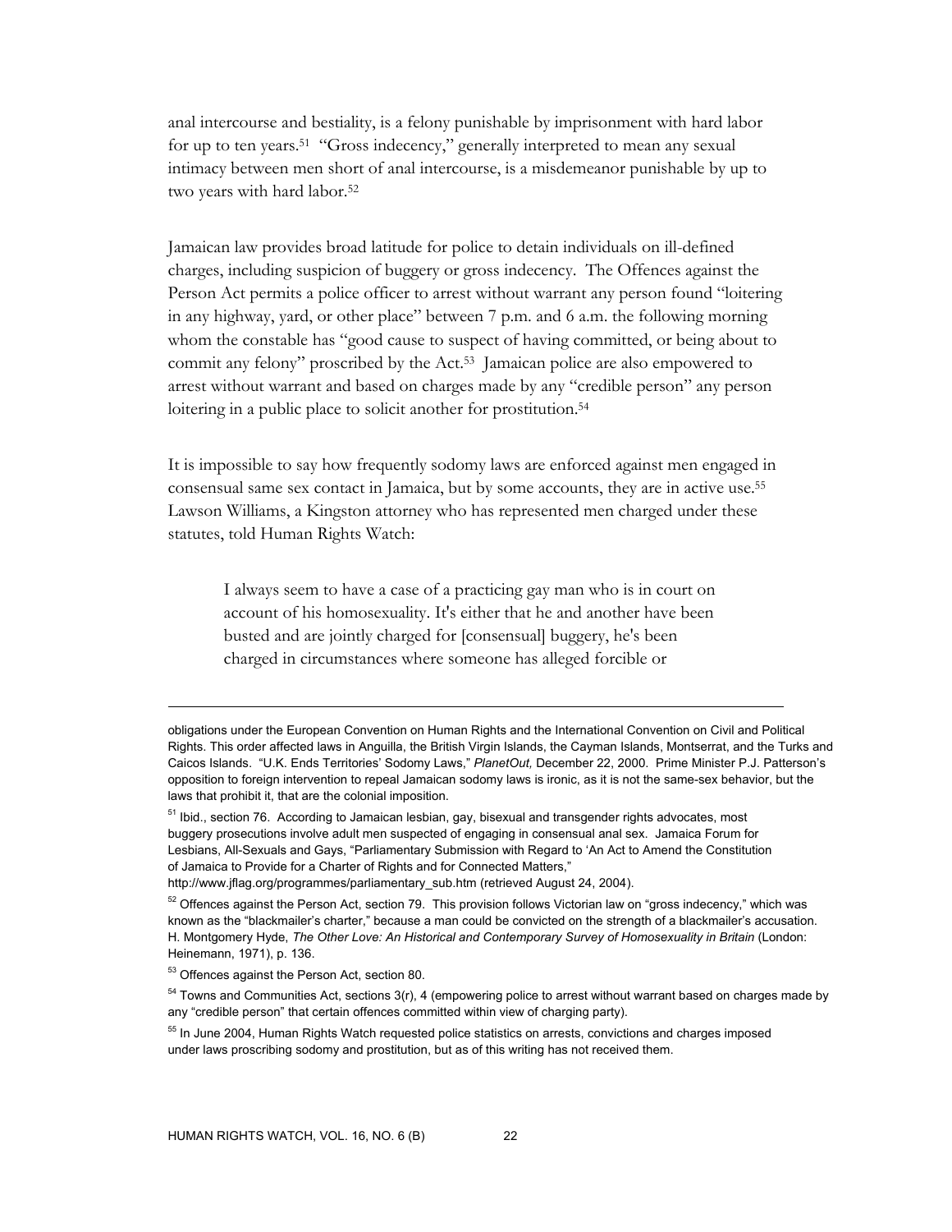anal intercourse and bestiality, is a felony punishable by imprisonment with hard labor for up to ten years.[51] "Gross indecency," generally interpreted to mean any sexual intimacy between men short of anal intercourse, is a misdemeanor punishable by up to two years with hard labor.[52]

Jamaican law provides broad latitude for police to detain individuals on ill-defined charges, including suspicion of buggery or gross indecency. The Offences against the Person Act permits a police officer to arrest without warrant any person found "loitering in any highway, yard, or other place" between 7 p.m. and 6 a.m. the following morning whom the constable has "good cause to suspect of having committed, or being about to commit any felony" proscribed by the Act.[53] Jamaican police are also empowered to arrest without warrant and based on charges made by any "credible person" any person loitering in a public place to solicit another for prostitution.[54]

It is impossible to say how frequently sodomy laws are enforced against men engaged in consensual same sex contact in Jamaica, but by some accounts, they are in active use.[55] Lawson Williams, a Kingston attorney who has represented men charged under these statutes, told Human Rights Watch:

> I always seem to have a case of a practicing gay man who is in court on account of his homosexuality. It's either that he and another have been busted and are jointly charged for [consensual] buggery, he's been charged in circumstances where someone has alleged forcible or

---

obligations under the European Convention on Human Rights and the International Convention on Civil and Political Rights. This order affected laws in Anguilla, the British Virgin Islands, the Cayman Islands, Montserrat, and the Turks and Caicos Islands. "U.K. Ends Territories' Sodomy Laws," *PlanetOut,* December 22, 2000. Prime Minister P.J. Patterson's opposition to foreign intervention to repeal Jamaican sodomy laws is ironic, as it is not the same-sex behavior, but the laws that prohibit it, that are the colonial imposition.

[51] Ibid., section 76. According to Jamaican lesbian, gay, bisexual and transgender rights advocates, most buggery prosecutions involve adult men suspected of engaging in consensual anal sex. Jamaica Forum for Lesbians, All-Sexuals and Gays, "Parliamentary Submission with Regard to 'An Act to Amend the Constitution of Jamaica to Provide for a Charter of Rights and for Connected Matters," http://www.jflag.org/programmes/parliamentary_sub.htm (retrieved August 24, 2004).

[52] Offences against the Person Act, section 79. This provision follows Victorian law on "gross indecency," which was known as the "blackmailer's charter," because a man could be convicted on the strength of a blackmailer's accusation. H. Montgomery Hyde, *The Other Love: An Historical and Contemporary Survey of Homosexuality in Britain* (London: Heinemann, 1971), p. 136.

[53] Offences against the Person Act, section 80.

[54] Towns and Communities Act, sections 3(r), 4 (empowering police to arrest without warrant based on charges made by any "credible person" that certain offences committed within view of charging party).

[55] In June 2004, Human Rights Watch requested police statistics on arrests, convictions and charges imposed under laws proscribing sodomy and prostitution, but as of this writing has not received them.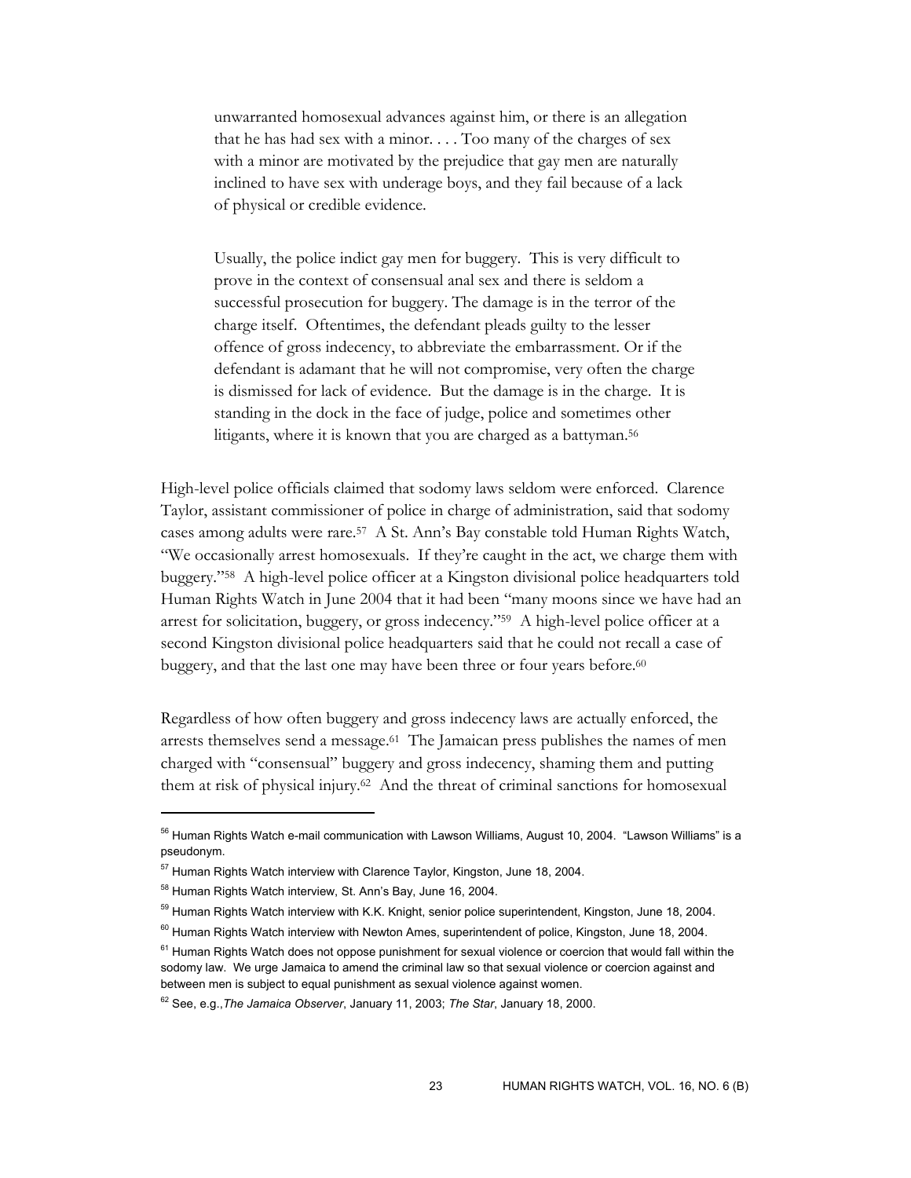> unwarranted homosexual advances against him, or there is an allegation that he has had sex with a minor. . . . Too many of the charges of sex with a minor are motivated by the prejudice that gay men are naturally inclined to have sex with underage boys, and they fail because of a lack of physical or credible evidence.
>
> Usually, the police indict gay men for buggery. This is very difficult to prove in the context of consensual anal sex and there is seldom a successful prosecution for buggery. The damage is in the terror of the charge itself. Oftentimes, the defendant pleads guilty to the lesser offence of gross indecency, to abbreviate the embarrassment. Or if the defendant is adamant that he will not compromise, very often the charge is dismissed for lack of evidence. But the damage is in the charge. It is standing in the dock in the face of judge, police and sometimes other litigants, where it is known that you are charged as a battyman.[56]

High-level police officials claimed that sodomy laws seldom were enforced. Clarence Taylor, assistant commissioner of police in charge of administration, said that sodomy cases among adults were rare.[57] A St. Ann's Bay constable told Human Rights Watch, "We occasionally arrest homosexuals. If they're caught in the act, we charge them with buggery."[58] A high-level police officer at a Kingston divisional police headquarters told Human Rights Watch in June 2004 that it had been "many moons since we have had an arrest for solicitation, buggery, or gross indecency."[59] A high-level police officer at a second Kingston divisional police headquarters said that he could not recall a case of buggery, and that the last one may have been three or four years before.[60]

Regardless of how often buggery and gross indecency laws are actually enforced, the arrests themselves send a message.[61] The Jamaican press publishes the names of men charged with "consensual" buggery and gross indecency, shaming them and putting them at risk of physical injury.[62] And the threat of criminal sanctions for homosexual

---

[56] Human Rights Watch e-mail communication with Lawson Williams, August 10, 2004. "Lawson Williams" is a pseudonym.

[57] Human Rights Watch interview with Clarence Taylor, Kingston, June 18, 2004.

[58] Human Rights Watch interview, St. Ann's Bay, June 16, 2004.

[59] Human Rights Watch interview with K.K. Knight, senior police superintendent, Kingston, June 18, 2004.

[60] Human Rights Watch interview with Newton Ames, superintendent of police, Kingston, June 18, 2004.

[61] Human Rights Watch does not oppose punishment for sexual violence or coercion that would fall within the sodomy law. We urge Jamaica to amend the criminal law so that sexual violence or coercion against and between men is subject to equal punishment as sexual violence against women.

[62] See, e.g., *The Jamaica Observer*, January 11, 2003; *The Star*, January 18, 2000.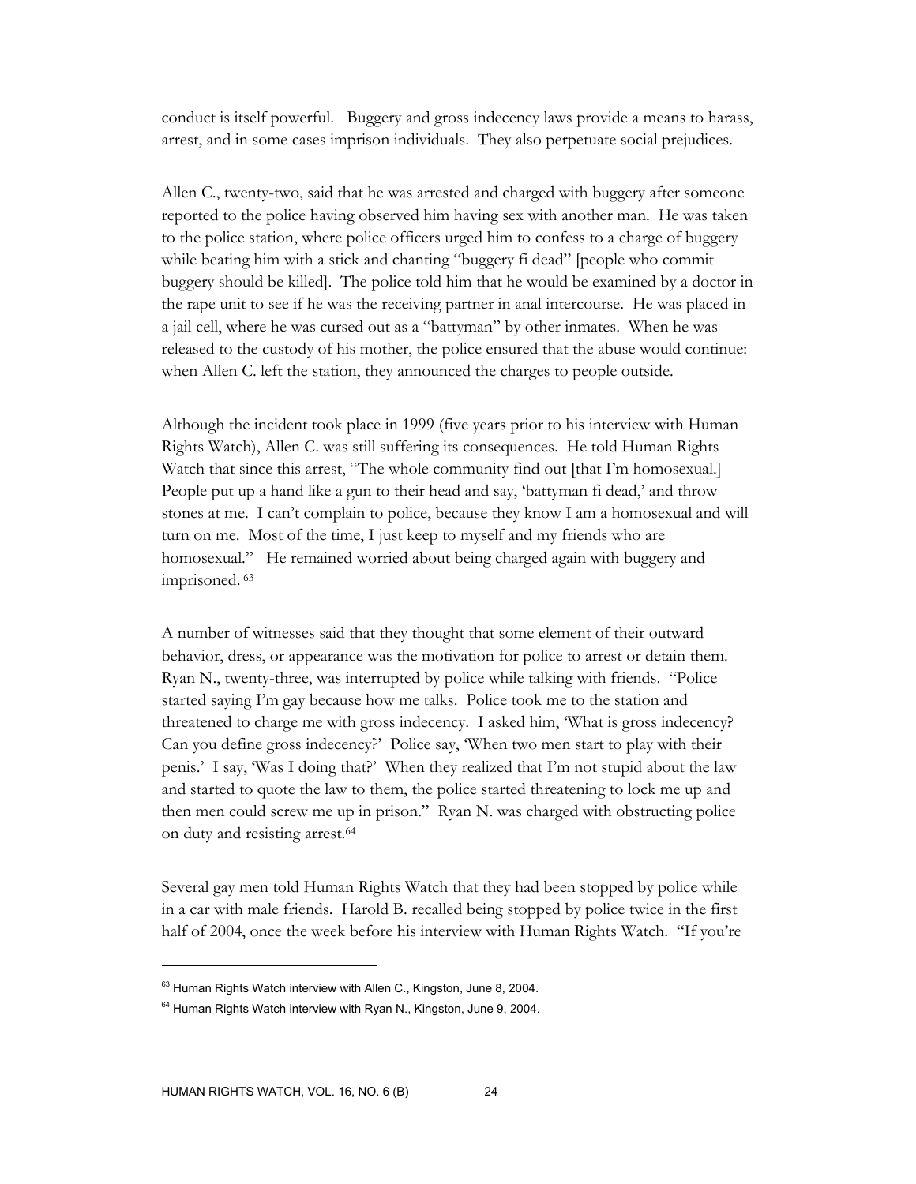conduct is itself powerful. Buggery and gross indecency laws provide a means to harass, arrest, and in some cases imprison individuals. They also perpetuate social prejudices.

Allen C., twenty-two, said that he was arrested and charged with buggery after someone reported to the police having observed him having sex with another man. He was taken to the police station, where police officers urged him to confess to a charge of buggery while beating him with a stick and chanting "buggery fi dead" [people who commit buggery should be killed]. The police told him that he would be examined by a doctor in the rape unit to see if he was the receiving partner in anal intercourse. He was placed in a jail cell, where he was cursed out as a "battyman" by other inmates. When he was released to the custody of his mother, the police ensured that the abuse would continue: when Allen C. left the station, they announced the charges to people outside.

Although the incident took place in 1999 (five years prior to his interview with Human Rights Watch), Allen C. was still suffering its consequences. He told Human Rights Watch that since this arrest, "The whole community find out [that I'm homosexual.] People put up a hand like a gun to their head and say, 'battyman fi dead,' and throw stones at me. I can't complain to police, because they know I am a homosexual and will turn on me. Most of the time, I just keep to myself and my friends who are homosexual." He remained worried about being charged again with buggery and imprisoned.[63]

A number of witnesses said that they thought that some element of their outward behavior, dress, or appearance was the motivation for police to arrest or detain them. Ryan N., twenty-three, was interrupted by police while talking with friends. "Police started saying I'm gay because how me talks. Police took me to the station and threatened to charge me with gross indecency. I asked him, 'What is gross indecency? Can you define gross indecency?' Police say, 'When two men start to play with their penis.' I say, 'Was I doing that?' When they realized that I'm not stupid about the law and started to quote the law to them, the police started threatening to lock me up and then men could screw me up in prison." Ryan N. was charged with obstructing police on duty and resisting arrest.[64]

Several gay men told Human Rights Watch that they had been stopped by police while in a car with male friends. Harold B. recalled being stopped by police twice in the first half of 2004, once the week before his interview with Human Rights Watch. "If you're

---

[63] Human Rights Watch interview with Allen C., Kingston, June 8, 2004.

[64] Human Rights Watch interview with Ryan N., Kingston, June 9, 2004.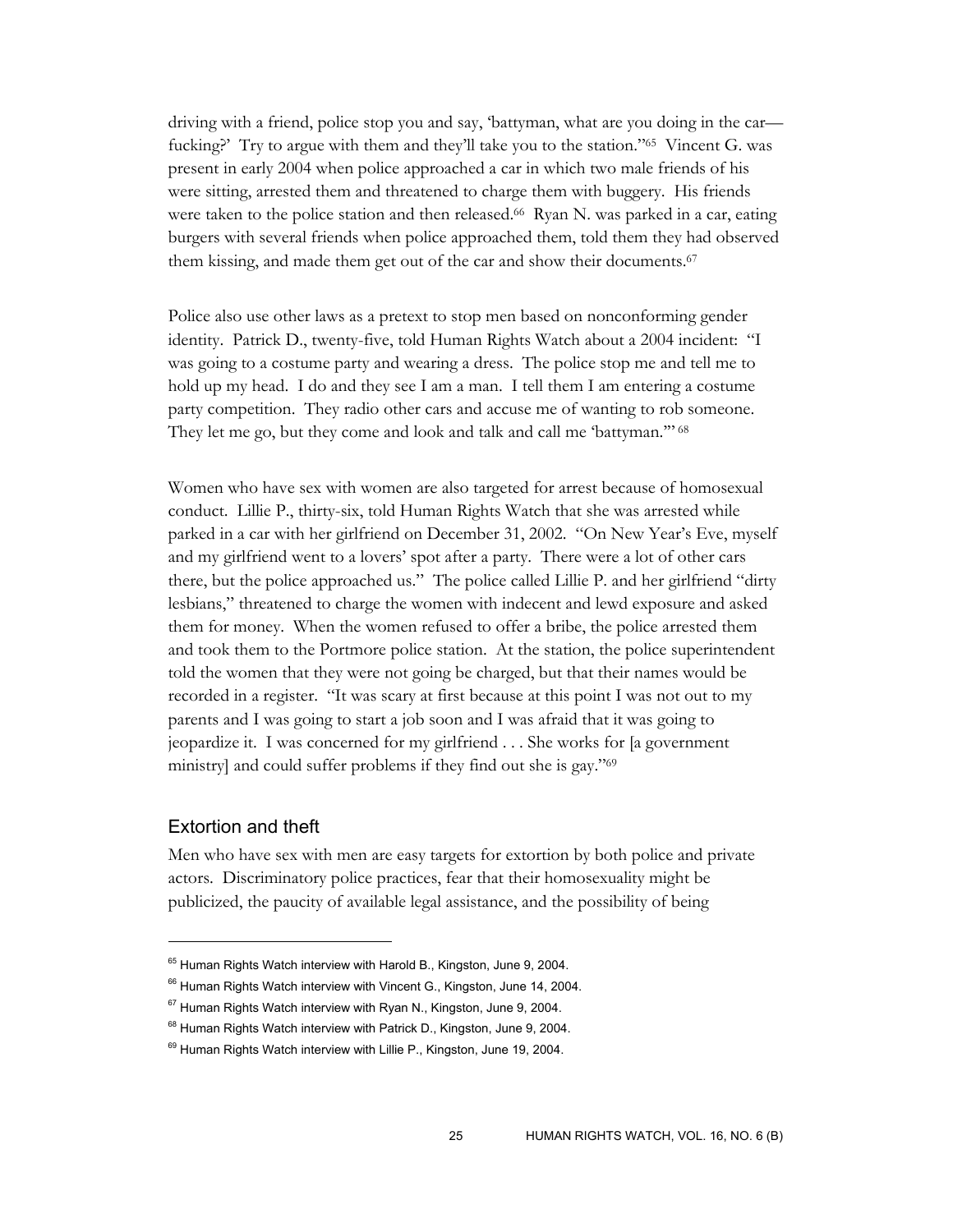driving with a friend, police stop you and say, 'battyman, what are you doing in the car—fucking?' Try to argue with them and they'll take you to the station."[65] Vincent G. was present in early 2004 when police approached a car in which two male friends of his were sitting, arrested them and threatened to charge them with buggery. His friends were taken to the police station and then released.[66] Ryan N. was parked in a car, eating burgers with several friends when police approached them, told them they had observed them kissing, and made them get out of the car and show their documents.[67]

Police also use other laws as a pretext to stop men based on nonconforming gender identity. Patrick D., twenty-five, told Human Rights Watch about a 2004 incident: "I was going to a costume party and wearing a dress. The police stop me and tell me to hold up my head. I do and they see I am a man. I tell them I am entering a costume party competition. They radio other cars and accuse me of wanting to rob someone. They let me go, but they come and look and talk and call me 'battyman.'"[68]

Women who have sex with women are also targeted for arrest because of homosexual conduct. Lillie P., thirty-six, told Human Rights Watch that she was arrested while parked in a car with her girlfriend on December 31, 2002. "On New Year's Eve, myself and my girlfriend went to a lovers' spot after a party. There were a lot of other cars there, but the police approached us." The police called Lillie P. and her girlfriend "dirty lesbians," threatened to charge the women with indecent and lewd exposure and asked them for money. When the women refused to offer a bribe, the police arrested them and took them to the Portmore police station. At the station, the police superintendent told the women that they were not going be charged, but that their names would be recorded in a register. "It was scary at first because at this point I was not out to my parents and I was going to start a job soon and I was afraid that it was going to jeopardize it. I was concerned for my girlfriend . . . She works for [a government ministry] and could suffer problems if they find out she is gay."[69]

## Extortion and theft

Men who have sex with men are easy targets for extortion by both police and private actors. Discriminatory police practices, fear that their homosexuality might be publicized, the paucity of available legal assistance, and the possibility of being

---

[65] Human Rights Watch interview with Harold B., Kingston, June 9, 2004.

[66] Human Rights Watch interview with Vincent G., Kingston, June 14, 2004.

[67] Human Rights Watch interview with Ryan N., Kingston, June 9, 2004.

[68] Human Rights Watch interview with Patrick D., Kingston, June 9, 2004.

[69] Human Rights Watch interview with Lillie P., Kingston, June 19, 2004.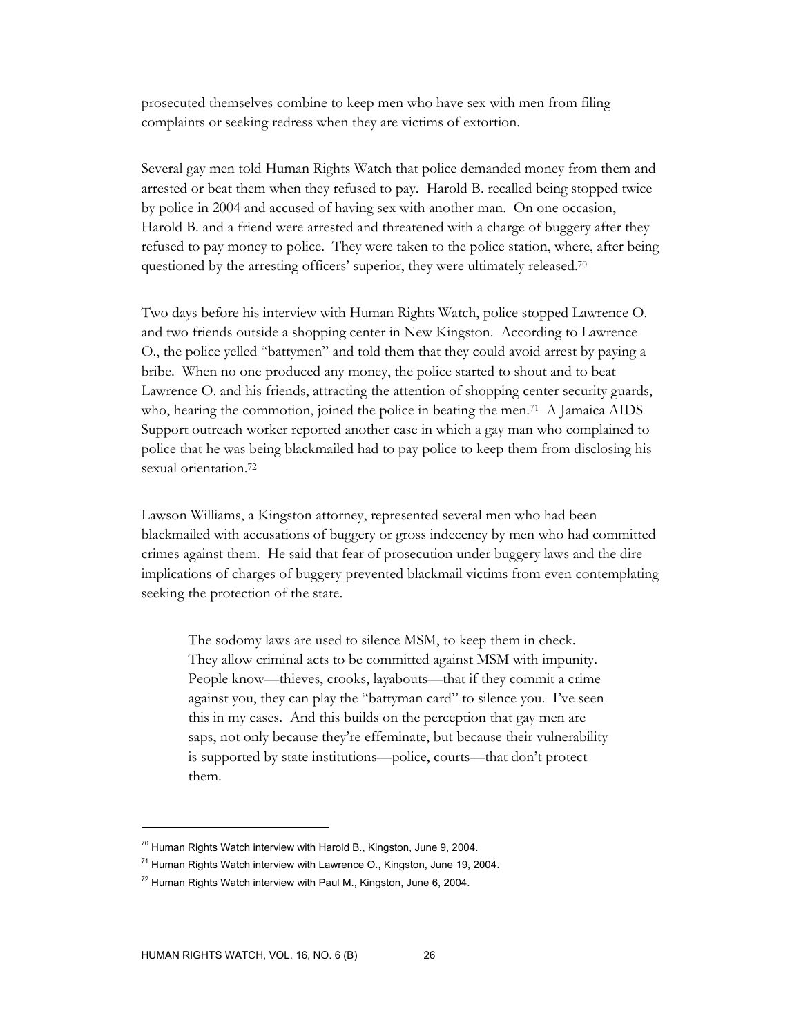prosecuted themselves combine to keep men who have sex with men from filing complaints or seeking redress when they are victims of extortion.

Several gay men told Human Rights Watch that police demanded money from them and arrested or beat them when they refused to pay. Harold B. recalled being stopped twice by police in 2004 and accused of having sex with another man. On one occasion, Harold B. and a friend were arrested and threatened with a charge of buggery after they refused to pay money to police. They were taken to the police station, where, after being questioned by the arresting officers' superior, they were ultimately released.[70]

Two days before his interview with Human Rights Watch, police stopped Lawrence O. and two friends outside a shopping center in New Kingston. According to Lawrence O., the police yelled "battymen" and told them that they could avoid arrest by paying a bribe. When no one produced any money, the police started to shout and to beat Lawrence O. and his friends, attracting the attention of shopping center security guards, who, hearing the commotion, joined the police in beating the men.[71] A Jamaica AIDS Support outreach worker reported another case in which a gay man who complained to police that he was being blackmailed had to pay police to keep them from disclosing his sexual orientation.[72]

Lawson Williams, a Kingston attorney, represented several men who had been blackmailed with accusations of buggery or gross indecency by men who had committed crimes against them. He said that fear of prosecution under buggery laws and the dire implications of charges of buggery prevented blackmail victims from even contemplating seeking the protection of the state.

> The sodomy laws are used to silence MSM, to keep them in check. They allow criminal acts to be committed against MSM with impunity. People know—thieves, crooks, layabouts—that if they commit a crime against you, they can play the "battyman card" to silence you. I've seen this in my cases. And this builds on the perception that gay men are saps, not only because they're effeminate, but because their vulnerability is supported by state institutions—police, courts—that don't protect them.

---

[70] Human Rights Watch interview with Harold B., Kingston, June 9, 2004.

[71] Human Rights Watch interview with Lawrence O., Kingston, June 19, 2004.

[72] Human Rights Watch interview with Paul M., Kingston, June 6, 2004.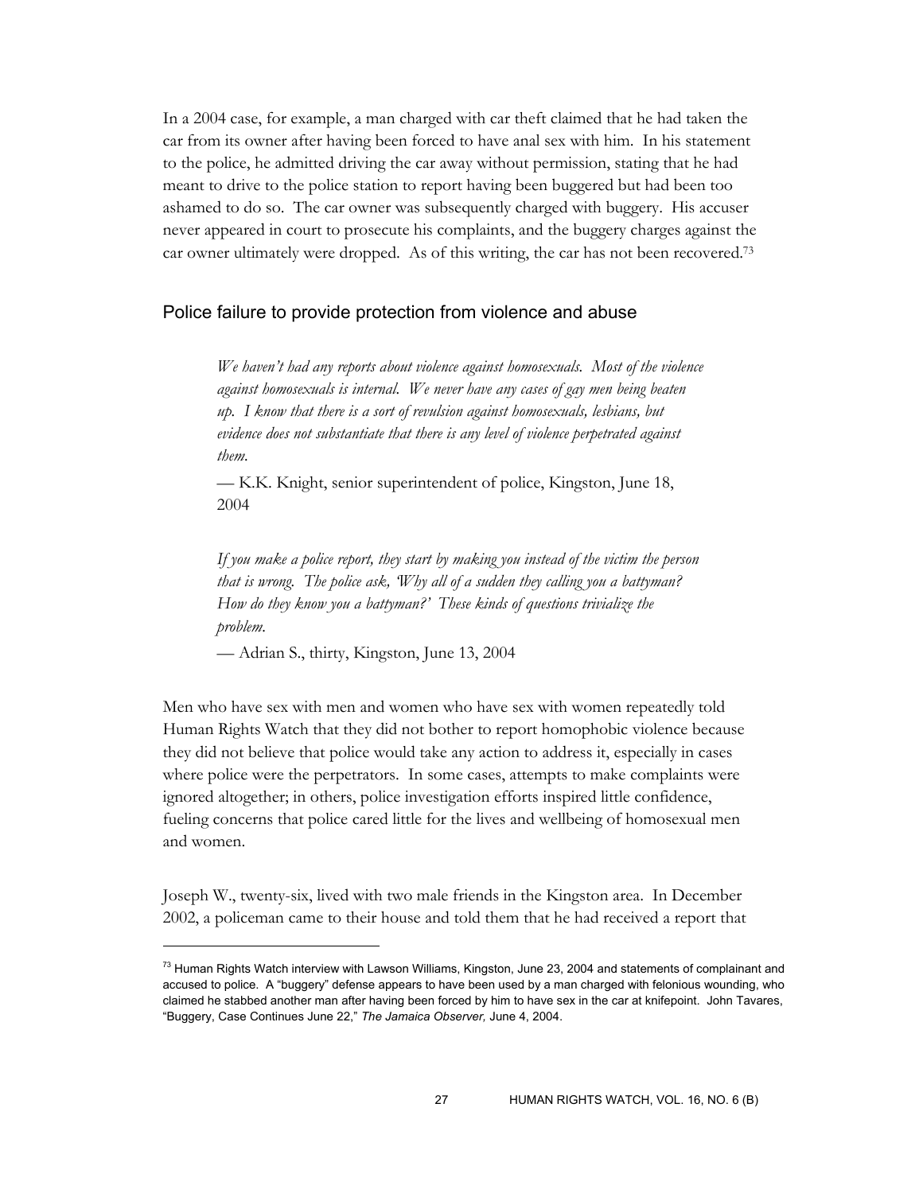In a 2004 case, for example, a man charged with car theft claimed that he had taken the car from its owner after having been forced to have anal sex with him. In his statement to the police, he admitted driving the car away without permission, stating that he had meant to drive to the police station to report having been buggered but had been too ashamed to do so. The car owner was subsequently charged with buggery. His accuser never appeared in court to prosecute his complaints, and the buggery charges against the car owner ultimately were dropped. As of this writing, the car has not been recovered.[73]

## Police failure to provide protection from violence and abuse

> *We haven't had any reports about violence against homosexuals. Most of the violence against homosexuals is internal. We never have any cases of gay men being beaten up. I know that there is a sort of revulsion against homosexuals, lesbians, but evidence does not substantiate that there is any level of violence perpetrated against them.*
>
> — K.K. Knight, senior superintendent of police, Kingston, June 18, 2004

> *If you make a police report, they start by making you instead of the victim the person that is wrong. The police ask, 'Why all of a sudden they calling you a battyman? How do they know you a battyman?' These kinds of questions trivialize the problem.*
>
> — Adrian S., thirty, Kingston, June 13, 2004

Men who have sex with men and women who have sex with women repeatedly told Human Rights Watch that they did not bother to report homophobic violence because they did not believe that police would take any action to address it, especially in cases where police were the perpetrators. In some cases, attempts to make complaints were ignored altogether; in others, police investigation efforts inspired little confidence, fueling concerns that police cared little for the lives and wellbeing of homosexual men and women.

Joseph W., twenty-six, lived with two male friends in the Kingston area. In December 2002, a policeman came to their house and told them that he had received a report that

---

[73] Human Rights Watch interview with Lawson Williams, Kingston, June 23, 2004 and statements of complainant and accused to police. A "buggery" defense appears to have been used by a man charged with felonious wounding, who claimed he stabbed another man after having been forced by him to have sex in the car at knifepoint. John Tavares, "Buggery, Case Continues June 22," *The Jamaica Observer,* June 4, 2004.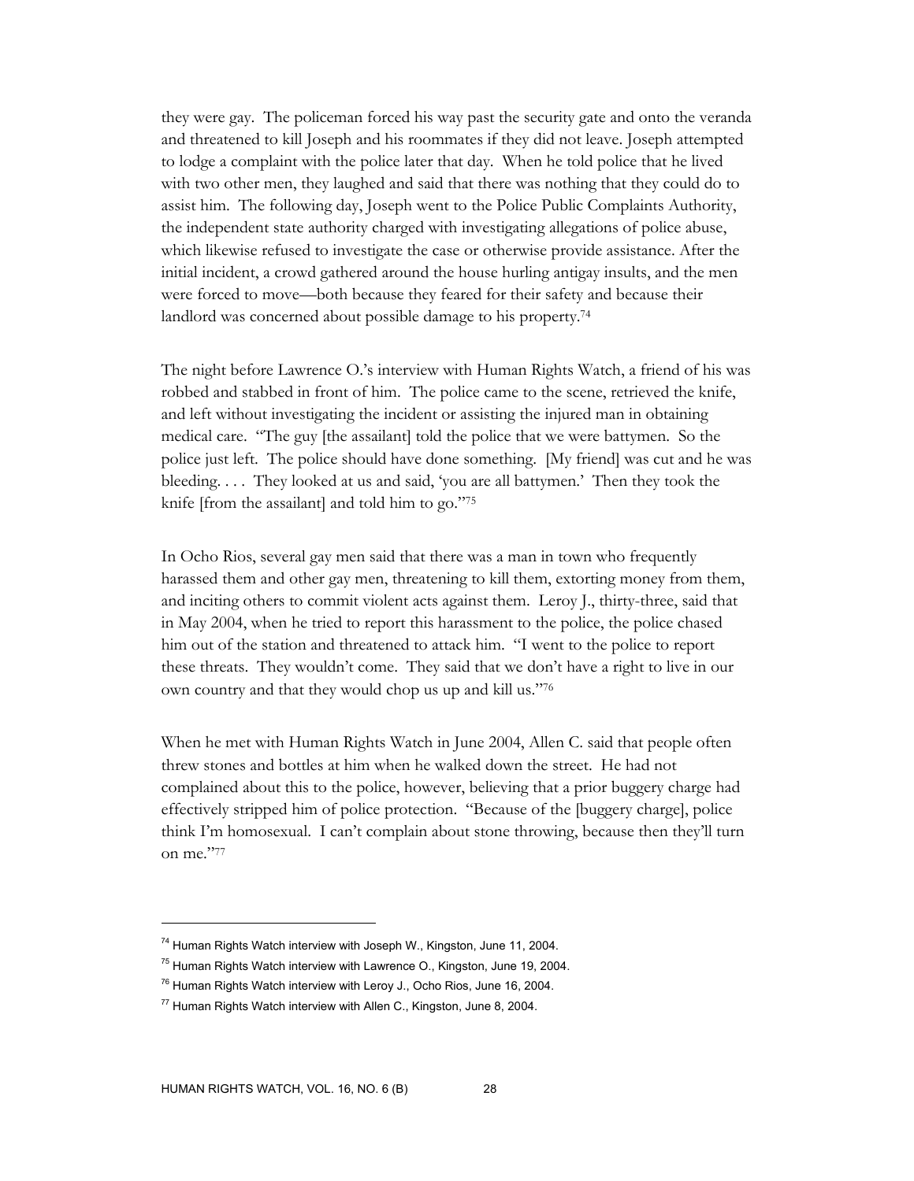they were gay. The policeman forced his way past the security gate and onto the veranda and threatened to kill Joseph and his roommates if they did not leave. Joseph attempted to lodge a complaint with the police later that day. When he told police that he lived with two other men, they laughed and said that there was nothing that they could do to assist him. The following day, Joseph went to the Police Public Complaints Authority, the independent state authority charged with investigating allegations of police abuse, which likewise refused to investigate the case or otherwise provide assistance. After the initial incident, a crowd gathered around the house hurling antigay insults, and the men were forced to move—both because they feared for their safety and because their landlord was concerned about possible damage to his property.[74]

The night before Lawrence O.'s interview with Human Rights Watch, a friend of his was robbed and stabbed in front of him. The police came to the scene, retrieved the knife, and left without investigating the incident or assisting the injured man in obtaining medical care. "The guy [the assailant] told the police that we were battymen. So the police just left. The police should have done something. [My friend] was cut and he was bleeding. . . . They looked at us and said, 'you are all battymen.' Then they took the knife [from the assailant] and told him to go."[75]

In Ocho Rios, several gay men said that there was a man in town who frequently harassed them and other gay men, threatening to kill them, extorting money from them, and inciting others to commit violent acts against them. Leroy J., thirty-three, said that in May 2004, when he tried to report this harassment to the police, the police chased him out of the station and threatened to attack him. "I went to the police to report these threats. They wouldn't come. They said that we don't have a right to live in our own country and that they would chop us up and kill us."[76]

When he met with Human Rights Watch in June 2004, Allen C. said that people often threw stones and bottles at him when he walked down the street. He had not complained about this to the police, however, believing that a prior buggery charge had effectively stripped him of police protection. "Because of the [buggery charge], police think I'm homosexual. I can't complain about stone throwing, because then they'll turn on me."[77]

---

[74] Human Rights Watch interview with Joseph W., Kingston, June 11, 2004.

[75] Human Rights Watch interview with Lawrence O., Kingston, June 19, 2004.

[76] Human Rights Watch interview with Leroy J., Ocho Rios, June 16, 2004.

[77] Human Rights Watch interview with Allen C., Kingston, June 8, 2004.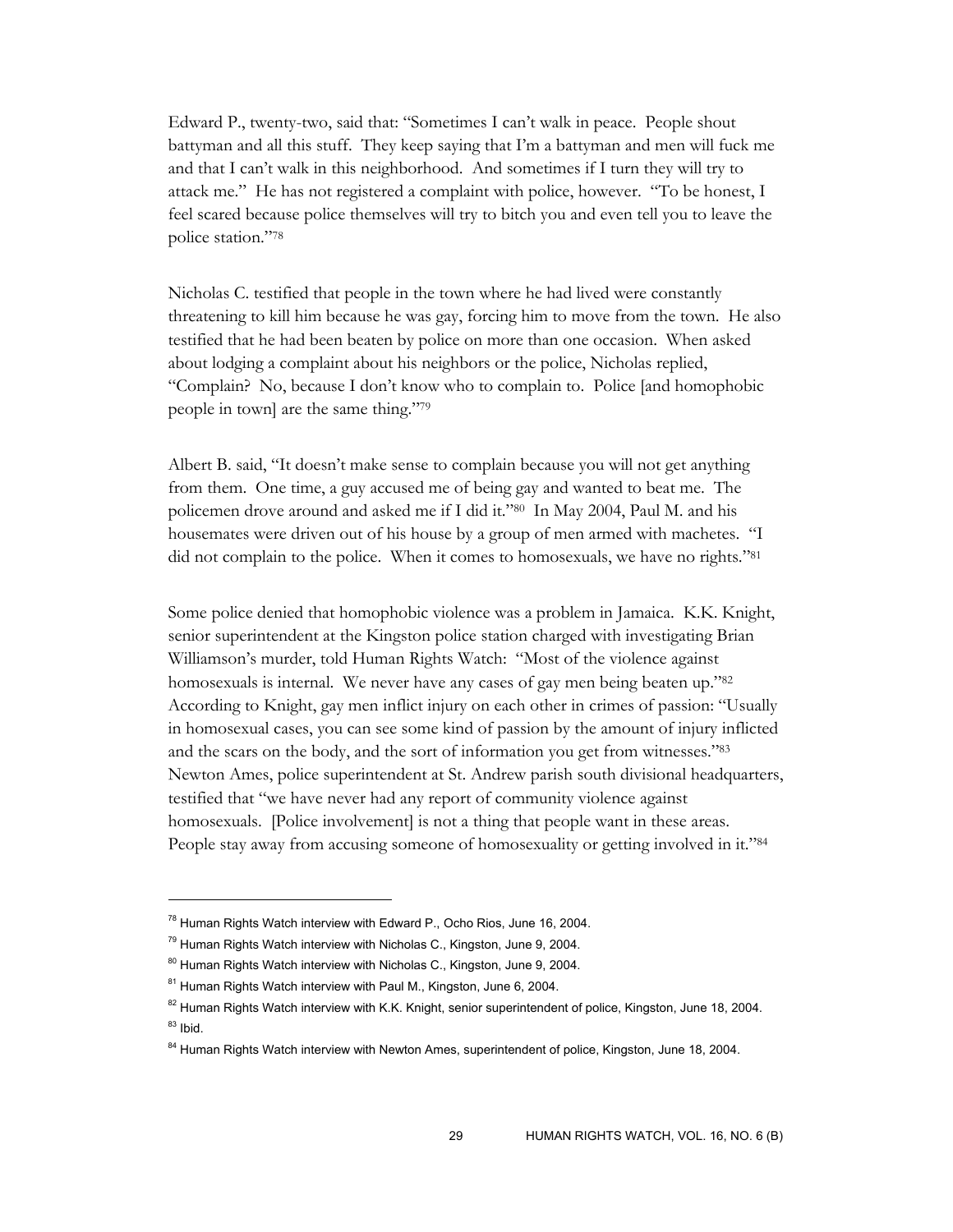Edward P., twenty-two, said that: "Sometimes I can't walk in peace. People shout battyman and all this stuff. They keep saying that I'm a battyman and men will fuck me and that I can't walk in this neighborhood. And sometimes if I turn they will try to attack me." He has not registered a complaint with police, however. "To be honest, I feel scared because police themselves will try to bitch you and even tell you to leave the police station."[78]

Nicholas C. testified that people in the town where he had lived were constantly threatening to kill him because he was gay, forcing him to move from the town. He also testified that he had been beaten by police on more than one occasion. When asked about lodging a complaint about his neighbors or the police, Nicholas replied, "Complain? No, because I don't know who to complain to. Police [and homophobic people in town] are the same thing."[79]

Albert B. said, "It doesn't make sense to complain because you will not get anything from them. One time, a guy accused me of being gay and wanted to beat me. The policemen drove around and asked me if I did it."[80] In May 2004, Paul M. and his housemates were driven out of his house by a group of men armed with machetes. "I did not complain to the police. When it comes to homosexuals, we have no rights."[81]

Some police denied that homophobic violence was a problem in Jamaica. K.K. Knight, senior superintendent at the Kingston police station charged with investigating Brian Williamson's murder, told Human Rights Watch: "Most of the violence against homosexuals is internal. We never have any cases of gay men being beaten up."[82] According to Knight, gay men inflict injury on each other in crimes of passion: "Usually in homosexual cases, you can see some kind of passion by the amount of injury inflicted and the scars on the body, and the sort of information you get from witnesses."[83] Newton Ames, police superintendent at St. Andrew parish south divisional headquarters, testified that "we have never had any report of community violence against homosexuals. [Police involvement] is not a thing that people want in these areas. People stay away from accusing someone of homosexuality or getting involved in it."[84]

---

[78] Human Rights Watch interview with Edward P., Ocho Rios, June 16, 2004.

[79] Human Rights Watch interview with Nicholas C., Kingston, June 9, 2004.

[80] Human Rights Watch interview with Nicholas C., Kingston, June 9, 2004.

[81] Human Rights Watch interview with Paul M., Kingston, June 6, 2004.

[82] Human Rights Watch interview with K.K. Knight, senior superintendent of police, Kingston, June 18, 2004.

[83] Ibid.

[84] Human Rights Watch interview with Newton Ames, superintendent of police, Kingston, June 18, 2004.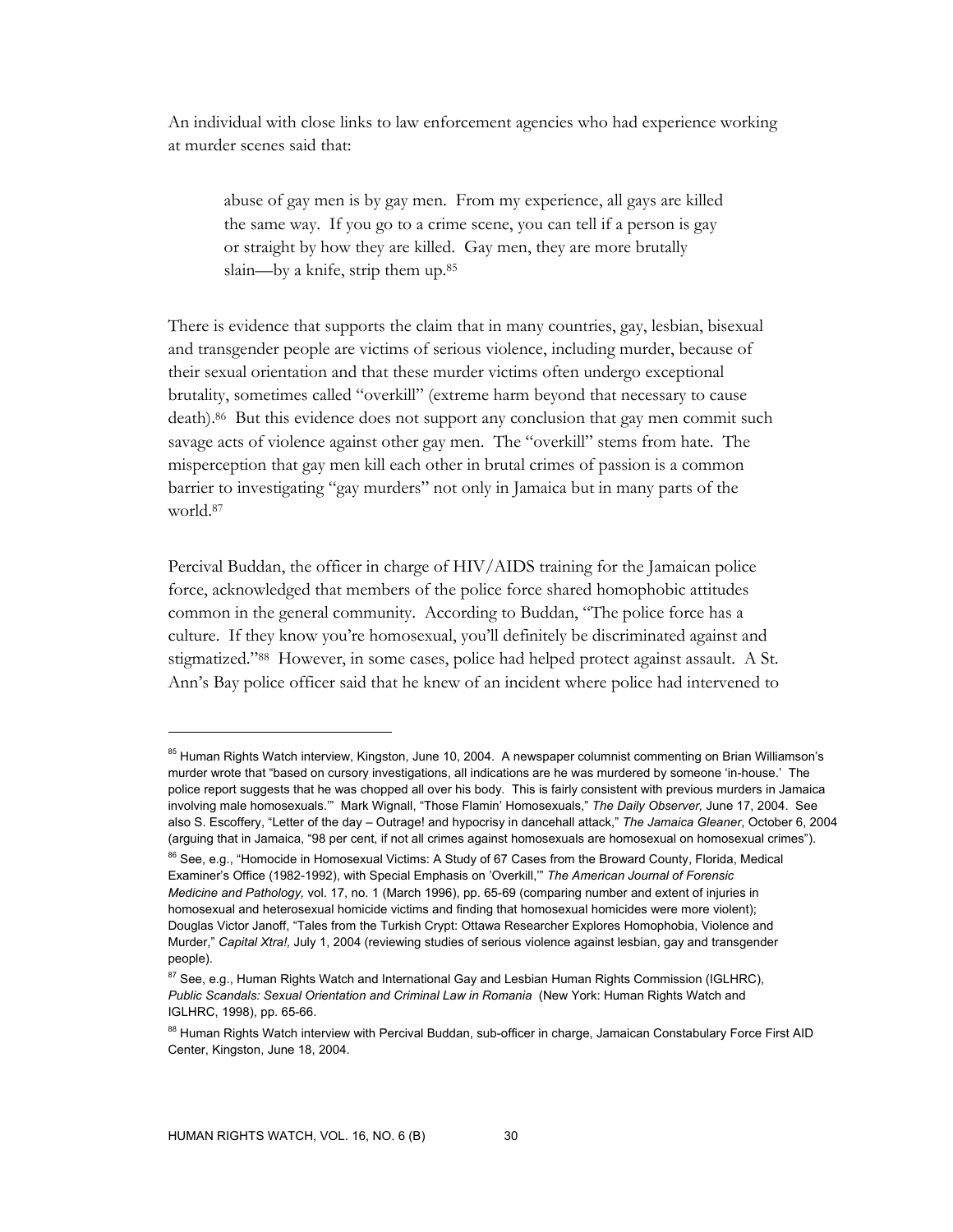An individual with close links to law enforcement agencies who had experience working at murder scenes said that:

> abuse of gay men is by gay men. From my experience, all gays are killed the same way. If you go to a crime scene, you can tell if a person is gay or straight by how they are killed. Gay men, they are more brutally slain—by a knife, strip them up.[85]

There is evidence that supports the claim that in many countries, gay, lesbian, bisexual and transgender people are victims of serious violence, including murder, because of their sexual orientation and that these murder victims often undergo exceptional brutality, sometimes called "overkill" (extreme harm beyond that necessary to cause death).[86] But this evidence does not support any conclusion that gay men commit such savage acts of violence against other gay men. The "overkill" stems from hate. The misperception that gay men kill each other in brutal crimes of passion is a common barrier to investigating "gay murders" not only in Jamaica but in many parts of the world.[87]

Percival Buddan, the officer in charge of HIV/AIDS training for the Jamaican police force, acknowledged that members of the police force shared homophobic attitudes common in the general community. According to Buddan, "The police force has a culture. If they know you're homosexual, you'll definitely be discriminated against and stigmatized."[88] However, in some cases, police had helped protect against assault. A St. Ann's Bay police officer said that he knew of an incident where police had intervened to

---

[85] Human Rights Watch interview, Kingston, June 10, 2004. A newspaper columnist commenting on Brian Williamson's murder wrote that "based on cursory investigations, all indications are he was murdered by someone 'in-house.' The police report suggests that he was chopped all over his body. This is fairly consistent with previous murders in Jamaica involving male homosexuals.'" Mark Wignall, "Those Flamin' Homosexuals," *The Daily Observer,* June 17, 2004. See also S. Escoffery, "Letter of the day – Outrage! and hypocrisy in dancehall attack," *The Jamaica Gleaner*, October 6, 2004 (arguing that in Jamaica, "98 per cent, if not all crimes against homosexuals are homosexual on homosexual crimes").

[86] See, e.g., "Homocide in Homosexual Victims: A Study of 67 Cases from the Broward County, Florida, Medical Examiner's Office (1982-1992), with Special Emphasis on 'Overkill,'" *The American Journal of Forensic Medicine and Pathology,* vol. 17, no. 1 (March 1996), pp. 65-69 (comparing number and extent of injuries in homosexual and heterosexual homicide victims and finding that homosexual homicides were more violent); Douglas Victor Janoff, "Tales from the Turkish Crypt: Ottawa Researcher Explores Homophobia, Violence and Murder," *Capital Xtra!,* July 1, 2004 (reviewing studies of serious violence against lesbian, gay and transgender people).

[87] See, e.g., Human Rights Watch and International Gay and Lesbian Human Rights Commission (IGLHRC), *Public Scandals: Sexual Orientation and Criminal Law in Romania* (New York: Human Rights Watch and IGLHRC, 1998), pp. 65-66.

[88] Human Rights Watch interview with Percival Buddan, sub-officer in charge, Jamaican Constabulary Force First AID Center, Kingston, June 18, 2004.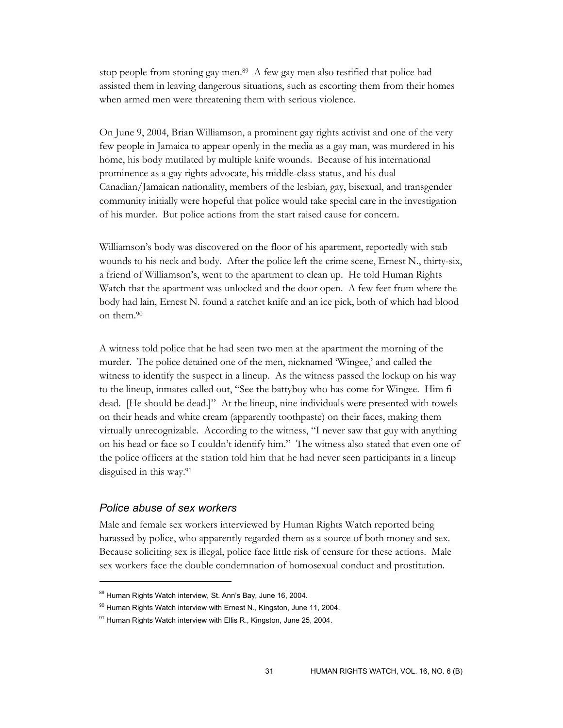stop people from stoning gay men.[89] A few gay men also testified that police had assisted them in leaving dangerous situations, such as escorting them from their homes when armed men were threatening them with serious violence.

On June 9, 2004, Brian Williamson, a prominent gay rights activist and one of the very few people in Jamaica to appear openly in the media as a gay man, was murdered in his home, his body mutilated by multiple knife wounds. Because of his international prominence as a gay rights advocate, his middle-class status, and his dual Canadian/Jamaican nationality, members of the lesbian, gay, bisexual, and transgender community initially were hopeful that police would take special care in the investigation of his murder. But police actions from the start raised cause for concern.

Williamson's body was discovered on the floor of his apartment, reportedly with stab wounds to his neck and body. After the police left the crime scene, Ernest N., thirty-six, a friend of Williamson's, went to the apartment to clean up. He told Human Rights Watch that the apartment was unlocked and the door open. A few feet from where the body had lain, Ernest N. found a ratchet knife and an ice pick, both of which had blood on them.[90]

A witness told police that he had seen two men at the apartment the morning of the murder. The police detained one of the men, nicknamed 'Wingee,' and called the witness to identify the suspect in a lineup. As the witness passed the lockup on his way to the lineup, inmates called out, "See the battyboy who has come for Wingee. Him fi dead. [He should be dead.]" At the lineup, nine individuals were presented with towels on their heads and white cream (apparently toothpaste) on their faces, making them virtually unrecognizable. According to the witness, "I never saw that guy with anything on his head or face so I couldn't identify him." The witness also stated that even one of the police officers at the station told him that he had never seen participants in a lineup disguised in this way.[91]

### *Police abuse of sex workers*

Male and female sex workers interviewed by Human Rights Watch reported being harassed by police, who apparently regarded them as a source of both money and sex. Because soliciting sex is illegal, police face little risk of censure for these actions. Male sex workers face the double condemnation of homosexual conduct and prostitution.

---

[89] Human Rights Watch interview, St. Ann's Bay, June 16, 2004.

[90] Human Rights Watch interview with Ernest N., Kingston, June 11, 2004.

[91] Human Rights Watch interview with Ellis R., Kingston, June 25, 2004.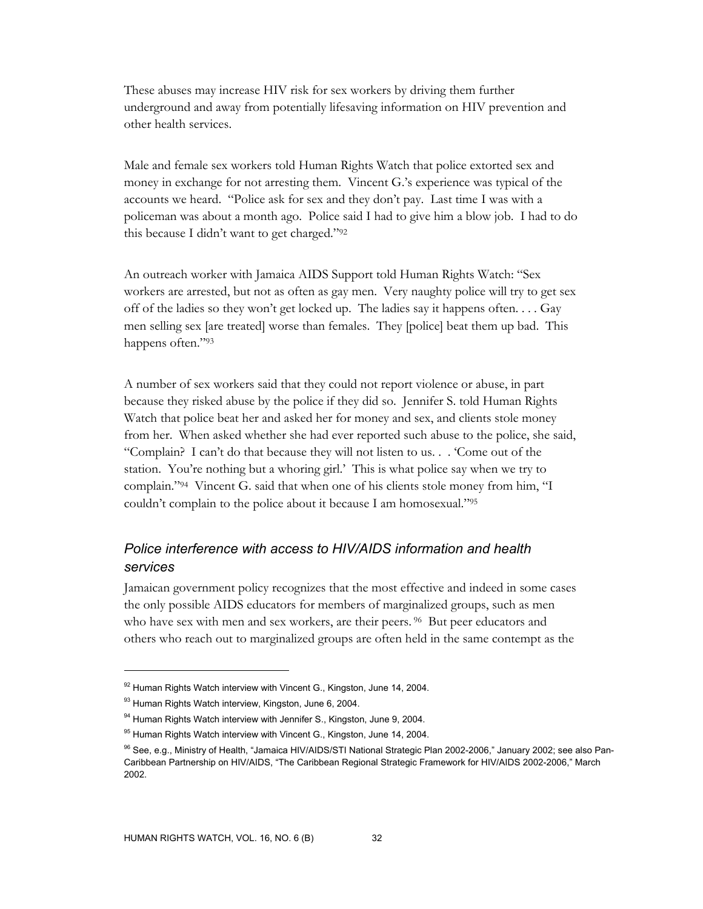These abuses may increase HIV risk for sex workers by driving them further underground and away from potentially lifesaving information on HIV prevention and other health services.

Male and female sex workers told Human Rights Watch that police extorted sex and money in exchange for not arresting them. Vincent G.'s experience was typical of the accounts we heard. "Police ask for sex and they don't pay. Last time I was with a policeman was about a month ago. Police said I had to give him a blow job. I had to do this because I didn't want to get charged."[92]

An outreach worker with Jamaica AIDS Support told Human Rights Watch: "Sex workers are arrested, but not as often as gay men. Very naughty police will try to get sex off of the ladies so they won't get locked up. The ladies say it happens often. . . . Gay men selling sex [are treated] worse than females. They [police] beat them up bad. This happens often."[93]

A number of sex workers said that they could not report violence or abuse, in part because they risked abuse by the police if they did so. Jennifer S. told Human Rights Watch that police beat her and asked her for money and sex, and clients stole money from her. When asked whether she had ever reported such abuse to the police, she said, "Complain? I can't do that because they will not listen to us. . . 'Come out of the station. You're nothing but a whoring girl.' This is what police say when we try to complain."[94] Vincent G. said that when one of his clients stole money from him, "I couldn't complain to the police about it because I am homosexual."[95]

### *Police interference with access to HIV/AIDS information and health services*

Jamaican government policy recognizes that the most effective and indeed in some cases the only possible AIDS educators for members of marginalized groups, such as men who have sex with men and sex workers, are their peers.[96] But peer educators and others who reach out to marginalized groups are often held in the same contempt as the

---

[92] Human Rights Watch interview with Vincent G., Kingston, June 14, 2004.

[93] Human Rights Watch interview, Kingston, June 6, 2004.

[94] Human Rights Watch interview with Jennifer S., Kingston, June 9, 2004.

[95] Human Rights Watch interview with Vincent G., Kingston, June 14, 2004.

[96] See, e.g., Ministry of Health, "Jamaica HIV/AIDS/STI National Strategic Plan 2002-2006," January 2002; see also Pan-Caribbean Partnership on HIV/AIDS, "The Caribbean Regional Strategic Framework for HIV/AIDS 2002-2006," March 2002.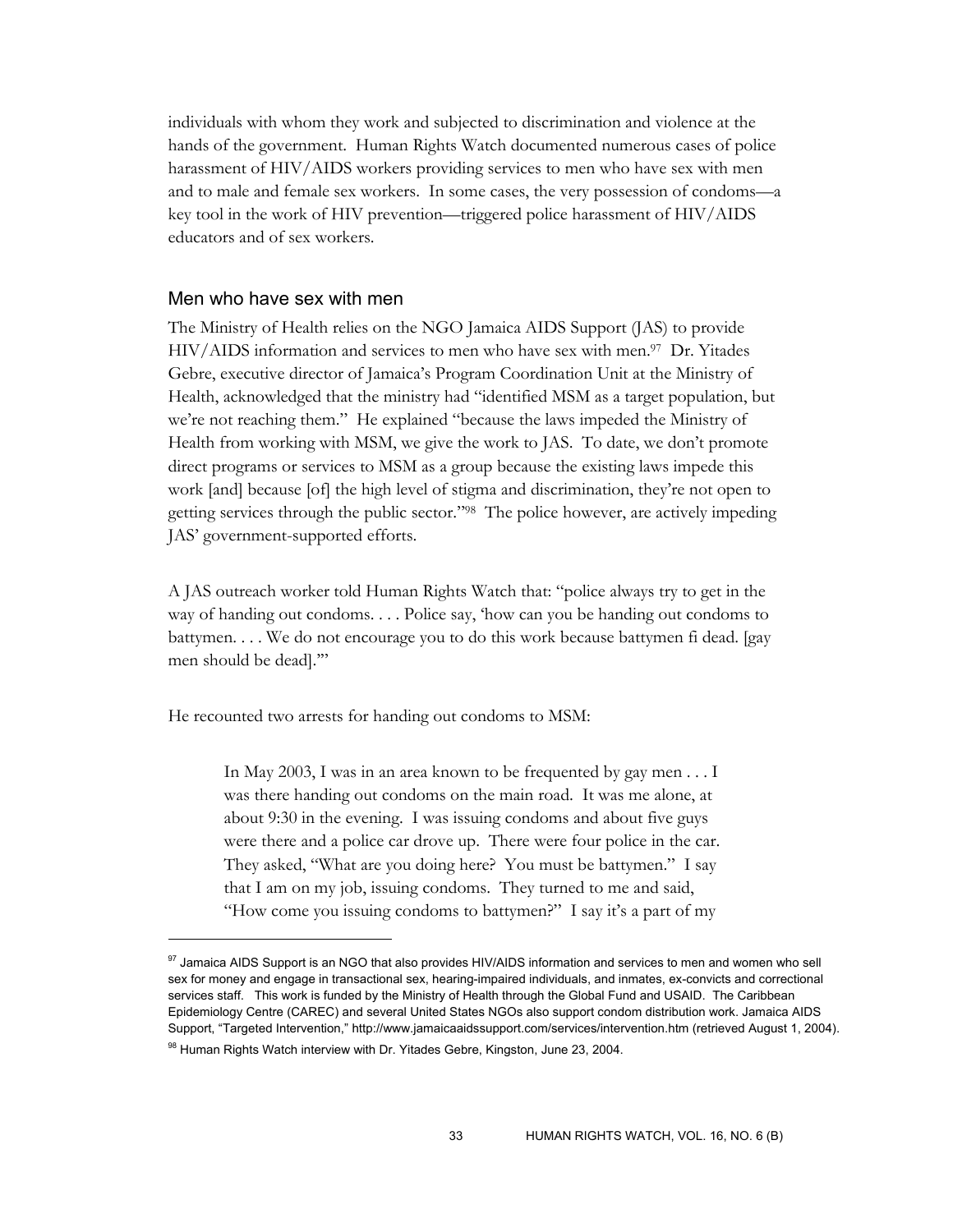individuals with whom they work and subjected to discrimination and violence at the hands of the government. Human Rights Watch documented numerous cases of police harassment of HIV/AIDS workers providing services to men who have sex with men and to male and female sex workers. In some cases, the very possession of condoms—a key tool in the work of HIV prevention—triggered police harassment of HIV/AIDS educators and of sex workers.

## Men who have sex with men

The Ministry of Health relies on the NGO Jamaica AIDS Support (JAS) to provide HIV/AIDS information and services to men who have sex with men.[97] Dr. Yitades Gebre, executive director of Jamaica's Program Coordination Unit at the Ministry of Health, acknowledged that the ministry had "identified MSM as a target population, but we're not reaching them." He explained "because the laws impeded the Ministry of Health from working with MSM, we give the work to JAS. To date, we don't promote direct programs or services to MSM as a group because the existing laws impede this work [and] because [of] the high level of stigma and discrimination, they're not open to getting services through the public sector."[98] The police however, are actively impeding JAS' government-supported efforts.

A JAS outreach worker told Human Rights Watch that: "police always try to get in the way of handing out condoms. . . . Police say, 'how can you be handing out condoms to battymen. . . . We do not encourage you to do this work because battymen fi dead. [gay men should be dead].'"

He recounted two arrests for handing out condoms to MSM:

> In May 2003, I was in an area known to be frequented by gay men . . . I was there handing out condoms on the main road. It was me alone, at about 9:30 in the evening. I was issuing condoms and about five guys were there and a police car drove up. There were four police in the car. They asked, "What are you doing here? You must be battymen." I say that I am on my job, issuing condoms. They turned to me and said, "How come you issuing condoms to battymen?" I say it's a part of my

---

[97] Jamaica AIDS Support is an NGO that also provides HIV/AIDS information and services to men and women who sell sex for money and engage in transactional sex, hearing-impaired individuals, and inmates, ex-convicts and correctional services staff. This work is funded by the Ministry of Health through the Global Fund and USAID. The Caribbean Epidemiology Centre (CAREC) and several United States NGOs also support condom distribution work. Jamaica AIDS Support, "Targeted Intervention," http://www.jamaicaaidssupport.com/services/intervention.htm (retrieved August 1, 2004).

[98] Human Rights Watch interview with Dr. Yitades Gebre, Kingston, June 23, 2004.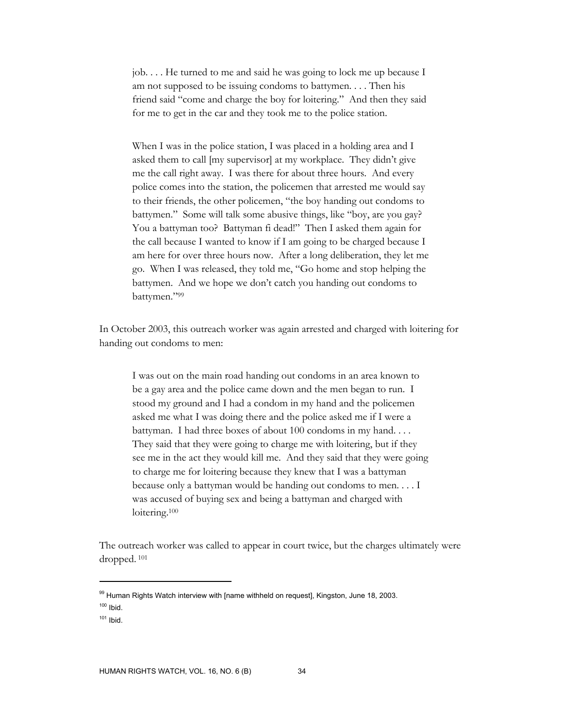> job. . . . He turned to me and said he was going to lock me up because I am not supposed to be issuing condoms to battymen. . . . Then his friend said "come and charge the boy for loitering." And then they said for me to get in the car and they took me to the police station.
>
> When I was in the police station, I was placed in a holding area and I asked them to call [my supervisor] at my workplace. They didn't give me the call right away. I was there for about three hours. And every police comes into the station, the policemen that arrested me would say to their friends, the other policemen, "the boy handing out condoms to battymen." Some will talk some abusive things, like "boy, are you gay? You a battyman too? Battyman fi dead!" Then I asked them again for the call because I wanted to know if I am going to be charged because I am here for over three hours now. After a long deliberation, they let me go. When I was released, they told me, "Go home and stop helping the battymen. And we hope we don't catch you handing out condoms to battymen."[99]

In October 2003, this outreach worker was again arrested and charged with loitering for handing out condoms to men:

> I was out on the main road handing out condoms in an area known to be a gay area and the police came down and the men began to run. I stood my ground and I had a condom in my hand and the policemen asked me what I was doing there and the police asked me if I were a battyman. I had three boxes of about 100 condoms in my hand. . . . They said that they were going to charge me with loitering, but if they see me in the act they would kill me. And they said that they were going to charge me for loitering because they knew that I was a battyman because only a battyman would be handing out condoms to men. . . . I was accused of buying sex and being a battyman and charged with loitering.[100]

The outreach worker was called to appear in court twice, but the charges ultimately were dropped.[101]

---

[99] Human Rights Watch interview with [name withheld on request], Kingston, June 18, 2003.

[100] Ibid.

[101] Ibid.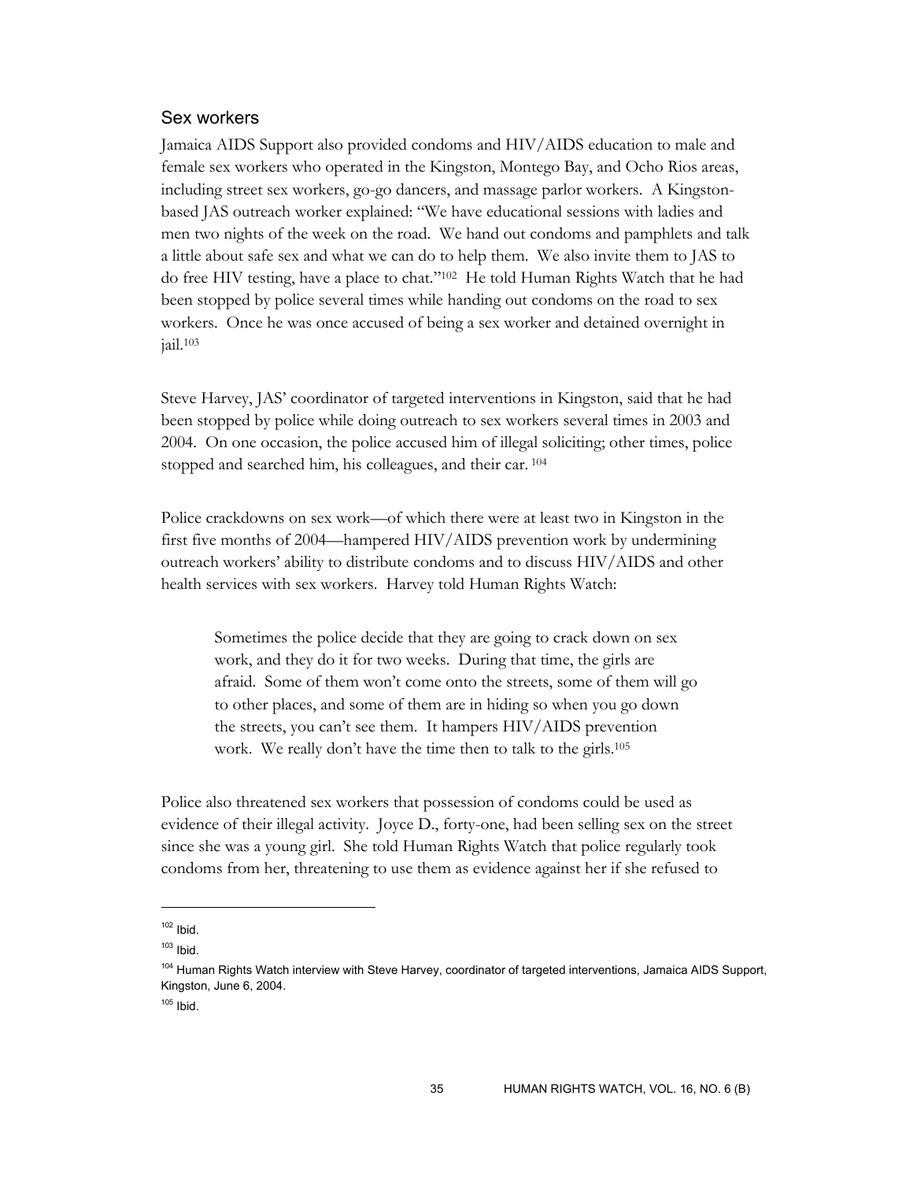## Sex workers

Jamaica AIDS Support also provided condoms and HIV/AIDS education to male and female sex workers who operated in the Kingston, Montego Bay, and Ocho Rios areas, including street sex workers, go-go dancers, and massage parlor workers. A Kingston-based JAS outreach worker explained: "We have educational sessions with ladies and men two nights of the week on the road. We hand out condoms and pamphlets and talk a little about safe sex and what we can do to help them. We also invite them to JAS to do free HIV testing, have a place to chat."[102] He told Human Rights Watch that he had been stopped by police several times while handing out condoms on the road to sex workers. Once he was once accused of being a sex worker and detained overnight in jail.[103]

Steve Harvey, JAS' coordinator of targeted interventions in Kingston, said that he had been stopped by police while doing outreach to sex workers several times in 2003 and 2004. On one occasion, the police accused him of illegal soliciting; other times, police stopped and searched him, his colleagues, and their car.[104]

Police crackdowns on sex work—of which there were at least two in Kingston in the first five months of 2004—hampered HIV/AIDS prevention work by undermining outreach workers' ability to distribute condoms and to discuss HIV/AIDS and other health services with sex workers. Harvey told Human Rights Watch:

> Sometimes the police decide that they are going to crack down on sex work, and they do it for two weeks. During that time, the girls are afraid. Some of them won't come onto the streets, some of them will go to other places, and some of them are in hiding so when you go down the streets, you can't see them. It hampers HIV/AIDS prevention work. We really don't have the time then to talk to the girls.[105]

Police also threatened sex workers that possession of condoms could be used as evidence of their illegal activity. Joyce D., forty-one, had been selling sex on the street since she was a young girl. She told Human Rights Watch that police regularly took condoms from her, threatening to use them as evidence against her if she refused to

---

[102] Ibid.

[103] Ibid.

[104] Human Rights Watch interview with Steve Harvey, coordinator of targeted interventions, Jamaica AIDS Support, Kingston, June 6, 2004.

[105] Ibid.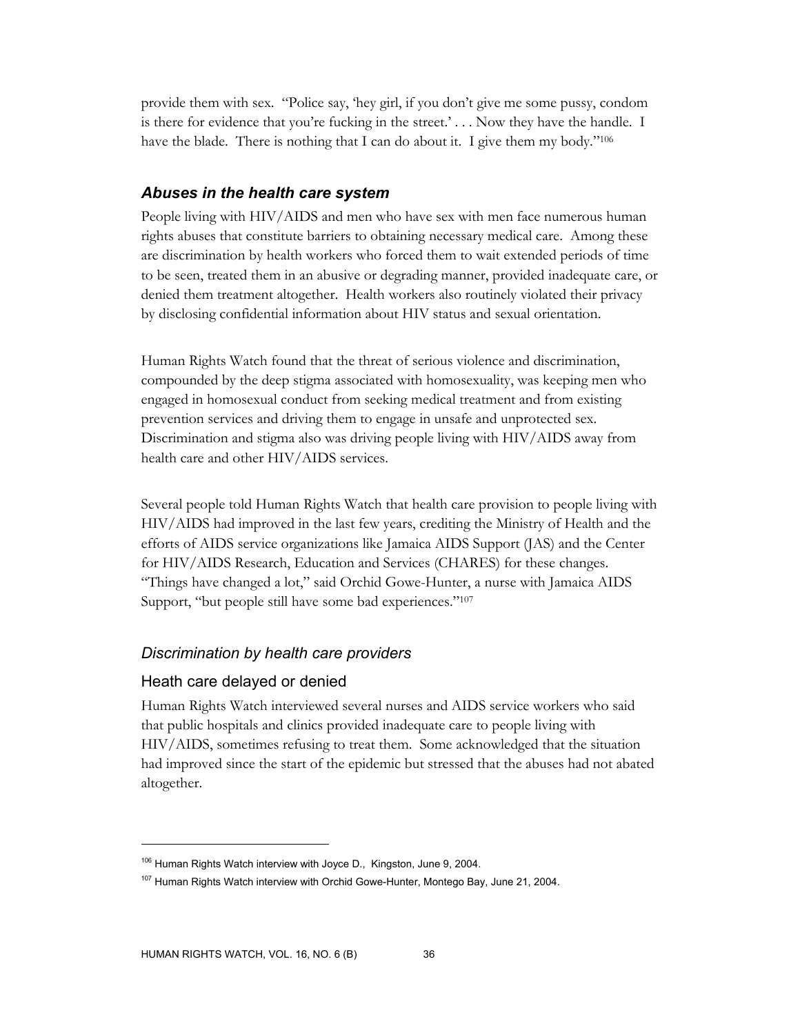provide them with sex. "Police say, 'hey girl, if you don't give me some pussy, condom is there for evidence that you're fucking in the street.' . . . Now they have the handle. I have the blade. There is nothing that I can do about it. I give them my body."[106]

### *Abuses in the health care system*

People living with HIV/AIDS and men who have sex with men face numerous human rights abuses that constitute barriers to obtaining necessary medical care. Among these are discrimination by health workers who forced them to wait extended periods of time to be seen, treated them in an abusive or degrading manner, provided inadequate care, or denied them treatment altogether. Health workers also routinely violated their privacy by disclosing confidential information about HIV status and sexual orientation.

Human Rights Watch found that the threat of serious violence and discrimination, compounded by the deep stigma associated with homosexuality, was keeping men who engaged in homosexual conduct from seeking medical treatment and from existing prevention services and driving them to engage in unsafe and unprotected sex. Discrimination and stigma also was driving people living with HIV/AIDS away from health care and other HIV/AIDS services.

Several people told Human Rights Watch that health care provision to people living with HIV/AIDS had improved in the last few years, crediting the Ministry of Health and the efforts of AIDS service organizations like Jamaica AIDS Support (JAS) and the Center for HIV/AIDS Research, Education and Services (CHARES) for these changes. "Things have changed a lot," said Orchid Gowe-Hunter, a nurse with Jamaica AIDS Support, "but people still have some bad experiences."[107]

#### *Discrimination by health care providers*

##### Heath care delayed or denied

Human Rights Watch interviewed several nurses and AIDS service workers who said that public hospitals and clinics provided inadequate care to people living with HIV/AIDS, sometimes refusing to treat them. Some acknowledged that the situation had improved since the start of the epidemic but stressed that the abuses had not abated altogether.

---

[106] Human Rights Watch interview with Joyce D., Kingston, June 9, 2004.

[107] Human Rights Watch interview with Orchid Gowe-Hunter, Montego Bay, June 21, 2004.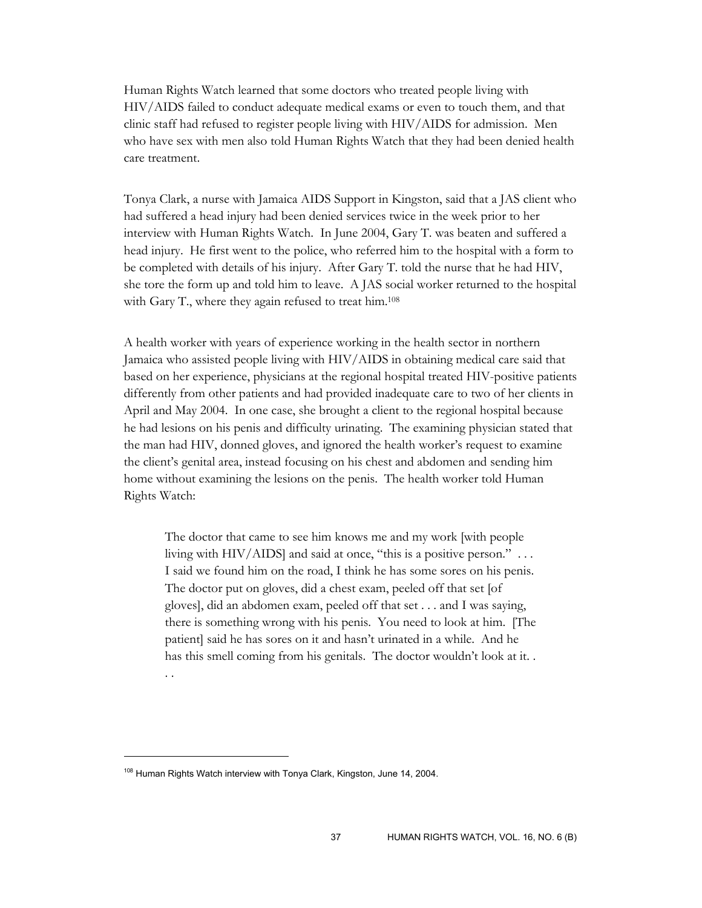Human Rights Watch learned that some doctors who treated people living with HIV/AIDS failed to conduct adequate medical exams or even to touch them, and that clinic staff had refused to register people living with HIV/AIDS for admission. Men who have sex with men also told Human Rights Watch that they had been denied health care treatment.

Tonya Clark, a nurse with Jamaica AIDS Support in Kingston, said that a JAS client who had suffered a head injury had been denied services twice in the week prior to her interview with Human Rights Watch. In June 2004, Gary T. was beaten and suffered a head injury. He first went to the police, who referred him to the hospital with a form to be completed with details of his injury. After Gary T. told the nurse that he had HIV, she tore the form up and told him to leave. A JAS social worker returned to the hospital with Gary T., where they again refused to treat him.[108]

A health worker with years of experience working in the health sector in northern Jamaica who assisted people living with HIV/AIDS in obtaining medical care said that based on her experience, physicians at the regional hospital treated HIV-positive patients differently from other patients and had provided inadequate care to two of her clients in April and May 2004. In one case, she brought a client to the regional hospital because he had lesions on his penis and difficulty urinating. The examining physician stated that the man had HIV, donned gloves, and ignored the health worker's request to examine the client's genital area, instead focusing on his chest and abdomen and sending him home without examining the lesions on the penis. The health worker told Human Rights Watch:

> The doctor that came to see him knows me and my work [with people living with HIV/AIDS] and said at once, "this is a positive person." . . . I said we found him on the road, I think he has some sores on his penis. The doctor put on gloves, did a chest exam, peeled off that set [of gloves], did an abdomen exam, peeled off that set . . . and I was saying, there is something wrong with his penis. You need to look at him. [The patient] said he has sores on it and hasn't urinated in a while. And he has this smell coming from his genitals. The doctor wouldn't look at it. . . .

---

[108] Human Rights Watch interview with Tonya Clark, Kingston, June 14, 2004.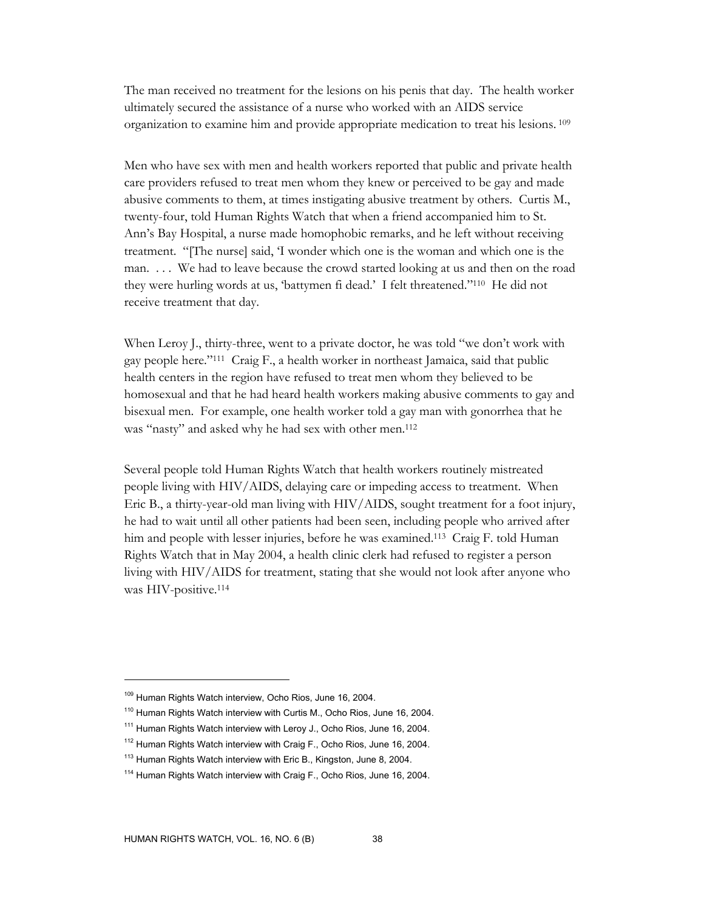The man received no treatment for the lesions on his penis that day. The health worker ultimately secured the assistance of a nurse who worked with an AIDS service organization to examine him and provide appropriate medication to treat his lesions.[109]

Men who have sex with men and health workers reported that public and private health care providers refused to treat men whom they knew or perceived to be gay and made abusive comments to them, at times instigating abusive treatment by others. Curtis M., twenty-four, told Human Rights Watch that when a friend accompanied him to St. Ann's Bay Hospital, a nurse made homophobic remarks, and he left without receiving treatment. "[The nurse] said, 'I wonder which one is the woman and which one is the man. . . . We had to leave because the crowd started looking at us and then on the road they were hurling words at us, 'battymen fi dead.' I felt threatened."[110] He did not receive treatment that day.

When Leroy J., thirty-three, went to a private doctor, he was told "we don't work with gay people here."[111] Craig F., a health worker in northeast Jamaica, said that public health centers in the region have refused to treat men whom they believed to be homosexual and that he had heard health workers making abusive comments to gay and bisexual men. For example, one health worker told a gay man with gonorrhea that he was "nasty" and asked why he had sex with other men.[112]

Several people told Human Rights Watch that health workers routinely mistreated people living with HIV/AIDS, delaying care or impeding access to treatment. When Eric B., a thirty-year-old man living with HIV/AIDS, sought treatment for a foot injury, he had to wait until all other patients had been seen, including people who arrived after him and people with lesser injuries, before he was examined.[113] Craig F. told Human Rights Watch that in May 2004, a health clinic clerk had refused to register a person living with HIV/AIDS for treatment, stating that she would not look after anyone who was HIV-positive.[114]

---

[109] Human Rights Watch interview, Ocho Rios, June 16, 2004.

[110] Human Rights Watch interview with Curtis M., Ocho Rios, June 16, 2004.

[111] Human Rights Watch interview with Leroy J., Ocho Rios, June 16, 2004.

[112] Human Rights Watch interview with Craig F., Ocho Rios, June 16, 2004.

[113] Human Rights Watch interview with Eric B., Kingston, June 8, 2004.

[114] Human Rights Watch interview with Craig F., Ocho Rios, June 16, 2004.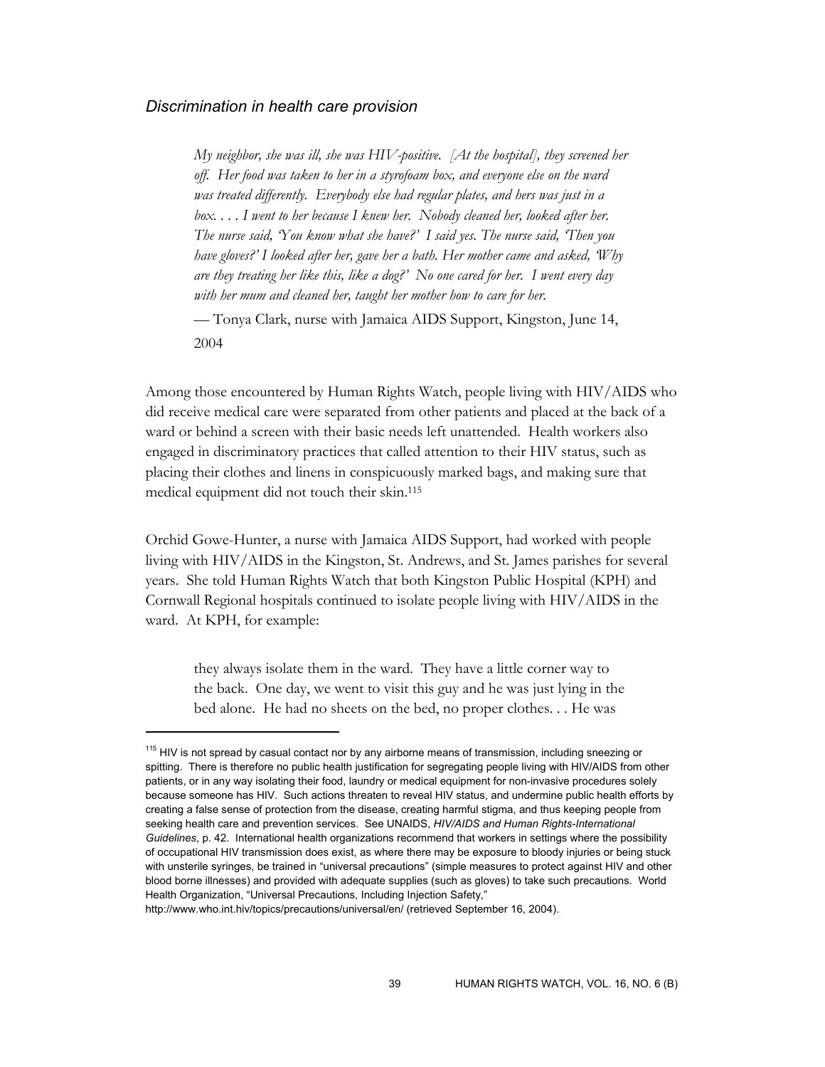### *Discrimination in health care provision*

> *My neighbor, she was ill, she was HIV-positive. [At the hospital], they screened her off. Her food was taken to her in a styrofoam box, and everyone else on the ward was treated differently. Everybody else had regular plates, and hers was just in a box. . . . I went to her because I knew her. Nobody cleaned her, looked after her. The nurse said, 'You know what she have?' I said yes. The nurse said, 'Then you have gloves?' I looked after her, gave her a bath. Her mother came and asked, 'Why are they treating her like this, like a dog?' No one cared for her. I went every day with her mum and cleaned her, taught her mother how to care for her.*
>
> — Tonya Clark, nurse with Jamaica AIDS Support, Kingston, June 14, 2004

Among those encountered by Human Rights Watch, people living with HIV/AIDS who did receive medical care were separated from other patients and placed at the back of a ward or behind a screen with their basic needs left unattended. Health workers also engaged in discriminatory practices that called attention to their HIV status, such as placing their clothes and linens in conspicuously marked bags, and making sure that medical equipment did not touch their skin.[115]

Orchid Gowe-Hunter, a nurse with Jamaica AIDS Support, had worked with people living with HIV/AIDS in the Kingston, St. Andrews, and St. James parishes for several years. She told Human Rights Watch that both Kingston Public Hospital (KPH) and Cornwall Regional hospitals continued to isolate people living with HIV/AIDS in the ward. At KPH, for example:

> they always isolate them in the ward. They have a little corner way to the back. One day, we went to visit this guy and he was just lying in the bed alone. He had no sheets on the bed, no proper clothes. . . He was

---

[115] HIV is not spread by casual contact nor by any airborne means of transmission, including sneezing or spitting. There is therefore no public health justification for segregating people living with HIV/AIDS from other patients, or in any way isolating their food, laundry or medical equipment for non-invasive procedures solely because someone has HIV. Such actions threaten to reveal HIV status, and undermine public health efforts by creating a false sense of protection from the disease, creating harmful stigma, and thus keeping people from seeking health care and prevention services. See UNAIDS, *HIV/AIDS and Human Rights-International Guidelines*, p. 42. International health organizations recommend that workers in settings where the possibility of occupational HIV transmission does exist, as where there may be exposure to bloody injuries or being stuck with unsterile syringes, be trained in "universal precautions" (simple measures to protect against HIV and other blood borne illnesses) and provided with adequate supplies (such as gloves) to take such precautions. World Health Organization, "Universal Precautions, Including Injection Safety," http://www.who.int.hiv/topics/precautions/universal/en/ (retrieved September 16, 2004).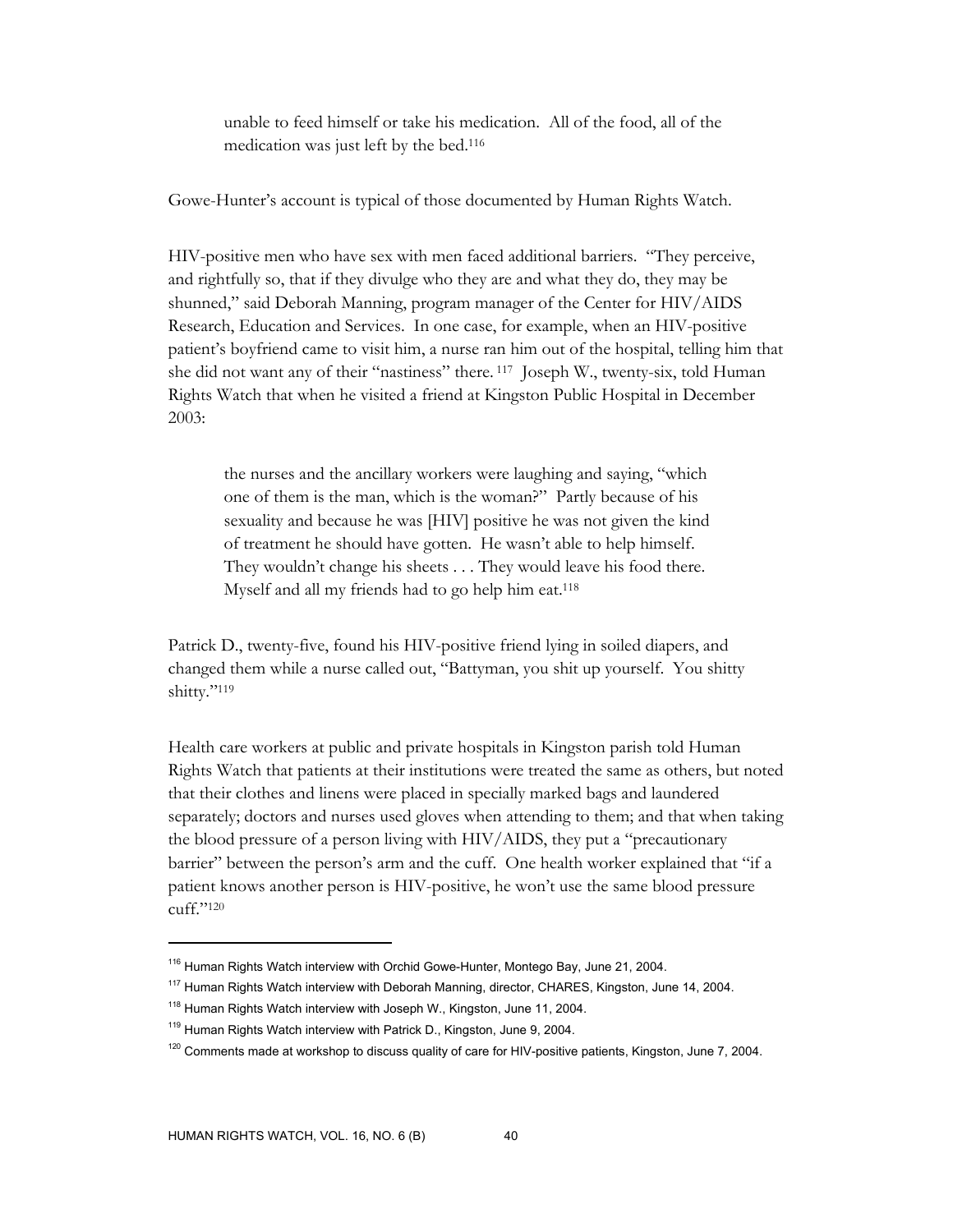> unable to feed himself or take his medication. All of the food, all of the medication was just left by the bed.[116]

Gowe-Hunter's account is typical of those documented by Human Rights Watch.

HIV-positive men who have sex with men faced additional barriers. "They perceive, and rightfully so, that if they divulge who they are and what they do, they may be shunned," said Deborah Manning, program manager of the Center for HIV/AIDS Research, Education and Services. In one case, for example, when an HIV-positive patient's boyfriend came to visit him, a nurse ran him out of the hospital, telling him that she did not want any of their "nastiness" there.[117] Joseph W., twenty-six, told Human Rights Watch that when he visited a friend at Kingston Public Hospital in December 2003:

> the nurses and the ancillary workers were laughing and saying, "which one of them is the man, which is the woman?" Partly because of his sexuality and because he was [HIV] positive he was not given the kind of treatment he should have gotten. He wasn't able to help himself. They wouldn't change his sheets . . . They would leave his food there. Myself and all my friends had to go help him eat.[118]

Patrick D., twenty-five, found his HIV-positive friend lying in soiled diapers, and changed them while a nurse called out, "Battyman, you shit up yourself. You shitty shitty."[119]

Health care workers at public and private hospitals in Kingston parish told Human Rights Watch that patients at their institutions were treated the same as others, but noted that their clothes and linens were placed in specially marked bags and laundered separately; doctors and nurses used gloves when attending to them; and that when taking the blood pressure of a person living with HIV/AIDS, they put a "precautionary barrier" between the person's arm and the cuff. One health worker explained that "if a patient knows another person is HIV-positive, he won't use the same blood pressure cuff."[120]

---

[116] Human Rights Watch interview with Orchid Gowe-Hunter, Montego Bay, June 21, 2004.

[117] Human Rights Watch interview with Deborah Manning, director, CHARES, Kingston, June 14, 2004.

[118] Human Rights Watch interview with Joseph W., Kingston, June 11, 2004.

[119] Human Rights Watch interview with Patrick D., Kingston, June 9, 2004.

[120] Comments made at workshop to discuss quality of care for HIV-positive patients, Kingston, June 7, 2004.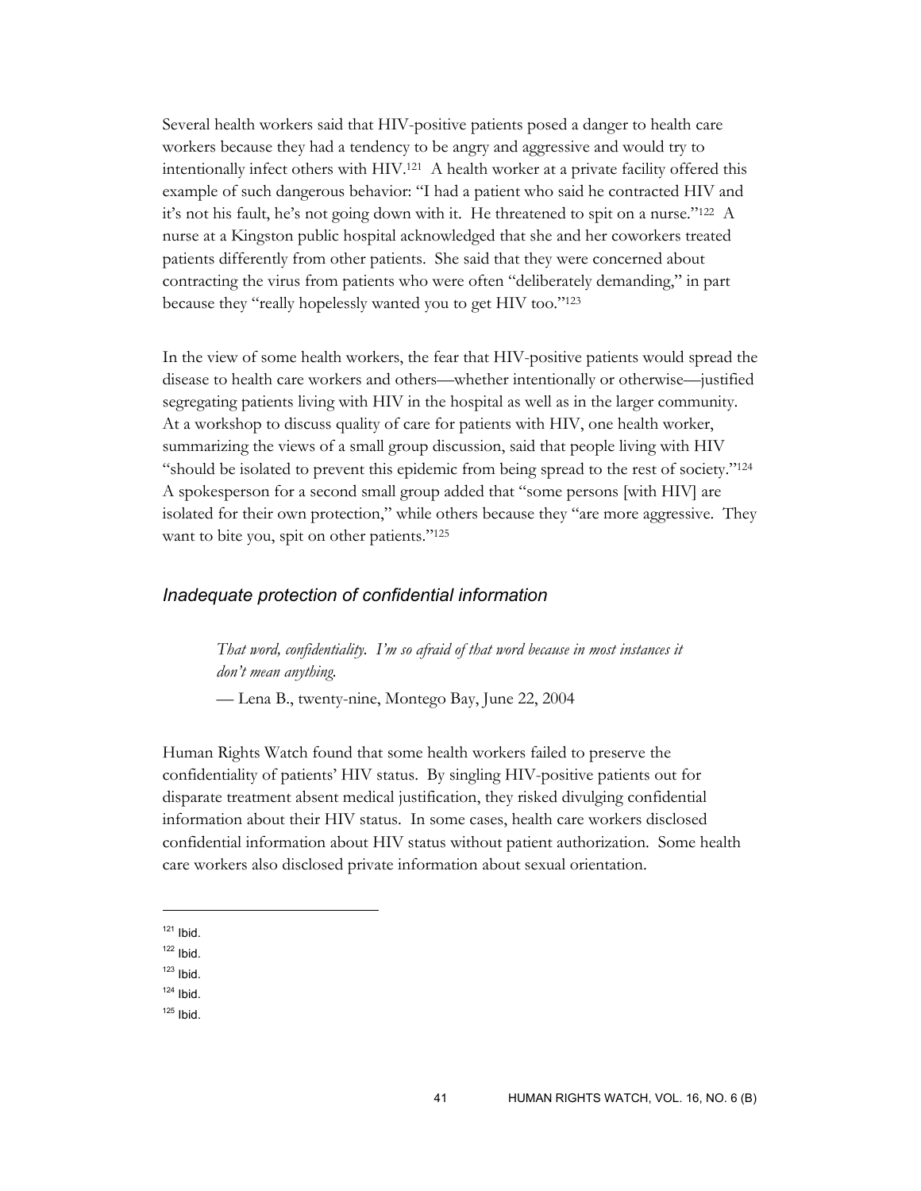Several health workers said that HIV-positive patients posed a danger to health care workers because they had a tendency to be angry and aggressive and would try to intentionally infect others with HIV.[121] A health worker at a private facility offered this example of such dangerous behavior: "I had a patient who said he contracted HIV and it's not his fault, he's not going down with it. He threatened to spit on a nurse."[122] A nurse at a Kingston public hospital acknowledged that she and her coworkers treated patients differently from other patients. She said that they were concerned about contracting the virus from patients who were often "deliberately demanding," in part because they "really hopelessly wanted you to get HIV too."[123]

In the view of some health workers, the fear that HIV-positive patients would spread the disease to health care workers and others—whether intentionally or otherwise—justified segregating patients living with HIV in the hospital as well as in the larger community. At a workshop to discuss quality of care for patients with HIV, one health worker, summarizing the views of a small group discussion, said that people living with HIV "should be isolated to prevent this epidemic from being spread to the rest of society."[124] A spokesperson for a second small group added that "some persons [with HIV] are isolated for their own protection," while others because they "are more aggressive. They want to bite you, spit on other patients."[125]

### *Inadequate protection of confidential information*

> *That word, confidentiality. I'm so afraid of that word because in most instances it don't mean anything.*
>
> — Lena B., twenty-nine, Montego Bay, June 22, 2004

Human Rights Watch found that some health workers failed to preserve the confidentiality of patients' HIV status. By singling HIV-positive patients out for disparate treatment absent medical justification, they risked divulging confidential information about their HIV status. In some cases, health care workers disclosed confidential information about HIV status without patient authorization. Some health care workers also disclosed private information about sexual orientation.

---

[121] Ibid.

[122] Ibid.

[123] Ibid.

[124] Ibid.

[125] Ibid.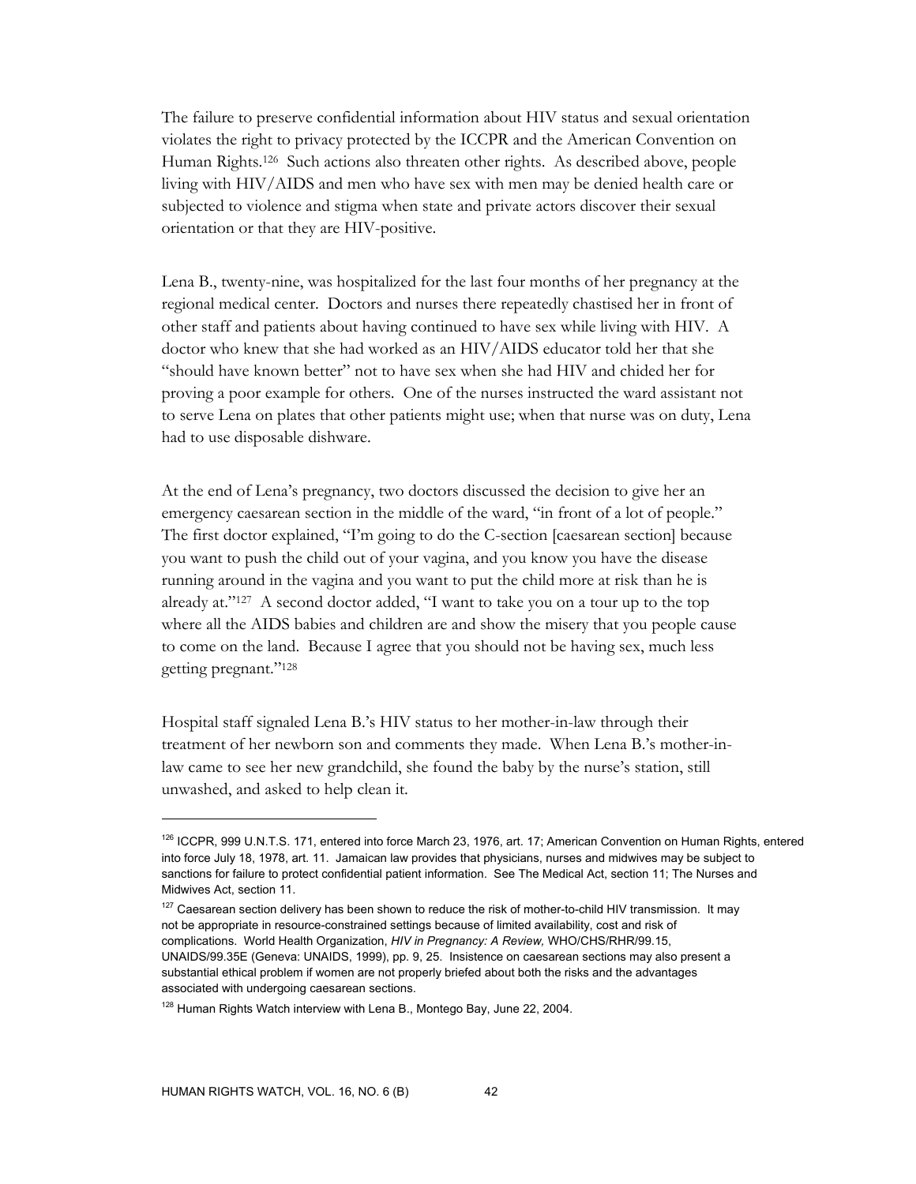The failure to preserve confidential information about HIV status and sexual orientation violates the right to privacy protected by the ICCPR and the American Convention on Human Rights.[126] Such actions also threaten other rights. As described above, people living with HIV/AIDS and men who have sex with men may be denied health care or subjected to violence and stigma when state and private actors discover their sexual orientation or that they are HIV-positive.

Lena B., twenty-nine, was hospitalized for the last four months of her pregnancy at the regional medical center. Doctors and nurses there repeatedly chastised her in front of other staff and patients about having continued to have sex while living with HIV. A doctor who knew that she had worked as an HIV/AIDS educator told her that she "should have known better" not to have sex when she had HIV and chided her for proving a poor example for others. One of the nurses instructed the ward assistant not to serve Lena on plates that other patients might use; when that nurse was on duty, Lena had to use disposable dishware.

At the end of Lena's pregnancy, two doctors discussed the decision to give her an emergency caesarean section in the middle of the ward, "in front of a lot of people." The first doctor explained, "I'm going to do the C-section [caesarean section] because you want to push the child out of your vagina, and you know you have the disease running around in the vagina and you want to put the child more at risk than he is already at."[127] A second doctor added, "I want to take you on a tour up to the top where all the AIDS babies and children are and show the misery that you people cause to come on the land. Because I agree that you should not be having sex, much less getting pregnant."[128]

Hospital staff signaled Lena B.'s HIV status to her mother-in-law through their treatment of her newborn son and comments they made. When Lena B.'s mother-in-law came to see her new grandchild, she found the baby by the nurse's station, still unwashed, and asked to help clean it.

---

[126] ICCPR, 999 U.N.T.S. 171, entered into force March 23, 1976, art. 17; American Convention on Human Rights, entered into force July 18, 1978, art. 11. Jamaican law provides that physicians, nurses and midwives may be subject to sanctions for failure to protect confidential patient information. See The Medical Act, section 11; The Nurses and Midwives Act, section 11.

[127] Caesarean section delivery has been shown to reduce the risk of mother-to-child HIV transmission. It may not be appropriate in resource-constrained settings because of limited availability, cost and risk of complications. World Health Organization, *HIV in Pregnancy: A Review,* WHO/CHS/RHR/99.15, UNAIDS/99.35E (Geneva: UNAIDS, 1999), pp. 9, 25. Insistence on caesarean sections may also present a substantial ethical problem if women are not properly briefed about both the risks and the advantages associated with undergoing caesarean sections.

[128] Human Rights Watch interview with Lena B., Montego Bay, June 22, 2004.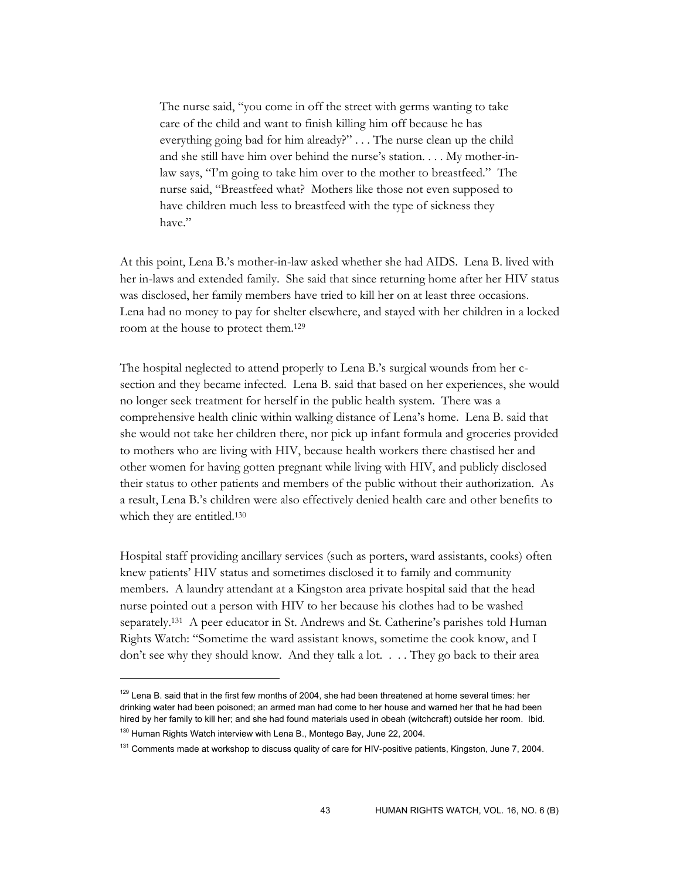> The nurse said, "you come in off the street with germs wanting to take care of the child and want to finish killing him off because he has everything going bad for him already?" . . . The nurse clean up the child and she still have him over behind the nurse's station. . . . My mother-in-law says, "I'm going to take him over to the mother to breastfeed." The nurse said, "Breastfeed what? Mothers like those not even supposed to have children much less to breastfeed with the type of sickness they have."

At this point, Lena B.'s mother-in-law asked whether she had AIDS. Lena B. lived with her in-laws and extended family. She said that since returning home after her HIV status was disclosed, her family members have tried to kill her on at least three occasions. Lena had no money to pay for shelter elsewhere, and stayed with her children in a locked room at the house to protect them.[129]

The hospital neglected to attend properly to Lena B.'s surgical wounds from her c-section and they became infected. Lena B. said that based on her experiences, she would no longer seek treatment for herself in the public health system. There was a comprehensive health clinic within walking distance of Lena's home. Lena B. said that she would not take her children there, nor pick up infant formula and groceries provided to mothers who are living with HIV, because health workers there chastised her and other women for having gotten pregnant while living with HIV, and publicly disclosed their status to other patients and members of the public without their authorization. As a result, Lena B.'s children were also effectively denied health care and other benefits to which they are entitled.[130]

Hospital staff providing ancillary services (such as porters, ward assistants, cooks) often knew patients' HIV status and sometimes disclosed it to family and community members. A laundry attendant at a Kingston area private hospital said that the head nurse pointed out a person with HIV to her because his clothes had to be washed separately.[131] A peer educator in St. Andrews and St. Catherine's parishes told Human Rights Watch: "Sometime the ward assistant knows, sometime the cook know, and I don't see why they should know. And they talk a lot. . . . They go back to their area

---

[129] Lena B. said that in the first few months of 2004, she had been threatened at home several times: her drinking water had been poisoned; an armed man had come to her house and warned her that he had been hired by her family to kill her; and she had found materials used in obeah (witchcraft) outside her room. Ibid.

[130] Human Rights Watch interview with Lena B., Montego Bay, June 22, 2004.

[131] Comments made at workshop to discuss quality of care for HIV-positive patients, Kingston, June 7, 2004.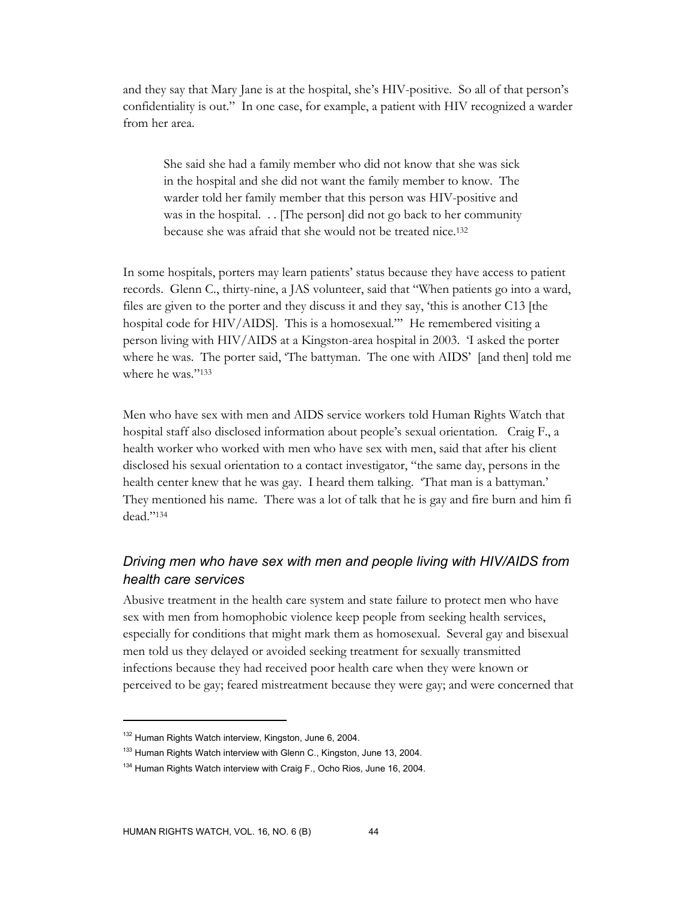and they say that Mary Jane is at the hospital, she's HIV-positive. So all of that person's confidentiality is out." In one case, for example, a patient with HIV recognized a warder from her area.

> She said she had a family member who did not know that she was sick in the hospital and she did not want the family member to know. The warder told her family member that this person was HIV-positive and was in the hospital. . . [The person] did not go back to her community because she was afraid that she would not be treated nice.[132]

In some hospitals, porters may learn patients' status because they have access to patient records. Glenn C., thirty-nine, a JAS volunteer, said that "When patients go into a ward, files are given to the porter and they discuss it and they say, 'this is another C13 [the hospital code for HIV/AIDS]. This is a homosexual.'" He remembered visiting a person living with HIV/AIDS at a Kingston-area hospital in 2003. 'I asked the porter where he was. The porter said, 'The battyman. The one with AIDS' [and then] told me where he was."[133]

Men who have sex with men and AIDS service workers told Human Rights Watch that hospital staff also disclosed information about people's sexual orientation. Craig F., a health worker who worked with men who have sex with men, said that after his client disclosed his sexual orientation to a contact investigator, "the same day, persons in the health center knew that he was gay. I heard them talking. 'That man is a battyman.' They mentioned his name. There was a lot of talk that he is gay and fire burn and him fi dead."[134]

### *Driving men who have sex with men and people living with HIV/AIDS from health care services*

Abusive treatment in the health care system and state failure to protect men who have sex with men from homophobic violence keep people from seeking health services, especially for conditions that might mark them as homosexual. Several gay and bisexual men told us they delayed or avoided seeking treatment for sexually transmitted infections because they had received poor health care when they were known or perceived to be gay; feared mistreatment because they were gay; and were concerned that

---

[132] Human Rights Watch interview, Kingston, June 6, 2004.

[133] Human Rights Watch interview with Glenn C., Kingston, June 13, 2004.

[134] Human Rights Watch interview with Craig F., Ocho Rios, June 16, 2004.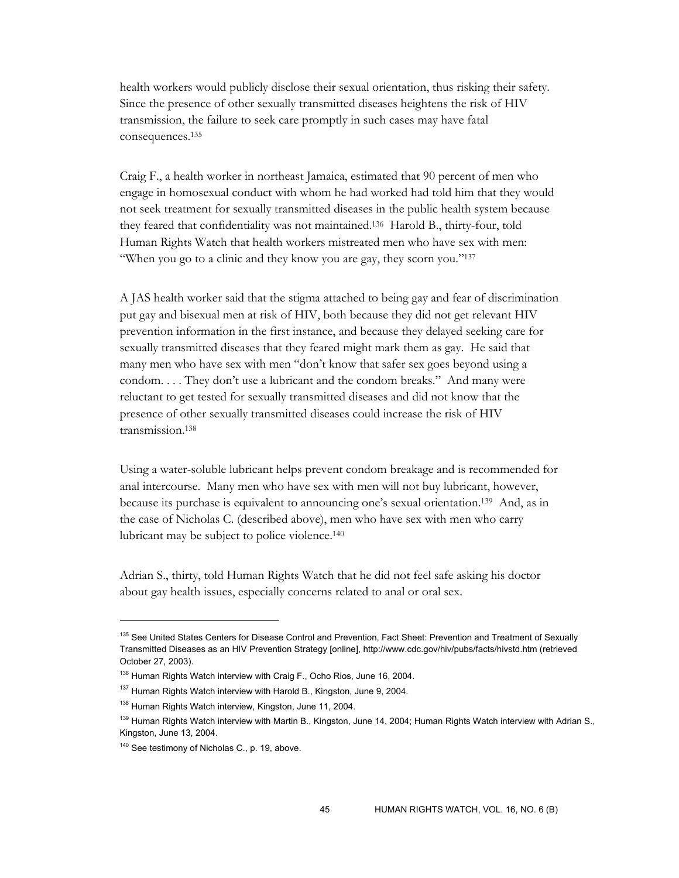health workers would publicly disclose their sexual orientation, thus risking their safety. Since the presence of other sexually transmitted diseases heightens the risk of HIV transmission, the failure to seek care promptly in such cases may have fatal consequences.[135]

Craig F., a health worker in northeast Jamaica, estimated that 90 percent of men who engage in homosexual conduct with whom he had worked had told him that they would not seek treatment for sexually transmitted diseases in the public health system because they feared that confidentiality was not maintained.[136] Harold B., thirty-four, told Human Rights Watch that health workers mistreated men who have sex with men: "When you go to a clinic and they know you are gay, they scorn you."[137]

A JAS health worker said that the stigma attached to being gay and fear of discrimination put gay and bisexual men at risk of HIV, both because they did not get relevant HIV prevention information in the first instance, and because they delayed seeking care for sexually transmitted diseases that they feared might mark them as gay. He said that many men who have sex with men "don't know that safer sex goes beyond using a condom. . . . They don't use a lubricant and the condom breaks." And many were reluctant to get tested for sexually transmitted diseases and did not know that the presence of other sexually transmitted diseases could increase the risk of HIV transmission.[138]

Using a water-soluble lubricant helps prevent condom breakage and is recommended for anal intercourse. Many men who have sex with men will not buy lubricant, however, because its purchase is equivalent to announcing one's sexual orientation.[139] And, as in the case of Nicholas C. (described above), men who have sex with men who carry lubricant may be subject to police violence.[140]

Adrian S., thirty, told Human Rights Watch that he did not feel safe asking his doctor about gay health issues, especially concerns related to anal or oral sex.

---

[135] See United States Centers for Disease Control and Prevention, Fact Sheet: Prevention and Treatment of Sexually Transmitted Diseases as an HIV Prevention Strategy [online], http://www.cdc.gov/hiv/pubs/facts/hivstd.htm (retrieved October 27, 2003).

[136] Human Rights Watch interview with Craig F., Ocho Rios, June 16, 2004.

[137] Human Rights Watch interview with Harold B., Kingston, June 9, 2004.

[138] Human Rights Watch interview, Kingston, June 11, 2004.

[139] Human Rights Watch interview with Martin B., Kingston, June 14, 2004; Human Rights Watch interview with Adrian S., Kingston, June 13, 2004.

[140] See testimony of Nicholas C., p. 19, above.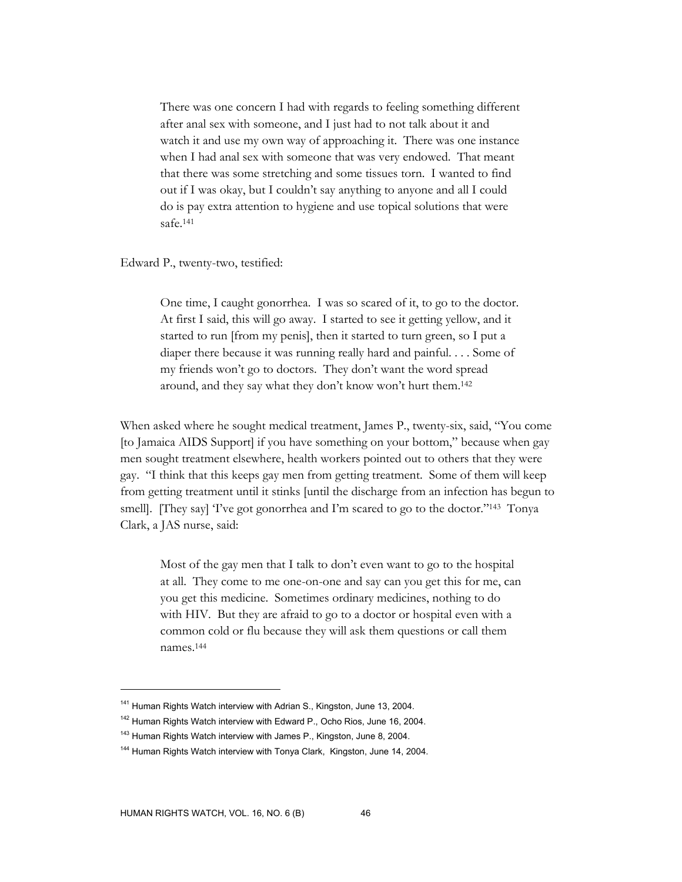> There was one concern I had with regards to feeling something different after anal sex with someone, and I just had to not talk about it and watch it and use my own way of approaching it. There was one instance when I had anal sex with someone that was very endowed. That meant that there was some stretching and some tissues torn. I wanted to find out if I was okay, but I couldn't say anything to anyone and all I could do is pay extra attention to hygiene and use topical solutions that were safe.[141]

Edward P., twenty-two, testified:

> One time, I caught gonorrhea. I was so scared of it, to go to the doctor. At first I said, this will go away. I started to see it getting yellow, and it started to run [from my penis], then it started to turn green, so I put a diaper there because it was running really hard and painful. . . . Some of my friends won't go to doctors. They don't want the word spread around, and they say what they don't know won't hurt them.[142]

When asked where he sought medical treatment, James P., twenty-six, said, "You come [to Jamaica AIDS Support] if you have something on your bottom," because when gay men sought treatment elsewhere, health workers pointed out to others that they were gay. "I think that this keeps gay men from getting treatment. Some of them will keep from getting treatment until it stinks [until the discharge from an infection has begun to smell]. [They say] 'I've got gonorrhea and I'm scared to go to the doctor."[143] Tonya Clark, a JAS nurse, said:

> Most of the gay men that I talk to don't even want to go to the hospital at all. They come to me one-on-one and say can you get this for me, can you get this medicine. Sometimes ordinary medicines, nothing to do with HIV. But they are afraid to go to a doctor or hospital even with a common cold or flu because they will ask them questions or call them names.[144]

---

[141] Human Rights Watch interview with Adrian S., Kingston, June 13, 2004.

[142] Human Rights Watch interview with Edward P., Ocho Rios, June 16, 2004.

[143] Human Rights Watch interview with James P., Kingston, June 8, 2004.

[144] Human Rights Watch interview with Tonya Clark, Kingston, June 14, 2004.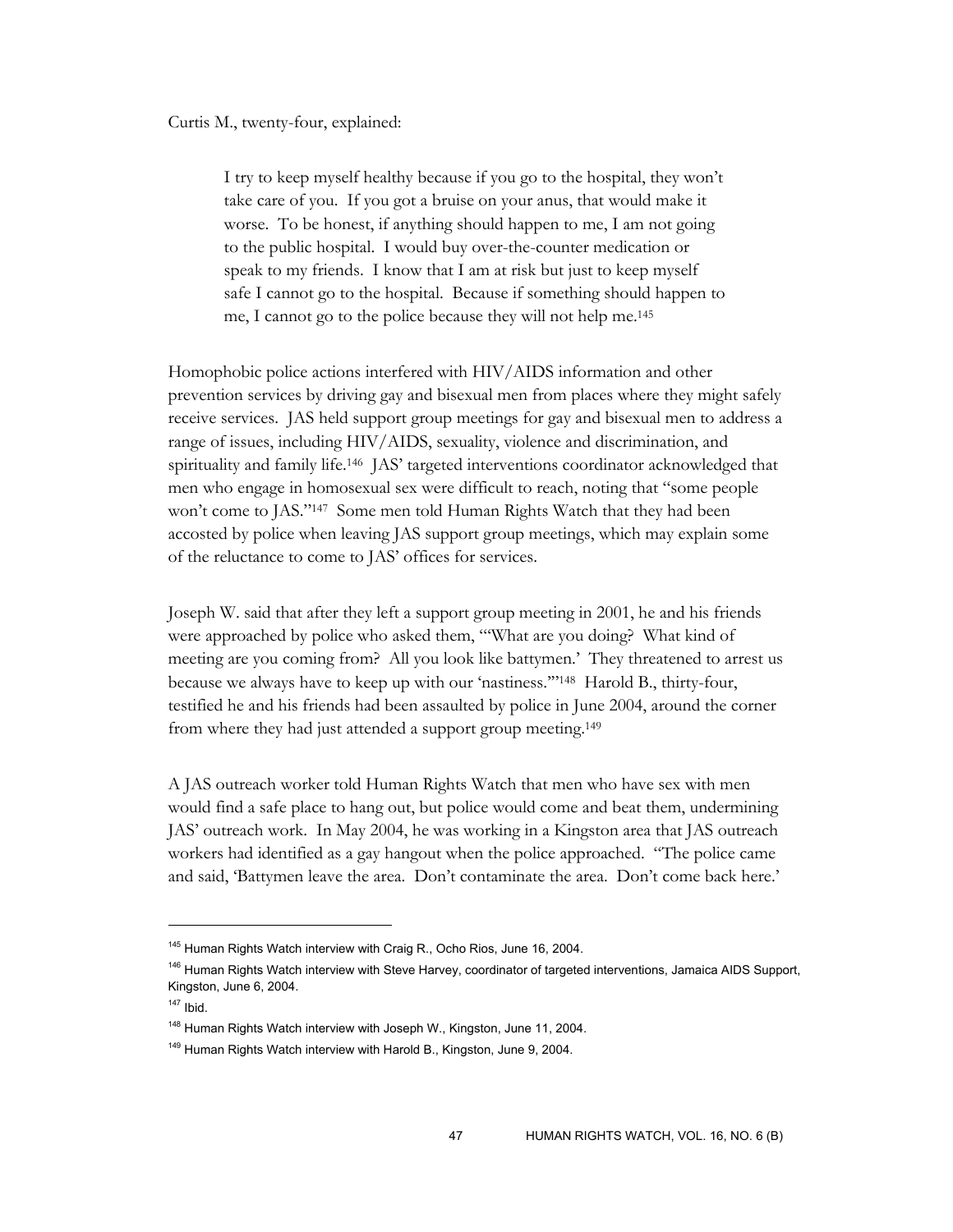Curtis M., twenty-four, explained:

> I try to keep myself healthy because if you go to the hospital, they won't take care of you. If you got a bruise on your anus, that would make it worse. To be honest, if anything should happen to me, I am not going to the public hospital. I would buy over-the-counter medication or speak to my friends. I know that I am at risk but just to keep myself safe I cannot go to the hospital. Because if something should happen to me, I cannot go to the police because they will not help me.[145]

Homophobic police actions interfered with HIV/AIDS information and other prevention services by driving gay and bisexual men from places where they might safely receive services. JAS held support group meetings for gay and bisexual men to address a range of issues, including HIV/AIDS, sexuality, violence and discrimination, and spirituality and family life.[146] JAS' targeted interventions coordinator acknowledged that men who engage in homosexual sex were difficult to reach, noting that "some people won't come to JAS."[147] Some men told Human Rights Watch that they had been accosted by police when leaving JAS support group meetings, which may explain some of the reluctance to come to JAS' offices for services.

Joseph W. said that after they left a support group meeting in 2001, he and his friends were approached by police who asked them, "'What are you doing? What kind of meeting are you coming from? All you look like battymen.' They threatened to arrest us because we always have to keep up with our 'nastiness.'"[148] Harold B., thirty-four, testified he and his friends had been assaulted by police in June 2004, around the corner from where they had just attended a support group meeting.[149]

A JAS outreach worker told Human Rights Watch that men who have sex with men would find a safe place to hang out, but police would come and beat them, undermining JAS' outreach work. In May 2004, he was working in a Kingston area that JAS outreach workers had identified as a gay hangout when the police approached. "The police came and said, 'Battymen leave the area. Don't contaminate the area. Don't come back here.'

---

[145] Human Rights Watch interview with Craig R., Ocho Rios, June 16, 2004.

[146] Human Rights Watch interview with Steve Harvey, coordinator of targeted interventions, Jamaica AIDS Support, Kingston, June 6, 2004.

[147] Ibid.

[148] Human Rights Watch interview with Joseph W., Kingston, June 11, 2004.

[149] Human Rights Watch interview with Harold B., Kingston, June 9, 2004.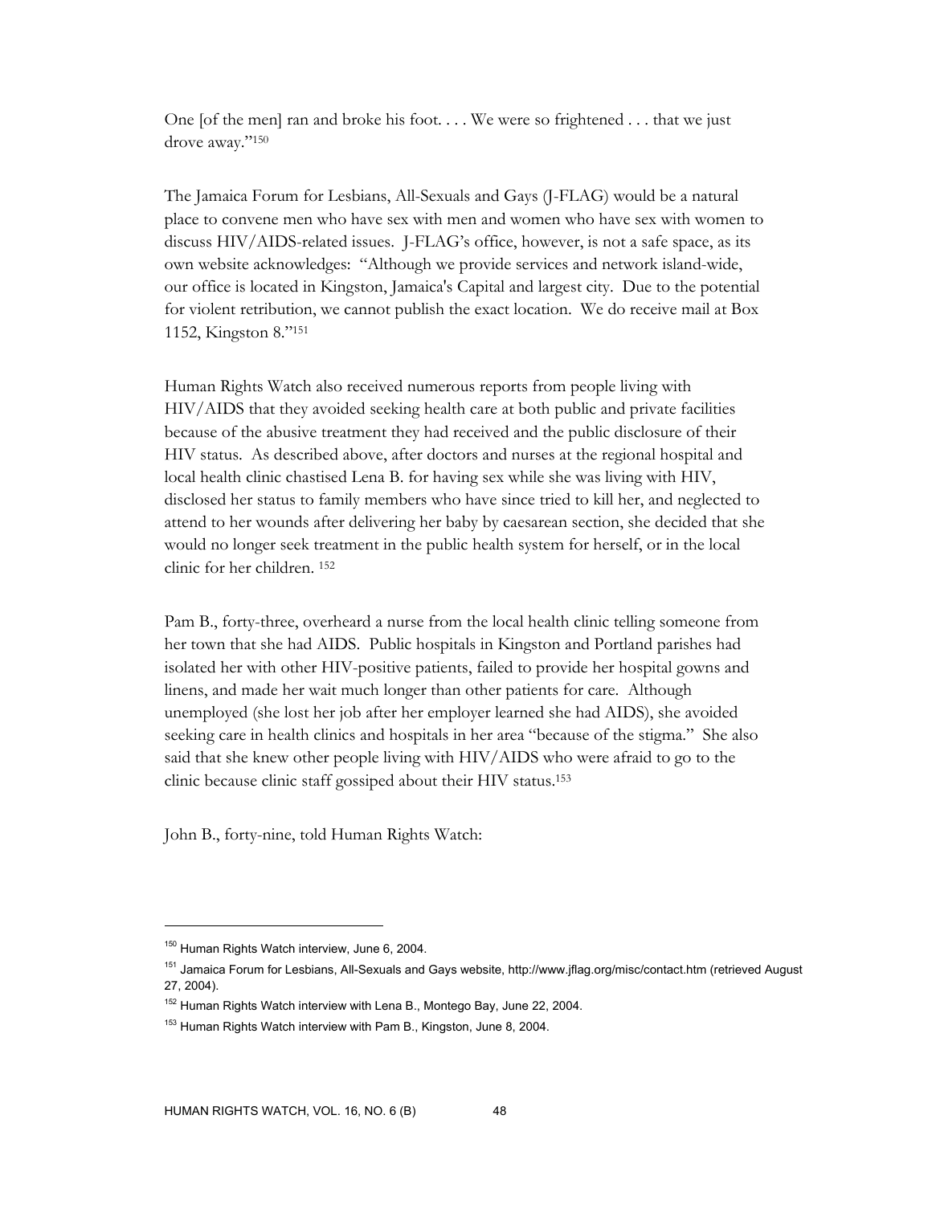One [of the men] ran and broke his foot. . . . We were so frightened . . . that we just drove away."[150]

The Jamaica Forum for Lesbians, All-Sexuals and Gays (J-FLAG) would be a natural place to convene men who have sex with men and women who have sex with women to discuss HIV/AIDS-related issues. J-FLAG's office, however, is not a safe space, as its own website acknowledges: "Although we provide services and network island-wide, our office is located in Kingston, Jamaica's Capital and largest city. Due to the potential for violent retribution, we cannot publish the exact location. We do receive mail at Box 1152, Kingston 8."[151]

Human Rights Watch also received numerous reports from people living with HIV/AIDS that they avoided seeking health care at both public and private facilities because of the abusive treatment they had received and the public disclosure of their HIV status. As described above, after doctors and nurses at the regional hospital and local health clinic chastised Lena B. for having sex while she was living with HIV, disclosed her status to family members who have since tried to kill her, and neglected to attend to her wounds after delivering her baby by caesarean section, she decided that she would no longer seek treatment in the public health system for herself, or in the local clinic for her children. [152]

Pam B., forty-three, overheard a nurse from the local health clinic telling someone from her town that she had AIDS. Public hospitals in Kingston and Portland parishes had isolated her with other HIV-positive patients, failed to provide her hospital gowns and linens, and made her wait much longer than other patients for care. Although unemployed (she lost her job after her employer learned she had AIDS), she avoided seeking care in health clinics and hospitals in her area "because of the stigma." She also said that she knew other people living with HIV/AIDS who were afraid to go to the clinic because clinic staff gossiped about their HIV status.[153]

John B., forty-nine, told Human Rights Watch:

---

[150] Human Rights Watch interview, June 6, 2004.

[151] Jamaica Forum for Lesbians, All-Sexuals and Gays website, http://www.jflag.org/misc/contact.htm (retrieved August 27, 2004).

[152] Human Rights Watch interview with Lena B., Montego Bay, June 22, 2004.

[153] Human Rights Watch interview with Pam B., Kingston, June 8, 2004.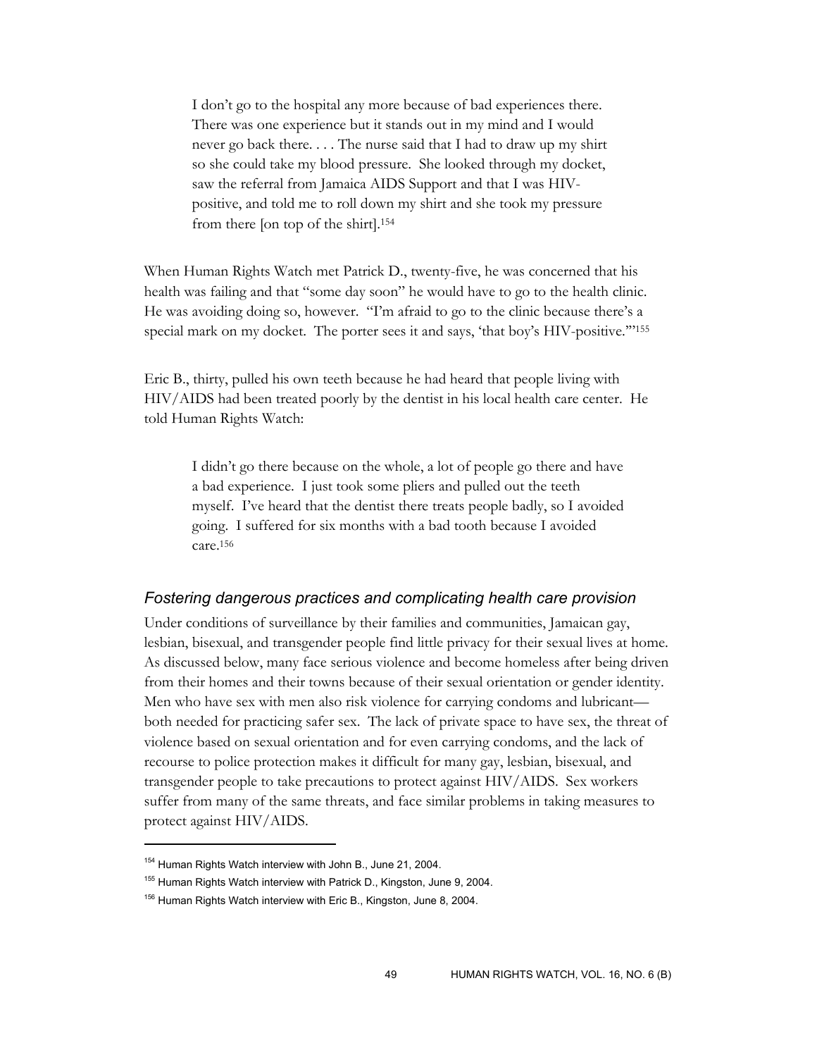> I don't go to the hospital any more because of bad experiences there. There was one experience but it stands out in my mind and I would never go back there. . . . The nurse said that I had to draw up my shirt so she could take my blood pressure. She looked through my docket, saw the referral from Jamaica AIDS Support and that I was HIV-positive, and told me to roll down my shirt and she took my pressure from there [on top of the shirt].[154]

When Human Rights Watch met Patrick D., twenty-five, he was concerned that his health was failing and that "some day soon" he would have to go to the health clinic. He was avoiding doing so, however. "I'm afraid to go to the clinic because there's a special mark on my docket. The porter sees it and says, 'that boy's HIV-positive.'"[155]

Eric B., thirty, pulled his own teeth because he had heard that people living with HIV/AIDS had been treated poorly by the dentist in his local health care center. He told Human Rights Watch:

> I didn't go there because on the whole, a lot of people go there and have a bad experience. I just took some pliers and pulled out the teeth myself. I've heard that the dentist there treats people badly, so I avoided going. I suffered for six months with a bad tooth because I avoided care.[156]

### *Fostering dangerous practices and complicating health care provision*

Under conditions of surveillance by their families and communities, Jamaican gay, lesbian, bisexual, and transgender people find little privacy for their sexual lives at home. As discussed below, many face serious violence and become homeless after being driven from their homes and their towns because of their sexual orientation or gender identity. Men who have sex with men also risk violence for carrying condoms and lubricant—both needed for practicing safer sex. The lack of private space to have sex, the threat of violence based on sexual orientation and for even carrying condoms, and the lack of recourse to police protection makes it difficult for many gay, lesbian, bisexual, and transgender people to take precautions to protect against HIV/AIDS. Sex workers suffer from many of the same threats, and face similar problems in taking measures to protect against HIV/AIDS.

---

[154] Human Rights Watch interview with John B., June 21, 2004.

[155] Human Rights Watch interview with Patrick D., Kingston, June 9, 2004.

[156] Human Rights Watch interview with Eric B., Kingston, June 8, 2004.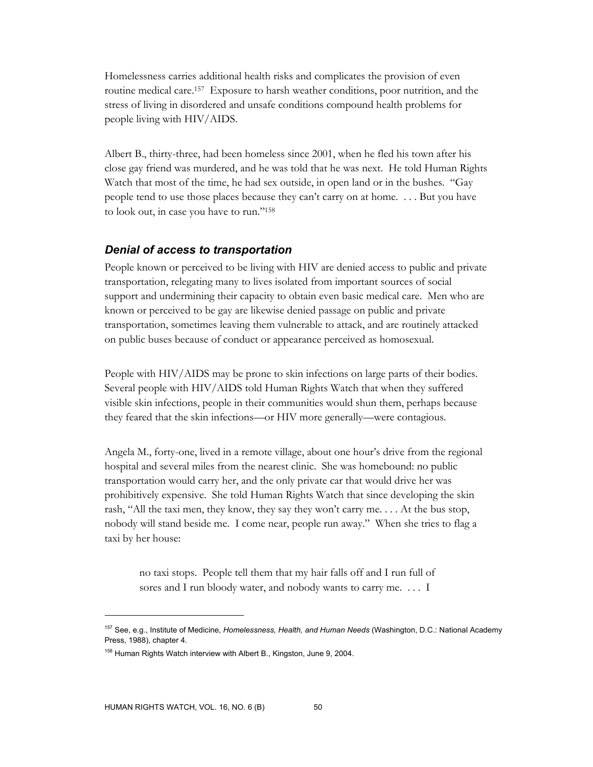Homelessness carries additional health risks and complicates the provision of even routine medical care.[157] Exposure to harsh weather conditions, poor nutrition, and the stress of living in disordered and unsafe conditions compound health problems for people living with HIV/AIDS.

Albert B., thirty-three, had been homeless since 2001, when he fled his town after his close gay friend was murdered, and he was told that he was next. He told Human Rights Watch that most of the time, he had sex outside, in open land or in the bushes. "Gay people tend to use those places because they can't carry on at home. . . . But you have to look out, in case you have to run."[158]

### *Denial of access to transportation*

People known or perceived to be living with HIV are denied access to public and private transportation, relegating many to lives isolated from important sources of social support and undermining their capacity to obtain even basic medical care. Men who are known or perceived to be gay are likewise denied passage on public and private transportation, sometimes leaving them vulnerable to attack, and are routinely attacked on public buses because of conduct or appearance perceived as homosexual.

People with HIV/AIDS may be prone to skin infections on large parts of their bodies. Several people with HIV/AIDS told Human Rights Watch that when they suffered visible skin infections, people in their communities would shun them, perhaps because they feared that the skin infections—or HIV more generally—were contagious.

Angela M., forty-one, lived in a remote village, about one hour's drive from the regional hospital and several miles from the nearest clinic. She was homebound: no public transportation would carry her, and the only private car that would drive her was prohibitively expensive. She told Human Rights Watch that since developing the skin rash, "All the taxi men, they know, they say they won't carry me. . . . At the bus stop, nobody will stand beside me. I come near, people run away." When she tries to flag a taxi by her house:

> no taxi stops. People tell them that my hair falls off and I run full of sores and I run bloody water, and nobody wants to carry me. . . . I

---

[157] See, e.g., Institute of Medicine, *Homelessness, Health, and Human Needs* (Washington, D.C.: National Academy Press, 1988), chapter 4.

[158] Human Rights Watch interview with Albert B., Kingston, June 9, 2004.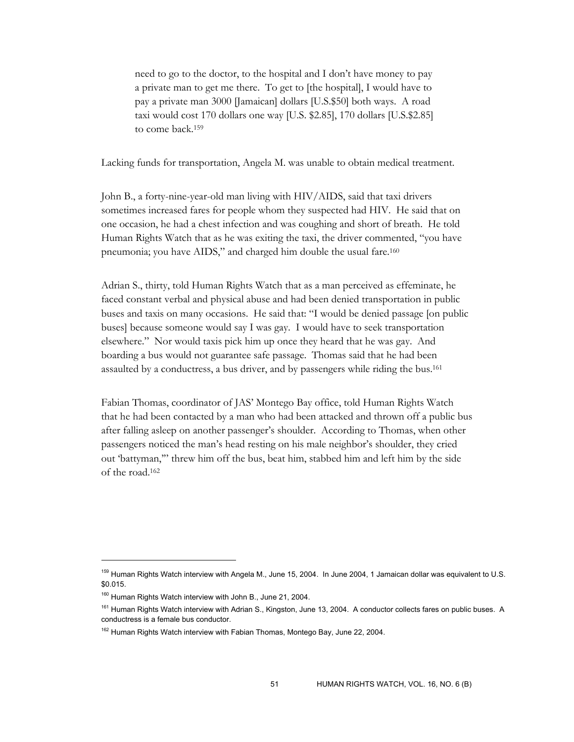> need to go to the doctor, to the hospital and I don't have money to pay a private man to get me there. To get to [the hospital], I would have to pay a private man 3000 [Jamaican] dollars [U.S.$50] both ways. A road taxi would cost 170 dollars one way [U.S. $2.85], 170 dollars [U.S.$2.85] to come back.[159]

Lacking funds for transportation, Angela M. was unable to obtain medical treatment.

John B., a forty-nine-year-old man living with HIV/AIDS, said that taxi drivers sometimes increased fares for people whom they suspected had HIV. He said that on one occasion, he had a chest infection and was coughing and short of breath. He told Human Rights Watch that as he was exiting the taxi, the driver commented, "you have pneumonia; you have AIDS," and charged him double the usual fare.[160]

Adrian S., thirty, told Human Rights Watch that as a man perceived as effeminate, he faced constant verbal and physical abuse and had been denied transportation in public buses and taxis on many occasions. He said that: "I would be denied passage [on public buses] because someone would say I was gay. I would have to seek transportation elsewhere." Nor would taxis pick him up once they heard that he was gay. And boarding a bus would not guarantee safe passage. Thomas said that he had been assaulted by a conductress, a bus driver, and by passengers while riding the bus.[161]

Fabian Thomas, coordinator of JAS' Montego Bay office, told Human Rights Watch that he had been contacted by a man who had been attacked and thrown off a public bus after falling asleep on another passenger's shoulder. According to Thomas, when other passengers noticed the man's head resting on his male neighbor's shoulder, they cried out 'battyman,'" threw him off the bus, beat him, stabbed him and left him by the side of the road.[162]

---

[159] Human Rights Watch interview with Angela M., June 15, 2004. In June 2004, 1 Jamaican dollar was equivalent to U.S. $0.015.

[160] Human Rights Watch interview with John B., June 21, 2004.

[161] Human Rights Watch interview with Adrian S., Kingston, June 13, 2004. A conductor collects fares on public buses. A conductress is a female bus conductor.

[162] Human Rights Watch interview with Fabian Thomas, Montego Bay, June 22, 2004.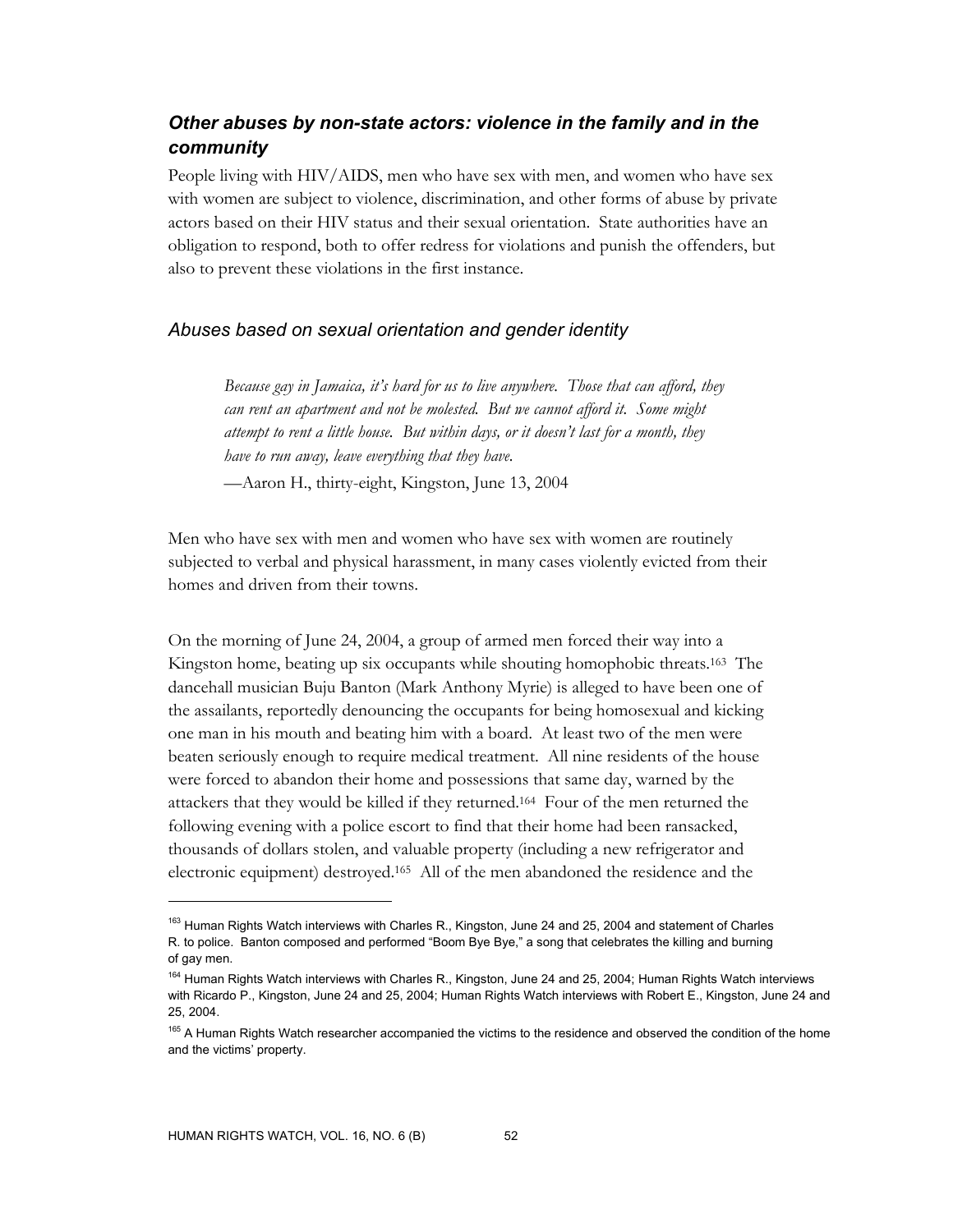### *Other abuses by non-state actors: violence in the family and in the community*

People living with HIV/AIDS, men who have sex with men, and women who have sex with women are subject to violence, discrimination, and other forms of abuse by private actors based on their HIV status and their sexual orientation. State authorities have an obligation to respond, both to offer redress for violations and punish the offenders, but also to prevent these violations in the first instance.

#### *Abuses based on sexual orientation and gender identity*

> *Because gay in Jamaica, it's hard for us to live anywhere. Those that can afford, they can rent an apartment and not be molested. But we cannot afford it. Some might attempt to rent a little house. But within days, or it doesn't last for a month, they have to run away, leave everything that they have.*
>
> —Aaron H., thirty-eight, Kingston, June 13, 2004

Men who have sex with men and women who have sex with women are routinely subjected to verbal and physical harassment, in many cases violently evicted from their homes and driven from their towns.

On the morning of June 24, 2004, a group of armed men forced their way into a Kingston home, beating up six occupants while shouting homophobic threats.[163] The dancehall musician Buju Banton (Mark Anthony Myrie) is alleged to have been one of the assailants, reportedly denouncing the occupants for being homosexual and kicking one man in his mouth and beating him with a board. At least two of the men were beaten seriously enough to require medical treatment. All nine residents of the house were forced to abandon their home and possessions that same day, warned by the attackers that they would be killed if they returned.[164] Four of the men returned the following evening with a police escort to find that their home had been ransacked, thousands of dollars stolen, and valuable property (including a new refrigerator and electronic equipment) destroyed.[165] All of the men abandoned the residence and the

---

[163] Human Rights Watch interviews with Charles R., Kingston, June 24 and 25, 2004 and statement of Charles R. to police. Banton composed and performed "Boom Bye Bye," a song that celebrates the killing and burning of gay men.

[164] Human Rights Watch interviews with Charles R., Kingston, June 24 and 25, 2004; Human Rights Watch interviews with Ricardo P., Kingston, June 24 and 25, 2004; Human Rights Watch interviews with Robert E., Kingston, June 24 and 25, 2004.

[165] A Human Rights Watch researcher accompanied the victims to the residence and observed the condition of the home and the victims' property.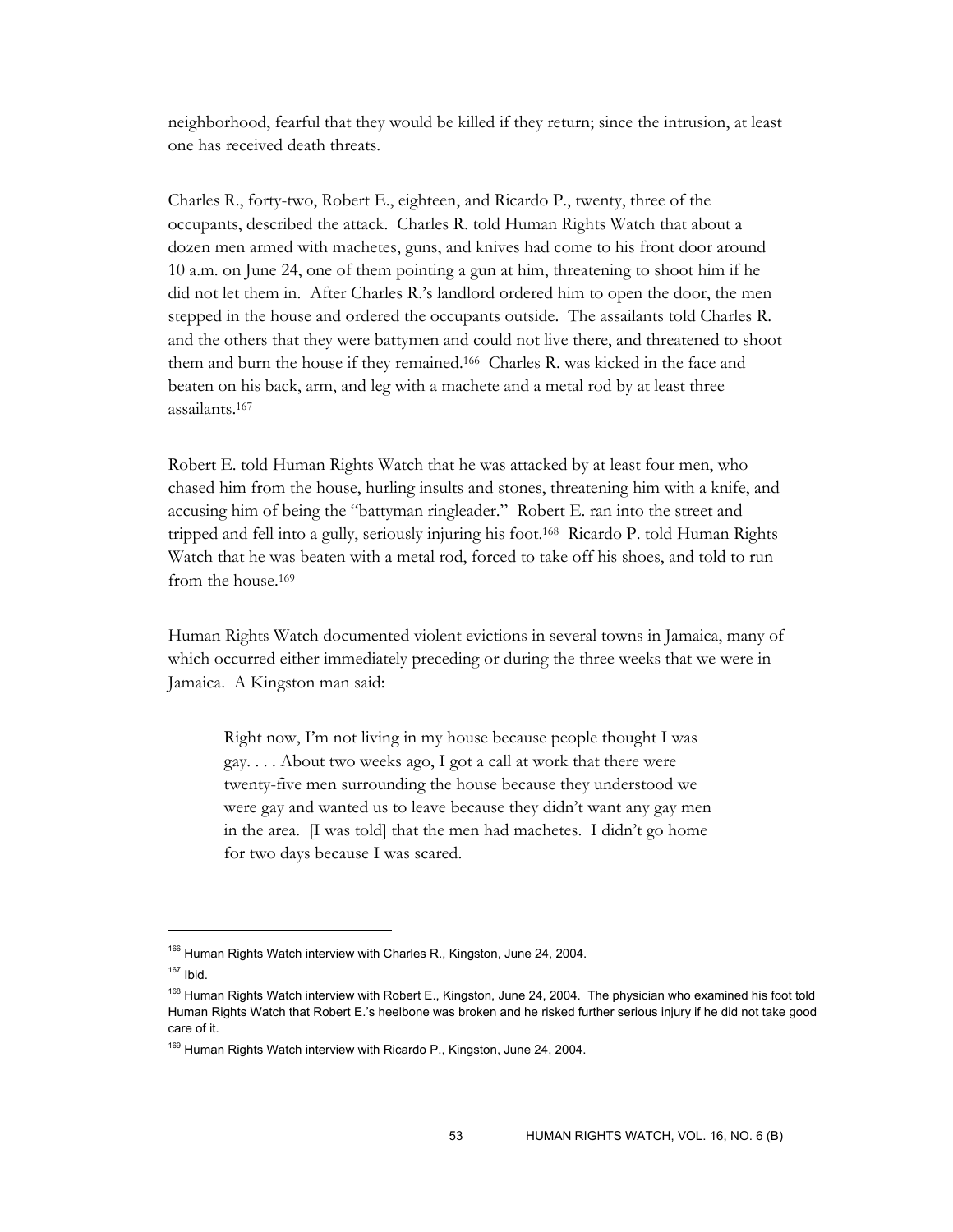neighborhood, fearful that they would be killed if they return; since the intrusion, at least one has received death threats.

Charles R., forty-two, Robert E., eighteen, and Ricardo P., twenty, three of the occupants, described the attack. Charles R. told Human Rights Watch that about a dozen men armed with machetes, guns, and knives had come to his front door around 10 a.m. on June 24, one of them pointing a gun at him, threatening to shoot him if he did not let them in. After Charles R.'s landlord ordered him to open the door, the men stepped in the house and ordered the occupants outside. The assailants told Charles R. and the others that they were battymen and could not live there, and threatened to shoot them and burn the house if they remained.[166] Charles R. was kicked in the face and beaten on his back, arm, and leg with a machete and a metal rod by at least three assailants.[167]

Robert E. told Human Rights Watch that he was attacked by at least four men, who chased him from the house, hurling insults and stones, threatening him with a knife, and accusing him of being the "battyman ringleader." Robert E. ran into the street and tripped and fell into a gully, seriously injuring his foot.[168] Ricardo P. told Human Rights Watch that he was beaten with a metal rod, forced to take off his shoes, and told to run from the house.[169]

Human Rights Watch documented violent evictions in several towns in Jamaica, many of which occurred either immediately preceding or during the three weeks that we were in Jamaica. A Kingston man said:

> Right now, I'm not living in my house because people thought I was gay. . . . About two weeks ago, I got a call at work that there were twenty-five men surrounding the house because they understood we were gay and wanted us to leave because they didn't want any gay men in the area. [I was told] that the men had machetes. I didn't go home for two days because I was scared.

---

[166] Human Rights Watch interview with Charles R., Kingston, June 24, 2004.

[167] Ibid.

[168] Human Rights Watch interview with Robert E., Kingston, June 24, 2004. The physician who examined his foot told Human Rights Watch that Robert E.'s heelbone was broken and he risked further serious injury if he did not take good care of it.

[169] Human Rights Watch interview with Ricardo P., Kingston, June 24, 2004.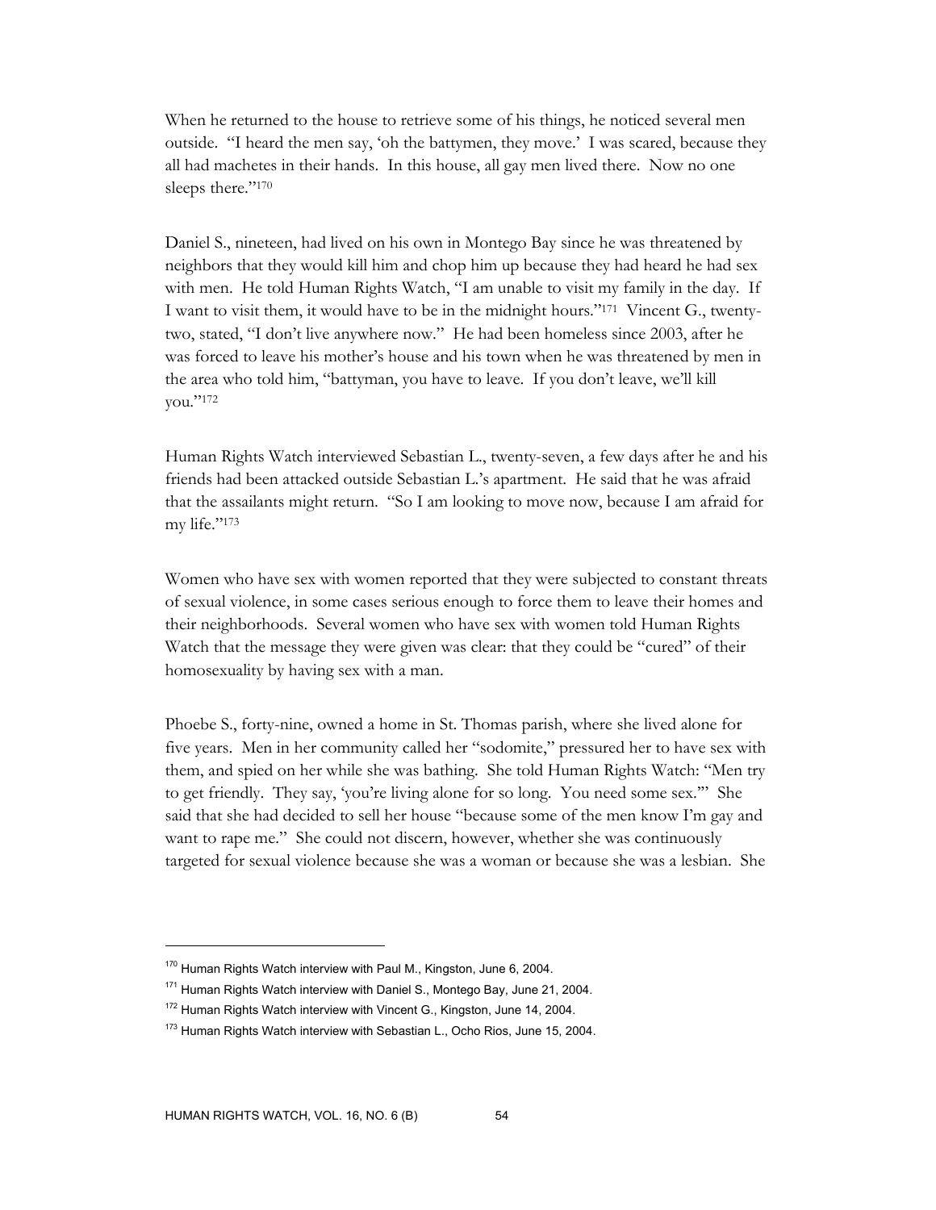When he returned to the house to retrieve some of his things, he noticed several men outside. "I heard the men say, 'oh the battymen, they move.' I was scared, because they all had machetes in their hands. In this house, all gay men lived there. Now no one sleeps there."[170]

Daniel S., nineteen, had lived on his own in Montego Bay since he was threatened by neighbors that they would kill him and chop him up because they had heard he had sex with men. He told Human Rights Watch, "I am unable to visit my family in the day. If I want to visit them, it would have to be in the midnight hours."[171] Vincent G., twenty-two, stated, "I don't live anywhere now." He had been homeless since 2003, after he was forced to leave his mother's house and his town when he was threatened by men in the area who told him, "battyman, you have to leave. If you don't leave, we'll kill you."[172]

Human Rights Watch interviewed Sebastian L., twenty-seven, a few days after he and his friends had been attacked outside Sebastian L.'s apartment. He said that he was afraid that the assailants might return. "So I am looking to move now, because I am afraid for my life."[173]

Women who have sex with women reported that they were subjected to constant threats of sexual violence, in some cases serious enough to force them to leave their homes and their neighborhoods. Several women who have sex with women told Human Rights Watch that the message they were given was clear: that they could be "cured" of their homosexuality by having sex with a man.

Phoebe S., forty-nine, owned a home in St. Thomas parish, where she lived alone for five years. Men in her community called her "sodomite," pressured her to have sex with them, and spied on her while she was bathing. She told Human Rights Watch: "Men try to get friendly. They say, 'you're living alone for so long. You need some sex.'" She said that she had decided to sell her house "because some of the men know I'm gay and want to rape me." She could not discern, however, whether she was continuously targeted for sexual violence because she was a woman or because she was a lesbian. She

---

[170] Human Rights Watch interview with Paul M., Kingston, June 6, 2004.

[171] Human Rights Watch interview with Daniel S., Montego Bay, June 21, 2004.

[172] Human Rights Watch interview with Vincent G., Kingston, June 14, 2004.

[173] Human Rights Watch interview with Sebastian L., Ocho Rios, June 15, 2004.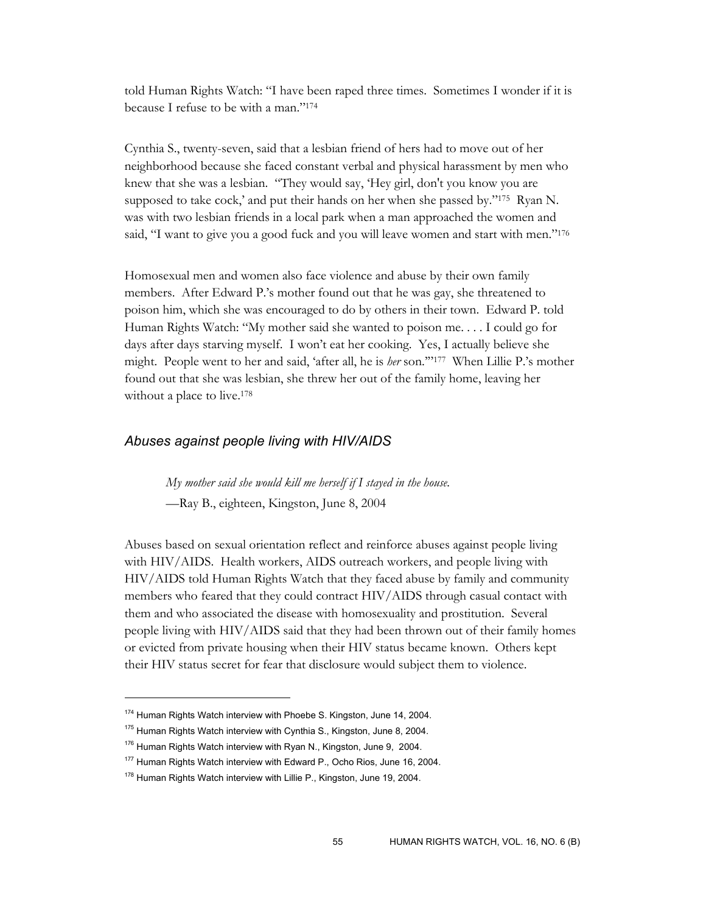told Human Rights Watch: "I have been raped three times. Sometimes I wonder if it is because I refuse to be with a man."[174]

Cynthia S., twenty-seven, said that a lesbian friend of hers had to move out of her neighborhood because she faced constant verbal and physical harassment by men who knew that she was a lesbian. "They would say, 'Hey girl, don't you know you are supposed to take cock,' and put their hands on her when she passed by."[175] Ryan N. was with two lesbian friends in a local park when a man approached the women and said, "I want to give you a good fuck and you will leave women and start with men."[176]

Homosexual men and women also face violence and abuse by their own family members. After Edward P.'s mother found out that he was gay, she threatened to poison him, which she was encouraged to do by others in their town. Edward P. told Human Rights Watch: "My mother said she wanted to poison me. . . . I could go for days after days starving myself. I won't eat her cooking. Yes, I actually believe she might. People went to her and said, 'after all, he is *her* son.'"[177] When Lillie P.'s mother found out that she was lesbian, she threw her out of the family home, leaving her without a place to live.[178]

### *Abuses against people living with HIV/AIDS*

> *My mother said she would kill me herself if I stayed in the house.*
> —Ray B., eighteen, Kingston, June 8, 2004

Abuses based on sexual orientation reflect and reinforce abuses against people living with HIV/AIDS. Health workers, AIDS outreach workers, and people living with HIV/AIDS told Human Rights Watch that they faced abuse by family and community members who feared that they could contract HIV/AIDS through casual contact with them and who associated the disease with homosexuality and prostitution. Several people living with HIV/AIDS said that they had been thrown out of their family homes or evicted from private housing when their HIV status became known. Others kept their HIV status secret for fear that disclosure would subject them to violence.

---

[174] Human Rights Watch interview with Phoebe S. Kingston, June 14, 2004.

[175] Human Rights Watch interview with Cynthia S., Kingston, June 8, 2004.

[176] Human Rights Watch interview with Ryan N., Kingston, June 9, 2004.

[177] Human Rights Watch interview with Edward P., Ocho Rios, June 16, 2004.

[178] Human Rights Watch interview with Lillie P., Kingston, June 19, 2004.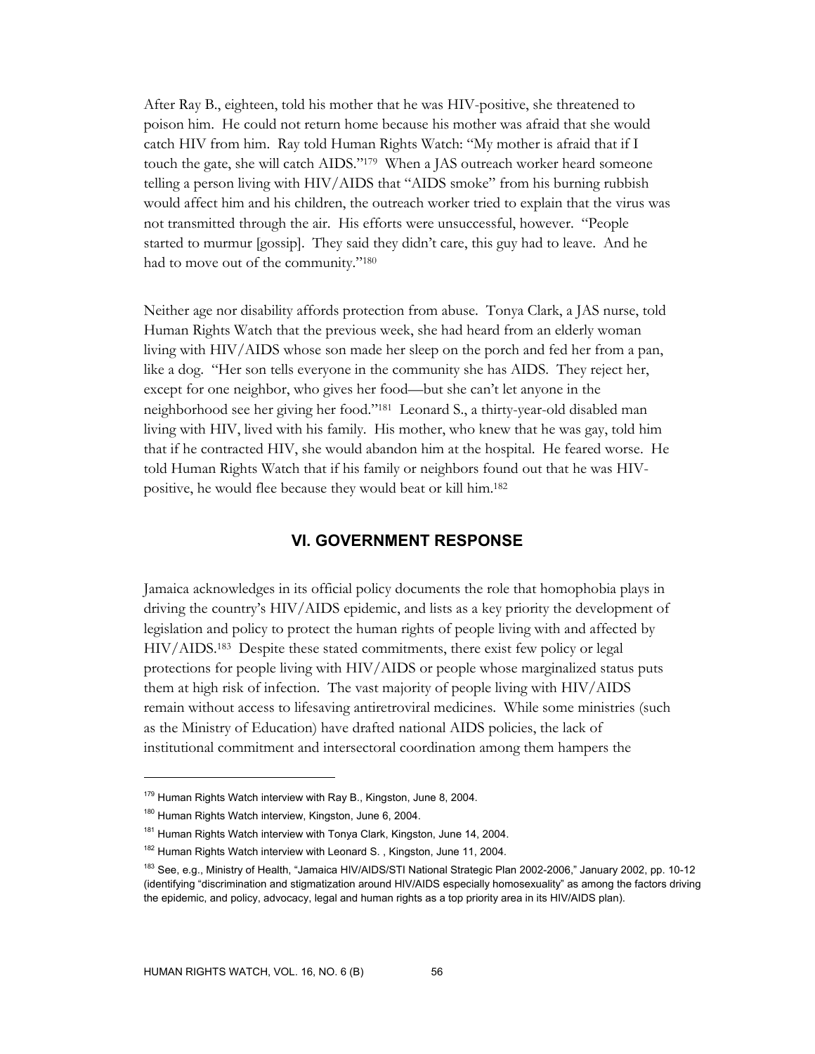After Ray B., eighteen, told his mother that he was HIV-positive, she threatened to poison him. He could not return home because his mother was afraid that she would catch HIV from him. Ray told Human Rights Watch: "My mother is afraid that if I touch the gate, she will catch AIDS."[179] When a JAS outreach worker heard someone telling a person living with HIV/AIDS that "AIDS smoke" from his burning rubbish would affect him and his children, the outreach worker tried to explain that the virus was not transmitted through the air. His efforts were unsuccessful, however. "People started to murmur [gossip]. They said they didn't care, this guy had to leave. And he had to move out of the community."[180]

Neither age nor disability affords protection from abuse. Tonya Clark, a JAS nurse, told Human Rights Watch that the previous week, she had heard from an elderly woman living with HIV/AIDS whose son made her sleep on the porch and fed her from a pan, like a dog. "Her son tells everyone in the community she has AIDS. They reject her, except for one neighbor, who gives her food—but she can't let anyone in the neighborhood see her giving her food."[181] Leonard S., a thirty-year-old disabled man living with HIV, lived with his family. His mother, who knew that he was gay, told him that if he contracted HIV, she would abandon him at the hospital. He feared worse. He told Human Rights Watch that if his family or neighbors found out that he was HIV-positive, he would flee because they would beat or kill him.[182]

## VI. GOVERNMENT RESPONSE

Jamaica acknowledges in its official policy documents the role that homophobia plays in driving the country's HIV/AIDS epidemic, and lists as a key priority the development of legislation and policy to protect the human rights of people living with and affected by HIV/AIDS.[183] Despite these stated commitments, there exist few policy or legal protections for people living with HIV/AIDS or people whose marginalized status puts them at high risk of infection. The vast majority of people living with HIV/AIDS remain without access to lifesaving antiretroviral medicines. While some ministries (such as the Ministry of Education) have drafted national AIDS policies, the lack of institutional commitment and intersectoral coordination among them hampers the

---

[179] Human Rights Watch interview with Ray B., Kingston, June 8, 2004.

[180] Human Rights Watch interview, Kingston, June 6, 2004.

[181] Human Rights Watch interview with Tonya Clark, Kingston, June 14, 2004.

[182] Human Rights Watch interview with Leonard S. , Kingston, June 11, 2004.

[183] See, e.g., Ministry of Health, "Jamaica HIV/AIDS/STI National Strategic Plan 2002-2006," January 2002, pp. 10-12 (identifying "discrimination and stigmatization around HIV/AIDS especially homosexuality" as among the factors driving the epidemic, and policy, advocacy, legal and human rights as a top priority area in its HIV/AIDS plan).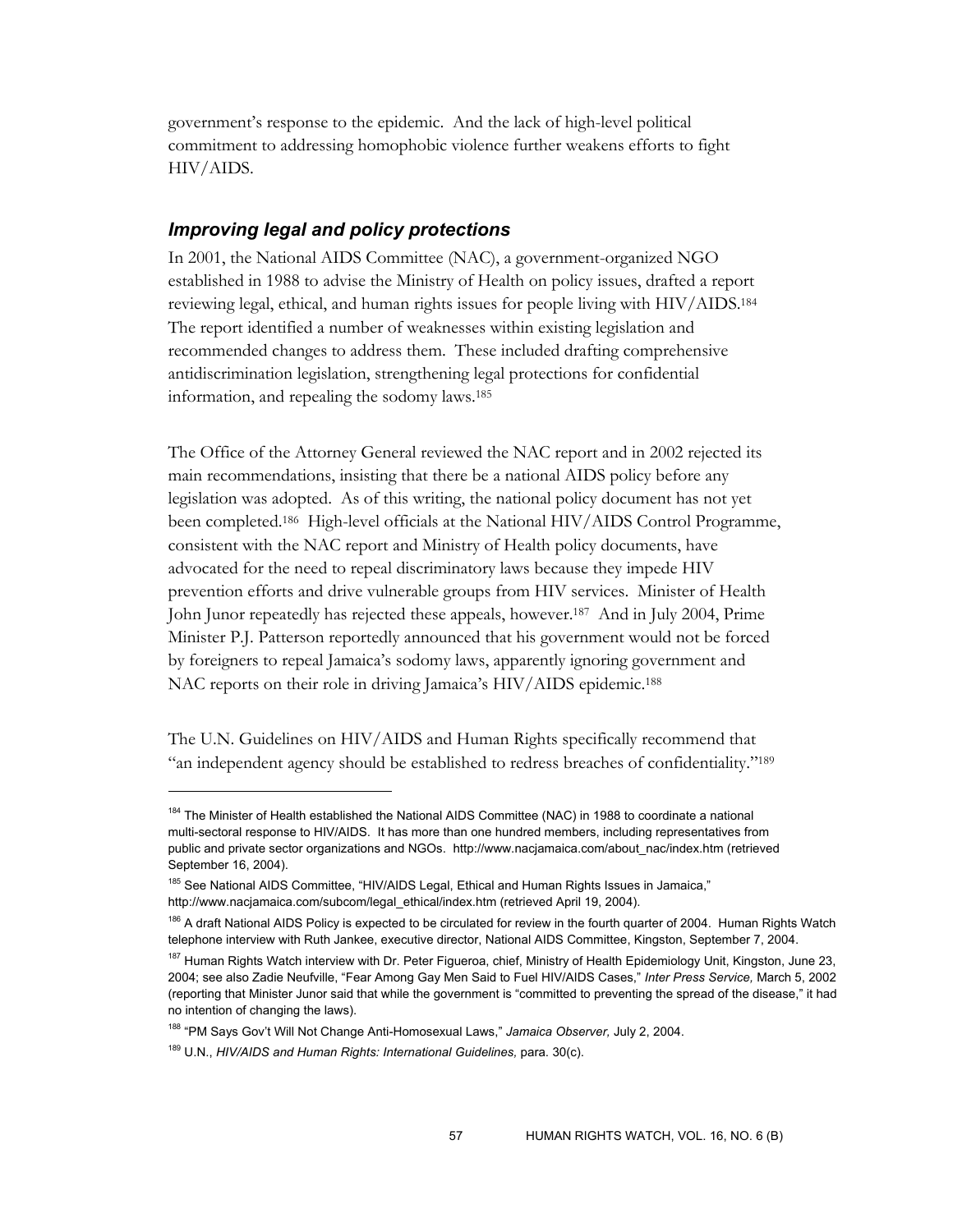government's response to the epidemic. And the lack of high-level political commitment to addressing homophobic violence further weakens efforts to fight HIV/AIDS.

### *Improving legal and policy protections*

In 2001, the National AIDS Committee (NAC), a government-organized NGO established in 1988 to advise the Ministry of Health on policy issues, drafted a report reviewing legal, ethical, and human rights issues for people living with HIV/AIDS.[184] The report identified a number of weaknesses within existing legislation and recommended changes to address them. These included drafting comprehensive antidiscrimination legislation, strengthening legal protections for confidential information, and repealing the sodomy laws.[185]

The Office of the Attorney General reviewed the NAC report and in 2002 rejected its main recommendations, insisting that there be a national AIDS policy before any legislation was adopted. As of this writing, the national policy document has not yet been completed.[186] High-level officials at the National HIV/AIDS Control Programme, consistent with the NAC report and Ministry of Health policy documents, have advocated for the need to repeal discriminatory laws because they impede HIV prevention efforts and drive vulnerable groups from HIV services. Minister of Health John Junor repeatedly has rejected these appeals, however.[187] And in July 2004, Prime Minister P.J. Patterson reportedly announced that his government would not be forced by foreigners to repeal Jamaica's sodomy laws, apparently ignoring government and NAC reports on their role in driving Jamaica's HIV/AIDS epidemic.[188]

The U.N. Guidelines on HIV/AIDS and Human Rights specifically recommend that "an independent agency should be established to redress breaches of confidentiality."[189]

---

[184] The Minister of Health established the National AIDS Committee (NAC) in 1988 to coordinate a national multi-sectoral response to HIV/AIDS. It has more than one hundred members, including representatives from public and private sector organizations and NGOs. http://www.nacjamaica.com/about_nac/index.htm (retrieved September 16, 2004).

[185] See National AIDS Committee, "HIV/AIDS Legal, Ethical and Human Rights Issues in Jamaica," http://www.nacjamaica.com/subcom/legal_ethical/index.htm (retrieved April 19, 2004).

[186] A draft National AIDS Policy is expected to be circulated for review in the fourth quarter of 2004. Human Rights Watch telephone interview with Ruth Jankee, executive director, National AIDS Committee, Kingston, September 7, 2004.

[187] Human Rights Watch interview with Dr. Peter Figueroa, chief, Ministry of Health Epidemiology Unit, Kingston, June 23, 2004; see also Zadie Neufville, "Fear Among Gay Men Said to Fuel HIV/AIDS Cases," *Inter Press Service,* March 5, 2002 (reporting that Minister Junor said that while the government is "committed to preventing the spread of the disease," it had no intention of changing the laws).

[188] "PM Says Gov't Will Not Change Anti-Homosexual Laws," *Jamaica Observer,* July 2, 2004.

[189] U.N., *HIV/AIDS and Human Rights: International Guidelines,* para. 30(c).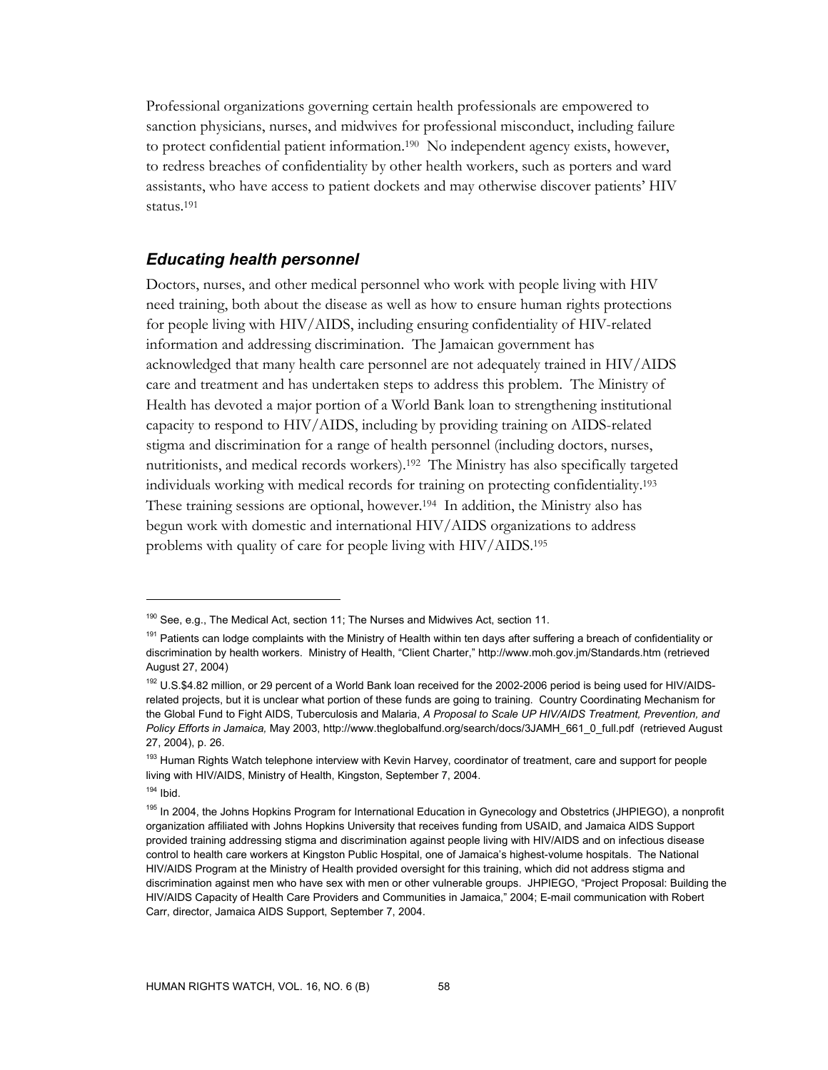Professional organizations governing certain health professionals are empowered to sanction physicians, nurses, and midwives for professional misconduct, including failure to protect confidential patient information.[190] No independent agency exists, however, to redress breaches of confidentiality by other health workers, such as porters and ward assistants, who have access to patient dockets and may otherwise discover patients' HIV status.[191]

### *Educating health personnel*

Doctors, nurses, and other medical personnel who work with people living with HIV need training, both about the disease as well as how to ensure human rights protections for people living with HIV/AIDS, including ensuring confidentiality of HIV-related information and addressing discrimination. The Jamaican government has acknowledged that many health care personnel are not adequately trained in HIV/AIDS care and treatment and has undertaken steps to address this problem. The Ministry of Health has devoted a major portion of a World Bank loan to strengthening institutional capacity to respond to HIV/AIDS, including by providing training on AIDS-related stigma and discrimination for a range of health personnel (including doctors, nurses, nutritionists, and medical records workers).[192] The Ministry has also specifically targeted individuals working with medical records for training on protecting confidentiality.[193] These training sessions are optional, however.[194] In addition, the Ministry also has begun work with domestic and international HIV/AIDS organizations to address problems with quality of care for people living with HIV/AIDS.[195]

---

[190] See, e.g., The Medical Act, section 11; The Nurses and Midwives Act, section 11.

[191] Patients can lodge complaints with the Ministry of Health within ten days after suffering a breach of confidentiality or discrimination by health workers. Ministry of Health, "Client Charter," http://www.moh.gov.jm/Standards.htm (retrieved August 27, 2004)

[192] U.S.$4.82 million, or 29 percent of a World Bank loan received for the 2002-2006 period is being used for HIV/AIDS-related projects, but it is unclear what portion of these funds are going to training. Country Coordinating Mechanism for the Global Fund to Fight AIDS, Tuberculosis and Malaria, *A Proposal to Scale UP HIV/AIDS Treatment, Prevention, and Policy Efforts in Jamaica,* May 2003, http://www.theglobalfund.org/search/docs/3JAMH_661_0_full.pdf (retrieved August 27, 2004), p. 26.

[193] Human Rights Watch telephone interview with Kevin Harvey, coordinator of treatment, care and support for people living with HIV/AIDS, Ministry of Health, Kingston, September 7, 2004.

[194] Ibid.

[195] In 2004, the Johns Hopkins Program for International Education in Gynecology and Obstetrics (JHPIEGO), a nonprofit organization affiliated with Johns Hopkins University that receives funding from USAID, and Jamaica AIDS Support provided training addressing stigma and discrimination against people living with HIV/AIDS and on infectious disease control to health care workers at Kingston Public Hospital, one of Jamaica's highest-volume hospitals. The National HIV/AIDS Program at the Ministry of Health provided oversight for this training, which did not address stigma and discrimination against men who have sex with men or other vulnerable groups. JHPIEGO, "Project Proposal: Building the HIV/AIDS Capacity of Health Care Providers and Communities in Jamaica," 2004; E-mail communication with Robert Carr, director, Jamaica AIDS Support, September 7, 2004.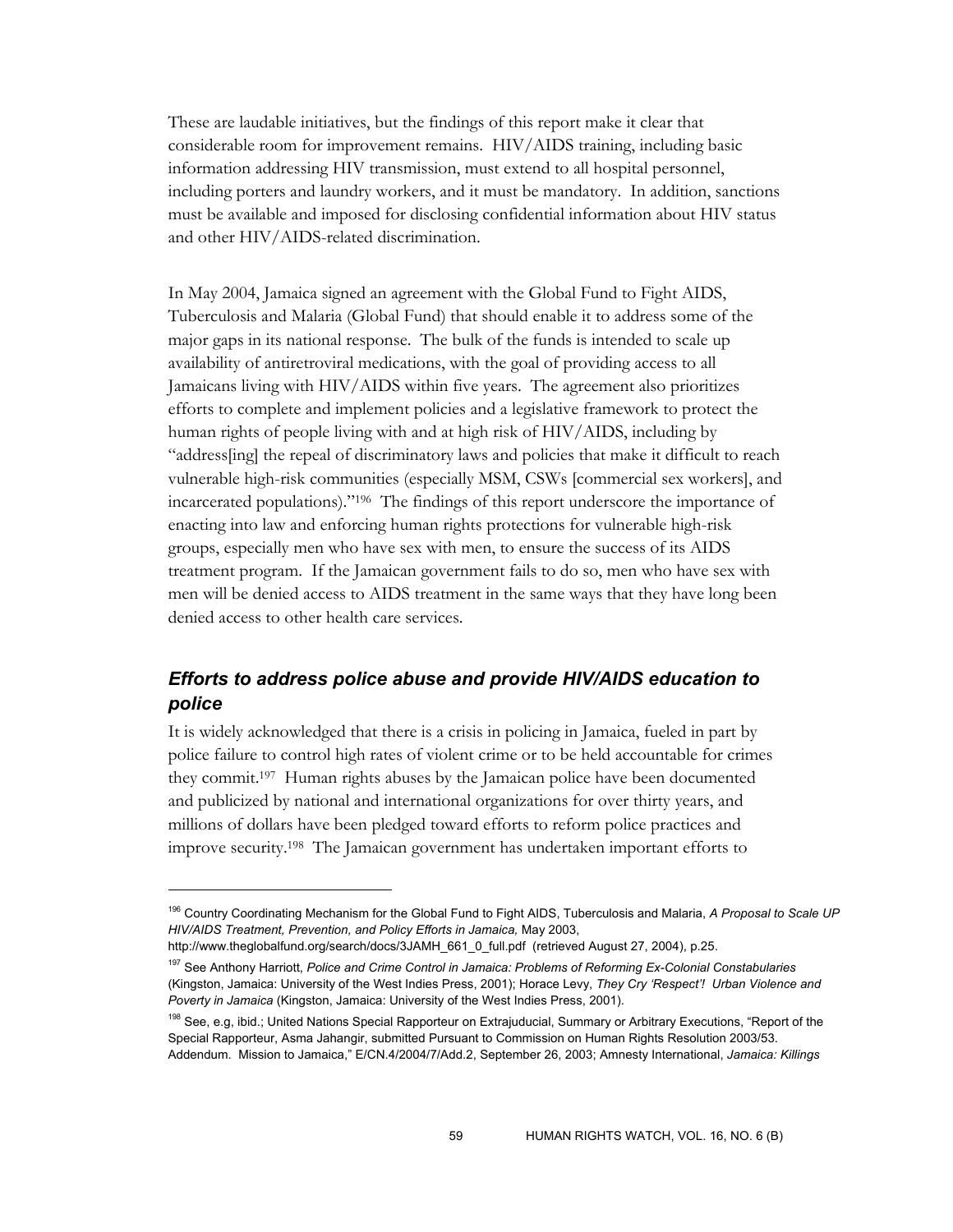These are laudable initiatives, but the findings of this report make it clear that considerable room for improvement remains. HIV/AIDS training, including basic information addressing HIV transmission, must extend to all hospital personnel, including porters and laundry workers, and it must be mandatory. In addition, sanctions must be available and imposed for disclosing confidential information about HIV status and other HIV/AIDS-related discrimination.

In May 2004, Jamaica signed an agreement with the Global Fund to Fight AIDS, Tuberculosis and Malaria (Global Fund) that should enable it to address some of the major gaps in its national response. The bulk of the funds is intended to scale up availability of antiretroviral medications, with the goal of providing access to all Jamaicans living with HIV/AIDS within five years. The agreement also prioritizes efforts to complete and implement policies and a legislative framework to protect the human rights of people living with and at high risk of HIV/AIDS, including by "address[ing] the repeal of discriminatory laws and policies that make it difficult to reach vulnerable high-risk communities (especially MSM, CSWs [commercial sex workers], and incarcerated populations)."[196] The findings of this report underscore the importance of enacting into law and enforcing human rights protections for vulnerable high-risk groups, especially men who have sex with men, to ensure the success of its AIDS treatment program. If the Jamaican government fails to do so, men who have sex with men will be denied access to AIDS treatment in the same ways that they have long been denied access to other health care services.

## *Efforts to address police abuse and provide HIV/AIDS education to police*

It is widely acknowledged that there is a crisis in policing in Jamaica, fueled in part by police failure to control high rates of violent crime or to be held accountable for crimes they commit.[197] Human rights abuses by the Jamaican police have been documented and publicized by national and international organizations for over thirty years, and millions of dollars have been pledged toward efforts to reform police practices and improve security.[198] The Jamaican government has undertaken important efforts to

---

[196] Country Coordinating Mechanism for the Global Fund to Fight AIDS, Tuberculosis and Malaria, *A Proposal to Scale UP HIV/AIDS Treatment, Prevention, and Policy Efforts in Jamaica,* May 2003, http://www.theglobalfund.org/search/docs/3JAMH_661_0_full.pdf (retrieved August 27, 2004), p.25.

[197] See Anthony Harriott, *Police and Crime Control in Jamaica: Problems of Reforming Ex-Colonial Constabularies* (Kingston, Jamaica: University of the West Indies Press, 2001); Horace Levy, *They Cry 'Respect'! Urban Violence and Poverty in Jamaica* (Kingston, Jamaica: University of the West Indies Press, 2001).

[198] See, e.g, ibid.; United Nations Special Rapporteur on Extrajudicial, Summary or Arbitrary Executions, "Report of the Special Rapporteur, Asma Jahangir, submitted Pursuant to Commission on Human Rights Resolution 2003/53. Addendum. Mission to Jamaica," E/CN.4/2004/7/Add.2, September 26, 2003; Amnesty International, *Jamaica: Killings*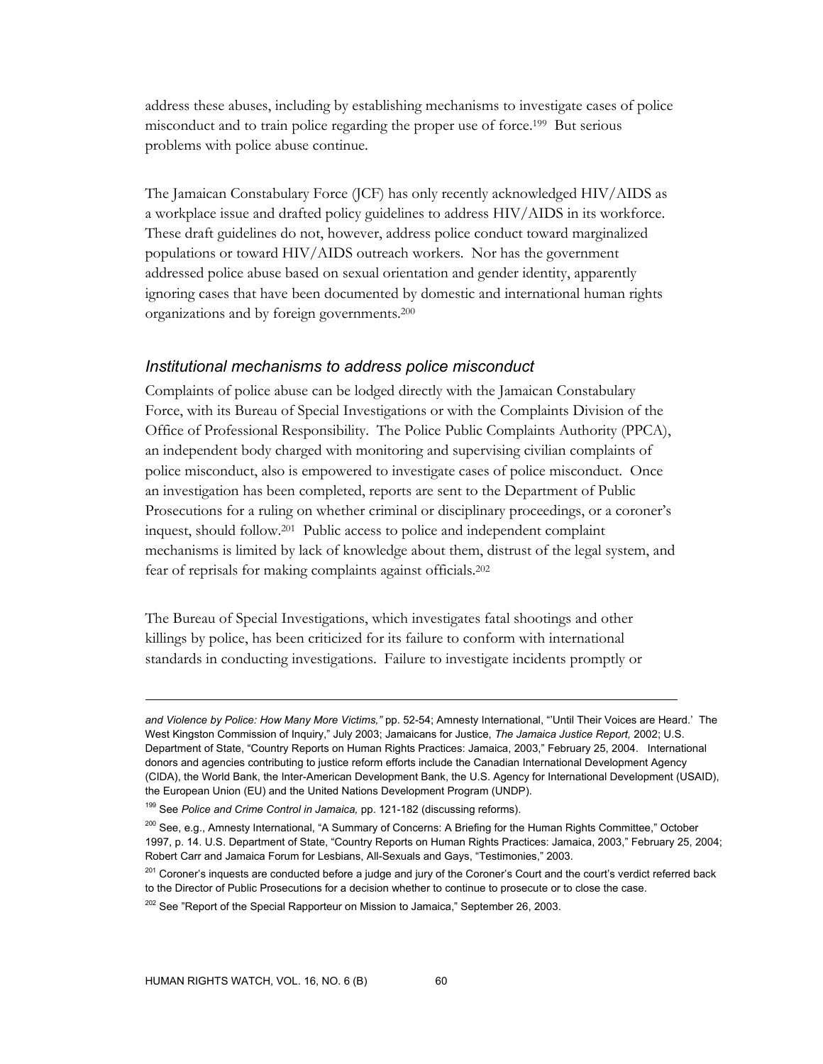address these abuses, including by establishing mechanisms to investigate cases of police misconduct and to train police regarding the proper use of force.[199] But serious problems with police abuse continue.

The Jamaican Constabulary Force (JCF) has only recently acknowledged HIV/AIDS as a workplace issue and drafted policy guidelines to address HIV/AIDS in its workforce. These draft guidelines do not, however, address police conduct toward marginalized populations or toward HIV/AIDS outreach workers. Nor has the government addressed police abuse based on sexual orientation and gender identity, apparently ignoring cases that have been documented by domestic and international human rights organizations and by foreign governments.[200]

### *Institutional mechanisms to address police misconduct*

Complaints of police abuse can be lodged directly with the Jamaican Constabulary Force, with its Bureau of Special Investigations or with the Complaints Division of the Office of Professional Responsibility. The Police Public Complaints Authority (PPCA), an independent body charged with monitoring and supervising civilian complaints of police misconduct, also is empowered to investigate cases of police misconduct. Once an investigation has been completed, reports are sent to the Department of Public Prosecutions for a ruling on whether criminal or disciplinary proceedings, or a coroner's inquest, should follow.[201] Public access to police and independent complaint mechanisms is limited by lack of knowledge about them, distrust of the legal system, and fear of reprisals for making complaints against officials.[202]

The Bureau of Special Investigations, which investigates fatal shootings and other killings by police, has been criticized for its failure to conform with international standards in conducting investigations. Failure to investigate incidents promptly or

---

*and Violence by Police: How Many More Victims,"* pp. 52-54; Amnesty International, "'Until Their Voices are Heard.' The West Kingston Commission of Inquiry," July 2003; Jamaicans for Justice, *The Jamaica Justice Report,* 2002; U.S. Department of State, "Country Reports on Human Rights Practices: Jamaica, 2003," February 25, 2004. International donors and agencies contributing to justice reform efforts include the Canadian International Development Agency (CIDA), the World Bank, the Inter-American Development Bank, the U.S. Agency for International Development (USAID), the European Union (EU) and the United Nations Development Program (UNDP).

[199] See *Police and Crime Control in Jamaica,* pp. 121-182 (discussing reforms).

[200] See, e.g., Amnesty International, "A Summary of Concerns: A Briefing for the Human Rights Committee," October 1997, p. 14. U.S. Department of State, "Country Reports on Human Rights Practices: Jamaica, 2003," February 25, 2004; Robert Carr and Jamaica Forum for Lesbians, All-Sexuals and Gays, "Testimonies," 2003.

[201] Coroner's inquests are conducted before a judge and jury of the Coroner's Court and the court's verdict referred back to the Director of Public Prosecutions for a decision whether to continue to prosecute or to close the case.

[202] See "Report of the Special Rapporteur on Mission to Jamaica," September 26, 2003.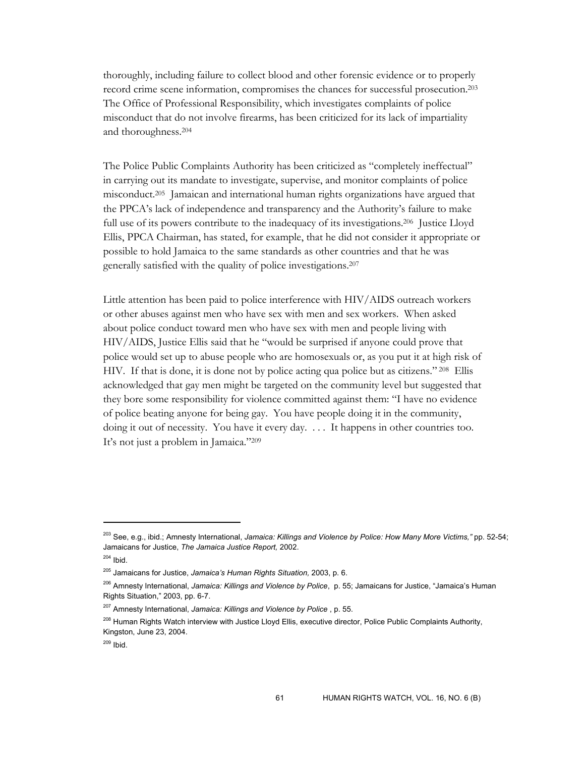thoroughly, including failure to collect blood and other forensic evidence or to properly record crime scene information, compromises the chances for successful prosecution.[203] The Office of Professional Responsibility, which investigates complaints of police misconduct that do not involve firearms, has been criticized for its lack of impartiality and thoroughness.[204]

The Police Public Complaints Authority has been criticized as "completely ineffectual" in carrying out its mandate to investigate, supervise, and monitor complaints of police misconduct.[205] Jamaican and international human rights organizations have argued that the PPCA's lack of independence and transparency and the Authority's failure to make full use of its powers contribute to the inadequacy of its investigations.[206] Justice Lloyd Ellis, PPCA Chairman, has stated, for example, that he did not consider it appropriate or possible to hold Jamaica to the same standards as other countries and that he was generally satisfied with the quality of police investigations.[207]

Little attention has been paid to police interference with HIV/AIDS outreach workers or other abuses against men who have sex with men and sex workers. When asked about police conduct toward men who have sex with men and people living with HIV/AIDS, Justice Ellis said that he "would be surprised if anyone could prove that police would set up to abuse people who are homosexuals or, as you put it at high risk of HIV. If that is done, it is done not by police acting qua police but as citizens."[208] Ellis acknowledged that gay men might be targeted on the community level but suggested that they bore some responsibility for violence committed against them: "I have no evidence of police beating anyone for being gay. You have people doing it in the community, doing it out of necessity. You have it every day. . . . It happens in other countries too. It's not just a problem in Jamaica."[209]

---

[203] See, e.g., ibid.; Amnesty International, *Jamaica: Killings and Violence by Police: How Many More Victims,"* pp. 52-54; Jamaicans for Justice, *The Jamaica Justice Report,* 2002.

[204] Ibid.

[205] Jamaicans for Justice, *Jamaica's Human Rights Situation,* 2003, p. 6.

[206] Amnesty International, *Jamaica: Killings and Violence by Police*, p. 55; Jamaicans for Justice, "Jamaica's Human Rights Situation," 2003, pp. 6-7.

[207] Amnesty International, *Jamaica: Killings and Violence by Police* , p. 55.

[208] Human Rights Watch interview with Justice Lloyd Ellis, executive director, Police Public Complaints Authority, Kingston, June 23, 2004.

[209] Ibid.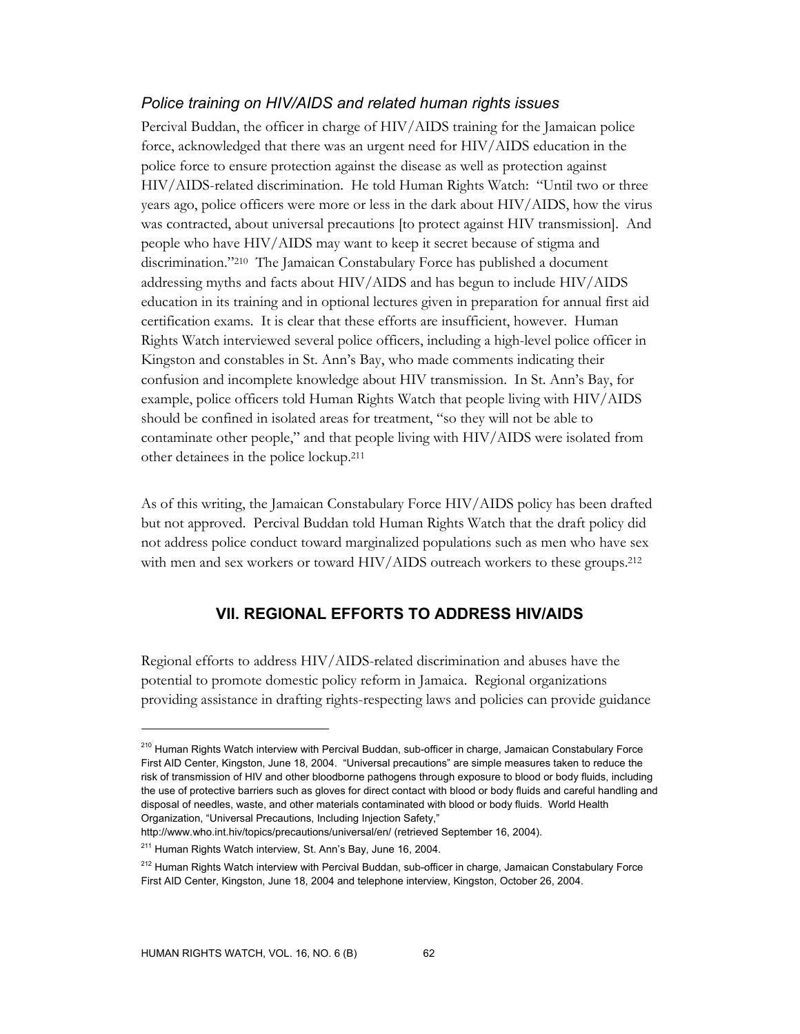### *Police training on HIV/AIDS and related human rights issues*

Percival Buddan, the officer in charge of HIV/AIDS training for the Jamaican police force, acknowledged that there was an urgent need for HIV/AIDS education in the police force to ensure protection against the disease as well as protection against HIV/AIDS-related discrimination. He told Human Rights Watch: "Until two or three years ago, police officers were more or less in the dark about HIV/AIDS, how the virus was contracted, about universal precautions [to protect against HIV transmission]. And people who have HIV/AIDS may want to keep it secret because of stigma and discrimination."[210] The Jamaican Constabulary Force has published a document addressing myths and facts about HIV/AIDS and has begun to include HIV/AIDS education in its training and in optional lectures given in preparation for annual first aid certification exams. It is clear that these efforts are insufficient, however. Human Rights Watch interviewed several police officers, including a high-level police officer in Kingston and constables in St. Ann's Bay, who made comments indicating their confusion and incomplete knowledge about HIV transmission. In St. Ann's Bay, for example, police officers told Human Rights Watch that people living with HIV/AIDS should be confined in isolated areas for treatment, "so they will not be able to contaminate other people," and that people living with HIV/AIDS were isolated from other detainees in the police lockup.[211]

As of this writing, the Jamaican Constabulary Force HIV/AIDS policy has been drafted but not approved. Percival Buddan told Human Rights Watch that the draft policy did not address police conduct toward marginalized populations such as men who have sex with men and sex workers or toward HIV/AIDS outreach workers to these groups.[212]

## VII. REGIONAL EFFORTS TO ADDRESS HIV/AIDS

Regional efforts to address HIV/AIDS-related discrimination and abuses have the potential to promote domestic policy reform in Jamaica. Regional organizations providing assistance in drafting rights-respecting laws and policies can provide guidance

---

[210] Human Rights Watch interview with Percival Buddan, sub-officer in charge, Jamaican Constabulary Force First AID Center, Kingston, June 18, 2004. "Universal precautions" are simple measures taken to reduce the risk of transmission of HIV and other bloodborne pathogens through exposure to blood or body fluids, including the use of protective barriers such as gloves for direct contact with blood or body fluids and careful handling and disposal of needles, waste, and other materials contaminated with blood or body fluids. World Health Organization, "Universal Precautions, Including Injection Safety," http://www.who.int.hiv/topics/precautions/universal/en/ (retrieved September 16, 2004).

[211] Human Rights Watch interview, St. Ann's Bay, June 16, 2004.

[212] Human Rights Watch interview with Percival Buddan, sub-officer in charge, Jamaican Constabulary Force First AID Center, Kingston, June 18, 2004 and telephone interview, Kingston, October 26, 2004.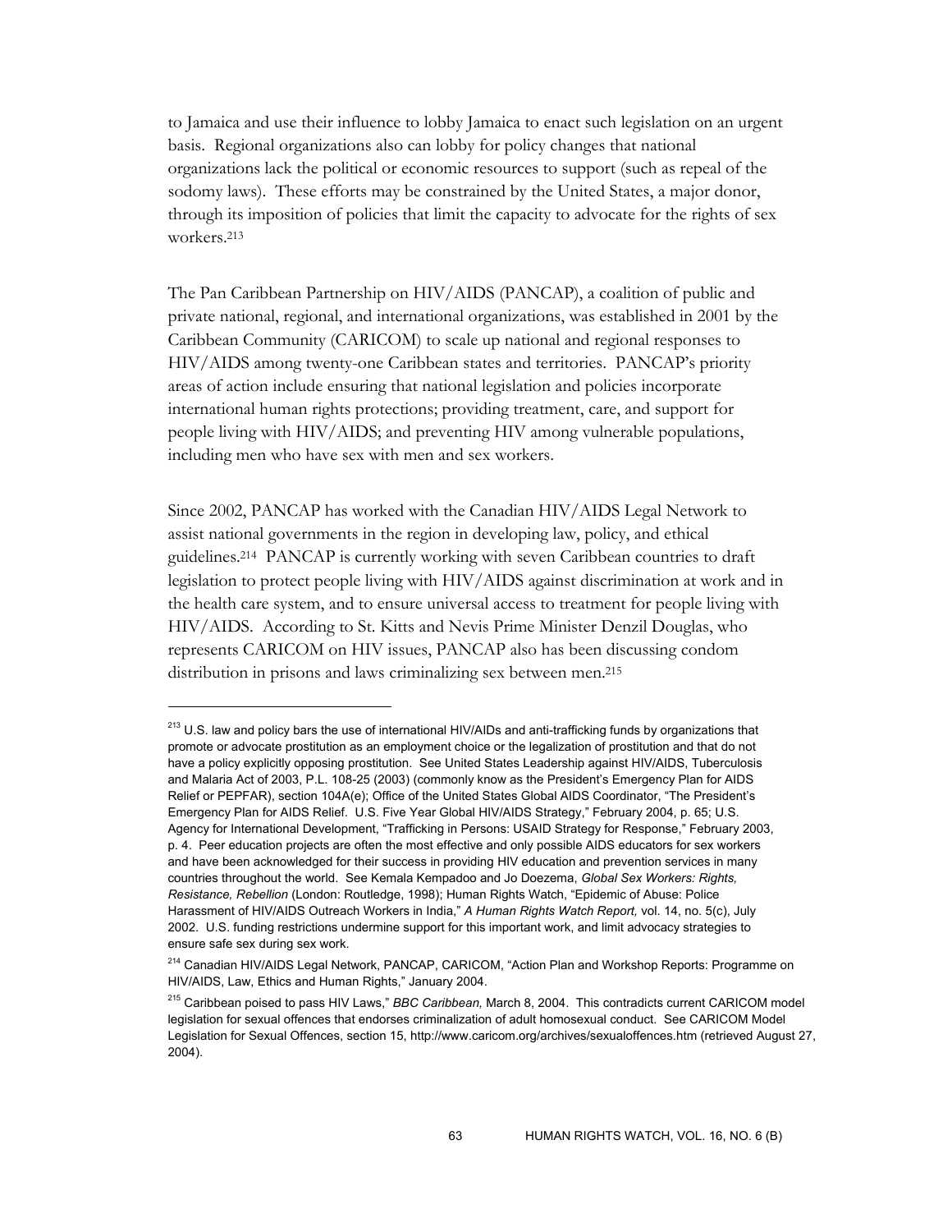to Jamaica and use their influence to lobby Jamaica to enact such legislation on an urgent basis. Regional organizations also can lobby for policy changes that national organizations lack the political or economic resources to support (such as repeal of the sodomy laws). These efforts may be constrained by the United States, a major donor, through its imposition of policies that limit the capacity to advocate for the rights of sex workers.[213]

The Pan Caribbean Partnership on HIV/AIDS (PANCAP), a coalition of public and private national, regional, and international organizations, was established in 2001 by the Caribbean Community (CARICOM) to scale up national and regional responses to HIV/AIDS among twenty-one Caribbean states and territories. PANCAP's priority areas of action include ensuring that national legislation and policies incorporate international human rights protections; providing treatment, care, and support for people living with HIV/AIDS; and preventing HIV among vulnerable populations, including men who have sex with men and sex workers.

Since 2002, PANCAP has worked with the Canadian HIV/AIDS Legal Network to assist national governments in the region in developing law, policy, and ethical guidelines.[214] PANCAP is currently working with seven Caribbean countries to draft legislation to protect people living with HIV/AIDS against discrimination at work and in the health care system, and to ensure universal access to treatment for people living with HIV/AIDS. According to St. Kitts and Nevis Prime Minister Denzil Douglas, who represents CARICOM on HIV issues, PANCAP also has been discussing condom distribution in prisons and laws criminalizing sex between men.[215]

---

[213] U.S. law and policy bars the use of international HIV/AIDs and anti-trafficking funds by organizations that promote or advocate prostitution as an employment choice or the legalization of prostitution and that do not have a policy explicitly opposing prostitution. See United States Leadership against HIV/AIDS, Tuberculosis and Malaria Act of 2003, P.L. 108-25 (2003) (commonly know as the President's Emergency Plan for AIDS Relief or PEPFAR), section 104A(e); Office of the United States Global AIDS Coordinator, "The President's Emergency Plan for AIDS Relief. U.S. Five Year Global HIV/AIDS Strategy," February 2004, p. 65; U.S. Agency for International Development, "Trafficking in Persons: USAID Strategy for Response," February 2003, p. 4. Peer education projects are often the most effective and only possible AIDS educators for sex workers and have been acknowledged for their success in providing HIV education and prevention services in many countries throughout the world. See Kemala Kempadoo and Jo Doezema, *Global Sex Workers: Rights, Resistance, Rebellion* (London: Routledge, 1998); Human Rights Watch, "Epidemic of Abuse: Police Harassment of HIV/AIDS Outreach Workers in India," *A Human Rights Watch Report,* vol. 14, no. 5(c), July 2002. U.S. funding restrictions undermine support for this important work, and limit advocacy strategies to ensure safe sex during sex work.

[214] Canadian HIV/AIDS Legal Network, PANCAP, CARICOM, "Action Plan and Workshop Reports: Programme on HIV/AIDS, Law, Ethics and Human Rights," January 2004.

[215] Caribbean poised to pass HIV Laws," *BBC Caribbean,* March 8, 2004. This contradicts current CARICOM model legislation for sexual offences that endorses criminalization of adult homosexual conduct. See CARICOM Model Legislation for Sexual Offences, section 15, http://www.caricom.org/archives/sexualoffences.htm (retrieved August 27, 2004).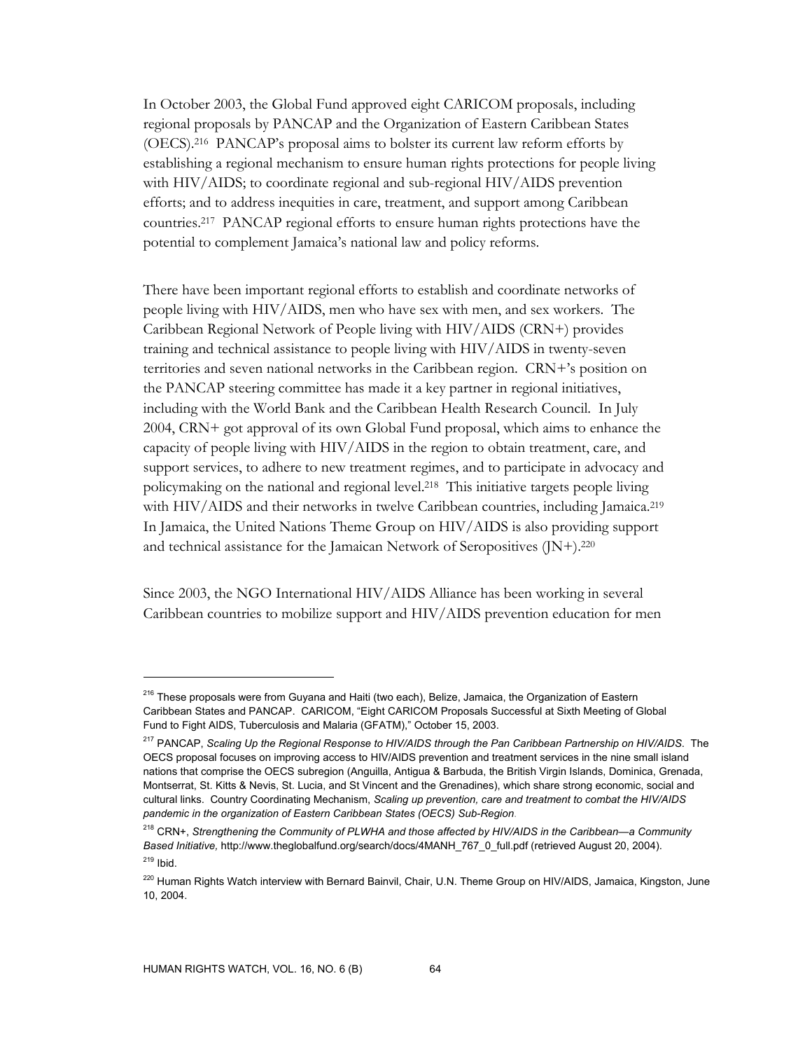In October 2003, the Global Fund approved eight CARICOM proposals, including regional proposals by PANCAP and the Organization of Eastern Caribbean States (OECS).[216] PANCAP's proposal aims to bolster its current law reform efforts by establishing a regional mechanism to ensure human rights protections for people living with HIV/AIDS; to coordinate regional and sub-regional HIV/AIDS prevention efforts; and to address inequities in care, treatment, and support among Caribbean countries.[217] PANCAP regional efforts to ensure human rights protections have the potential to complement Jamaica's national law and policy reforms.

There have been important regional efforts to establish and coordinate networks of people living with HIV/AIDS, men who have sex with men, and sex workers. The Caribbean Regional Network of People living with HIV/AIDS (CRN+) provides training and technical assistance to people living with HIV/AIDS in twenty-seven territories and seven national networks in the Caribbean region. CRN+'s position on the PANCAP steering committee has made it a key partner in regional initiatives, including with the World Bank and the Caribbean Health Research Council. In July 2004, CRN+ got approval of its own Global Fund proposal, which aims to enhance the capacity of people living with HIV/AIDS in the region to obtain treatment, care, and support services, to adhere to new treatment regimes, and to participate in advocacy and policymaking on the national and regional level.[218] This initiative targets people living with HIV/AIDS and their networks in twelve Caribbean countries, including Jamaica.[219] In Jamaica, the United Nations Theme Group on HIV/AIDS is also providing support and technical assistance for the Jamaican Network of Seropositives (JN+).[220]

Since 2003, the NGO International HIV/AIDS Alliance has been working in several Caribbean countries to mobilize support and HIV/AIDS prevention education for men

---

[216] These proposals were from Guyana and Haiti (two each), Belize, Jamaica, the Organization of Eastern Caribbean States and PANCAP. CARICOM, "Eight CARICOM Proposals Successful at Sixth Meeting of Global Fund to Fight AIDS, Tuberculosis and Malaria (GFATM)," October 15, 2003.

[217] PANCAP, *Scaling Up the Regional Response to HIV/AIDS through the Pan Caribbean Partnership on HIV/AIDS*. The OECS proposal focuses on improving access to HIV/AIDS prevention and treatment services in the nine small island nations that comprise the OECS subregion (Anguilla, Antigua & Barbuda, the British Virgin Islands, Dominica, Grenada, Montserrat, St. Kitts & Nevis, St. Lucia, and St Vincent and the Grenadines), which share strong economic, social and cultural links. Country Coordinating Mechanism, *Scaling up prevention, care and treatment to combat the HIV/AIDS pandemic in the organization of Eastern Caribbean States (OECS) Sub-Region*.

[218] CRN+, *Strengthening the Community of PLWHA and those affected by HIV/AIDS in the Caribbean—a Community Based Initiative,* http://www.theglobalfund.org/search/docs/4MANH_767_0_full.pdf (retrieved August 20, 2004).

[219] Ibid.

[220] Human Rights Watch interview with Bernard Bainvil, Chair, U.N. Theme Group on HIV/AIDS, Jamaica, Kingston, June 10, 2004.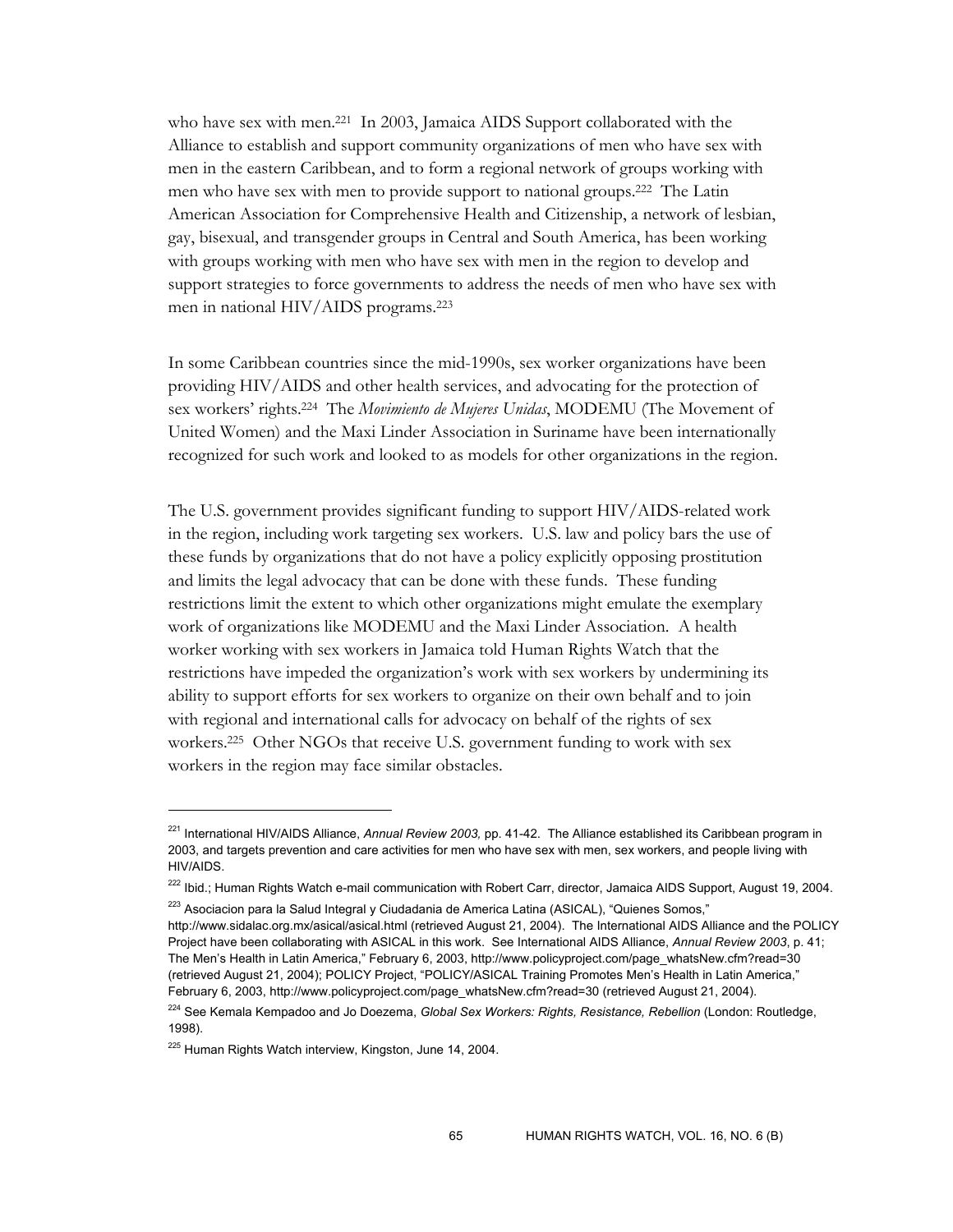who have sex with men.[221] In 2003, Jamaica AIDS Support collaborated with the Alliance to establish and support community organizations of men who have sex with men in the eastern Caribbean, and to form a regional network of groups working with men who have sex with men to provide support to national groups.[222] The Latin American Association for Comprehensive Health and Citizenship, a network of lesbian, gay, bisexual, and transgender groups in Central and South America, has been working with groups working with men who have sex with men in the region to develop and support strategies to force governments to address the needs of men who have sex with men in national HIV/AIDS programs.[223]

In some Caribbean countries since the mid-1990s, sex worker organizations have been providing HIV/AIDS and other health services, and advocating for the protection of sex workers' rights.[224] The *Movimiento de Mujeres Unidas*, MODEMU (The Movement of United Women) and the Maxi Linder Association in Suriname have been internationally recognized for such work and looked to as models for other organizations in the region.

The U.S. government provides significant funding to support HIV/AIDS-related work in the region, including work targeting sex workers. U.S. law and policy bars the use of these funds by organizations that do not have a policy explicitly opposing prostitution and limits the legal advocacy that can be done with these funds. These funding restrictions limit the extent to which other organizations might emulate the exemplary work of organizations like MODEMU and the Maxi Linder Association. A health worker working with sex workers in Jamaica told Human Rights Watch that the restrictions have impeded the organization's work with sex workers by undermining its ability to support efforts for sex workers to organize on their own behalf and to join with regional and international calls for advocacy on behalf of the rights of sex workers.[225] Other NGOs that receive U.S. government funding to work with sex workers in the region may face similar obstacles.

---

[221] International HIV/AIDS Alliance, *Annual Review 2003,* pp. 41-42. The Alliance established its Caribbean program in 2003, and targets prevention and care activities for men who have sex with men, sex workers, and people living with HIV/AIDS.

[222] Ibid.; Human Rights Watch e-mail communication with Robert Carr, director, Jamaica AIDS Support, August 19, 2004.

[223] Asociacion para la Salud Integral y Ciudadania de America Latina (ASICAL), "Quienes Somos," http://www.sidalac.org.mx/asical/asical.html (retrieved August 21, 2004). The International AIDS Alliance and the POLICY Project have been collaborating with ASICAL in this work. See International AIDS Alliance, *Annual Review 2003*, p. 41; The Men's Health in Latin America," February 6, 2003, http://www.policyproject.com/page_whatsNew.cfm?read=30 (retrieved August 21, 2004); POLICY Project, "POLICY/ASICAL Training Promotes Men's Health in Latin America," February 6, 2003, http://www.policyproject.com/page_whatsNew.cfm?read=30 (retrieved August 21, 2004).

[224] See Kemala Kempadoo and Jo Doezema, *Global Sex Workers: Rights, Resistance, Rebellion* (London: Routledge, 1998).

[225] Human Rights Watch interview, Kingston, June 14, 2004.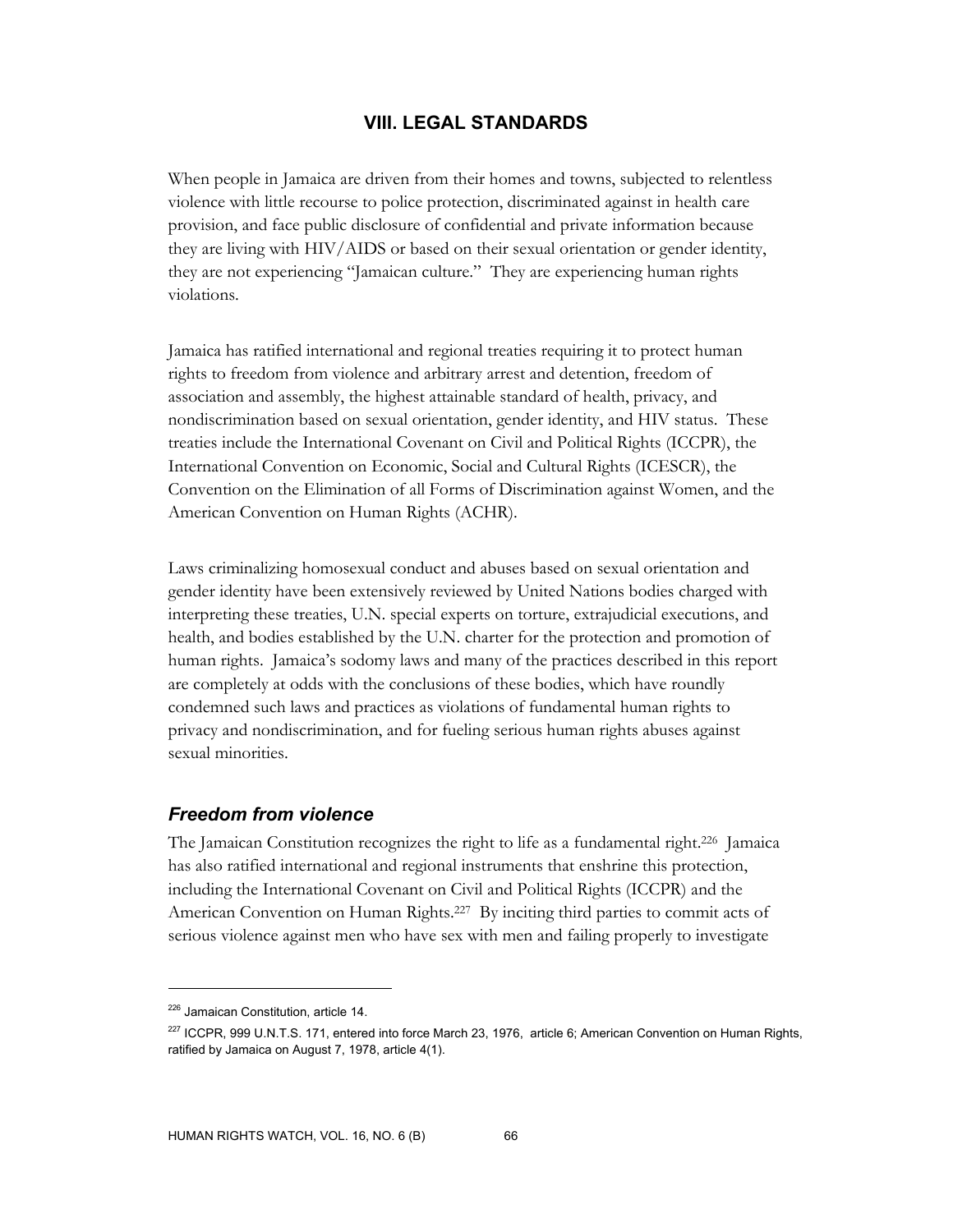## VIII. LEGAL STANDARDS

When people in Jamaica are driven from their homes and towns, subjected to relentless violence with little recourse to police protection, discriminated against in health care provision, and face public disclosure of confidential and private information because they are living with HIV/AIDS or based on their sexual orientation or gender identity, they are not experiencing "Jamaican culture." They are experiencing human rights violations.

Jamaica has ratified international and regional treaties requiring it to protect human rights to freedom from violence and arbitrary arrest and detention, freedom of association and assembly, the highest attainable standard of health, privacy, and nondiscrimination based on sexual orientation, gender identity, and HIV status. These treaties include the International Covenant on Civil and Political Rights (ICCPR), the International Convention on Economic, Social and Cultural Rights (ICESCR), the Convention on the Elimination of all Forms of Discrimination against Women, and the American Convention on Human Rights (ACHR).

Laws criminalizing homosexual conduct and abuses based on sexual orientation and gender identity have been extensively reviewed by United Nations bodies charged with interpreting these treaties, U.N. special experts on torture, extrajudicial executions, and health, and bodies established by the U.N. charter for the protection and promotion of human rights. Jamaica's sodomy laws and many of the practices described in this report are completely at odds with the conclusions of these bodies, which have roundly condemned such laws and practices as violations of fundamental human rights to privacy and nondiscrimination, and for fueling serious human rights abuses against sexual minorities.

### *Freedom from violence*

The Jamaican Constitution recognizes the right to life as a fundamental right.[226] Jamaica has also ratified international and regional instruments that enshrine this protection, including the International Covenant on Civil and Political Rights (ICCPR) and the American Convention on Human Rights.[227] By inciting third parties to commit acts of serious violence against men who have sex with men and failing properly to investigate

[226] Jamaican Constitution, article 14.

[227] ICCPR, 999 U.N.T.S. 171, entered into force March 23, 1976, article 6; American Convention on Human Rights, ratified by Jamaica on August 7, 1978, article 4(1).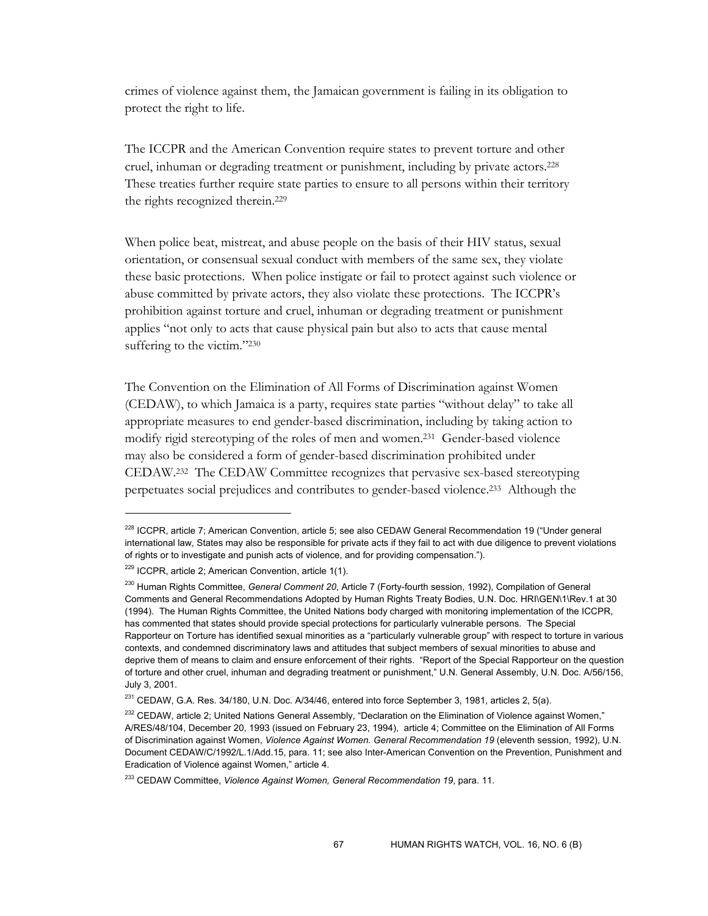crimes of violence against them, the Jamaican government is failing in its obligation to protect the right to life.

The ICCPR and the American Convention require states to prevent torture and other cruel, inhuman or degrading treatment or punishment, including by private actors.[228] These treaties further require state parties to ensure to all persons within their territory the rights recognized therein.[229]

When police beat, mistreat, and abuse people on the basis of their HIV status, sexual orientation, or consensual sexual conduct with members of the same sex, they violate these basic protections. When police instigate or fail to protect against such violence or abuse committed by private actors, they also violate these protections. The ICCPR's prohibition against torture and cruel, inhuman or degrading treatment or punishment applies "not only to acts that cause physical pain but also to acts that cause mental suffering to the victim."[230]

The Convention on the Elimination of All Forms of Discrimination against Women (CEDAW), to which Jamaica is a party, requires state parties "without delay" to take all appropriate measures to end gender-based discrimination, including by taking action to modify rigid stereotyping of the roles of men and women.[231] Gender-based violence may also be considered a form of gender-based discrimination prohibited under CEDAW.[232] The CEDAW Committee recognizes that pervasive sex-based stereotyping perpetuates social prejudices and contributes to gender-based violence.[233] Although the

---

[228] ICCPR, article 7; American Convention, article 5; see also CEDAW General Recommendation 19 ("Under general international law, States may also be responsible for private acts if they fail to act with due diligence to prevent violations of rights or to investigate and punish acts of violence, and for providing compensation.").

[229] ICCPR, article 2; American Convention, article 1(1).

[230] Human Rights Committee, *General Comment 20*, Article 7 (Forty-fourth session, 1992), Compilation of General Comments and General Recommendations Adopted by Human Rights Treaty Bodies, U.N. Doc. HRI\GEN\1\Rev.1 at 30 (1994). The Human Rights Committee, the United Nations body charged with monitoring implementation of the ICCPR, has commented that states should provide special protections for particularly vulnerable persons. The Special Rapporteur on Torture has identified sexual minorities as a "particularly vulnerable group" with respect to torture in various contexts, and condemned discriminatory laws and attitudes that subject members of sexual minorities to abuse and deprive them of means to claim and ensure enforcement of their rights. "Report of the Special Rapporteur on the question of torture and other cruel, inhuman and degrading treatment or punishment," U.N. General Assembly, U.N. Doc. A/56/156, July 3, 2001.

[231] CEDAW, G.A. Res. 34/180, U.N. Doc. A/34/46, entered into force September 3, 1981, articles 2, 5(a).

[232] CEDAW, article 2; United Nations General Assembly, "Declaration on the Elimination of Violence against Women," A/RES/48/104, December 20, 1993 (issued on February 23, 1994), article 4; Committee on the Elimination of All Forms of Discrimination against Women, *Violence Against Women. General Recommendation 19* (eleventh session, 1992), U.N. Document CEDAW/C/1992/L.1/Add.15, para. 11; see also Inter-American Convention on the Prevention, Punishment and Eradication of Violence against Women," article 4.

[233] CEDAW Committee, *Violence Against Women, General Recommendation 19*, para. 11.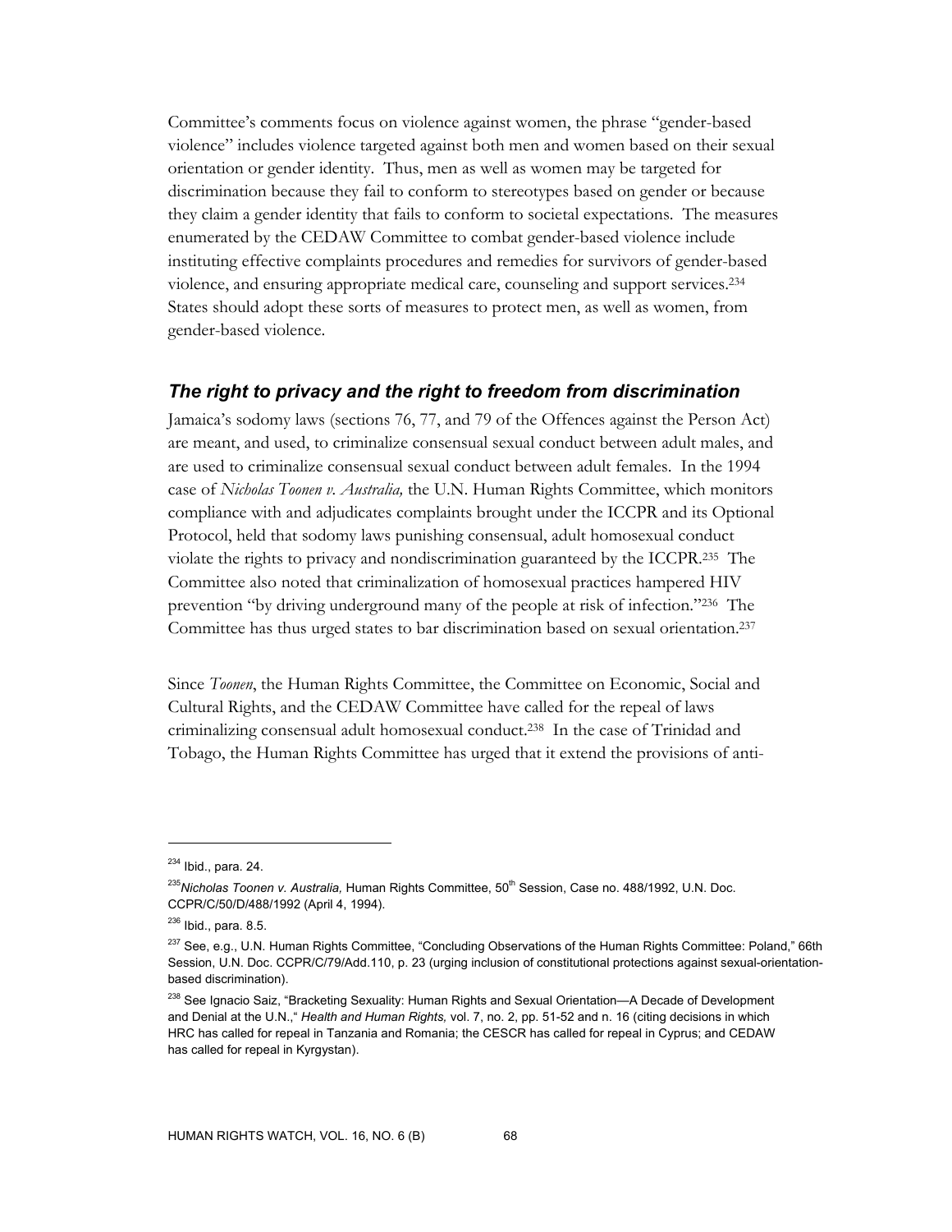Committee's comments focus on violence against women, the phrase "gender-based violence" includes violence targeted against both men and women based on their sexual orientation or gender identity. Thus, men as well as women may be targeted for discrimination because they fail to conform to stereotypes based on gender or because they claim a gender identity that fails to conform to societal expectations. The measures enumerated by the CEDAW Committee to combat gender-based violence include instituting effective complaints procedures and remedies for survivors of gender-based violence, and ensuring appropriate medical care, counseling and support services.[234] States should adopt these sorts of measures to protect men, as well as women, from gender-based violence.

### *The right to privacy and the right to freedom from discrimination*

Jamaica's sodomy laws (sections 76, 77, and 79 of the Offences against the Person Act) are meant, and used, to criminalize consensual sexual conduct between adult males, and are used to criminalize consensual sexual conduct between adult females. In the 1994 case of *Nicholas Toonen v. Australia,* the U.N. Human Rights Committee, which monitors compliance with and adjudicates complaints brought under the ICCPR and its Optional Protocol, held that sodomy laws punishing consensual, adult homosexual conduct violate the rights to privacy and nondiscrimination guaranteed by the ICCPR.[235] The Committee also noted that criminalization of homosexual practices hampered HIV prevention "by driving underground many of the people at risk of infection."[236] The Committee has thus urged states to bar discrimination based on sexual orientation.[237]

Since *Toonen*, the Human Rights Committee, the Committee on Economic, Social and Cultural Rights, and the CEDAW Committee have called for the repeal of laws criminalizing consensual adult homosexual conduct.[238] In the case of Trinidad and Tobago, the Human Rights Committee has urged that it extend the provisions of anti-

---

[234] Ibid., para. 24.

[235] *Nicholas Toonen v. Australia,* Human Rights Committee, 50th Session, Case no. 488/1992, U.N. Doc. CCPR/C/50/D/488/1992 (April 4, 1994).

[236] Ibid., para. 8.5.

[237] See, e.g., U.N. Human Rights Committee, "Concluding Observations of the Human Rights Committee: Poland," 66th Session, U.N. Doc. CCPR/C/79/Add.110, p. 23 (urging inclusion of constitutional protections against sexual-orientation-based discrimination).

[238] See Ignacio Saiz, "Bracketing Sexuality: Human Rights and Sexual Orientation—A Decade of Development and Denial at the U.N.," *Health and Human Rights,* vol. 7, no. 2, pp. 51-52 and n. 16 (citing decisions in which HRC has called for repeal in Tanzania and Romania; the CESCR has called for repeal in Cyprus; and CEDAW has called for repeal in Kyrgystan).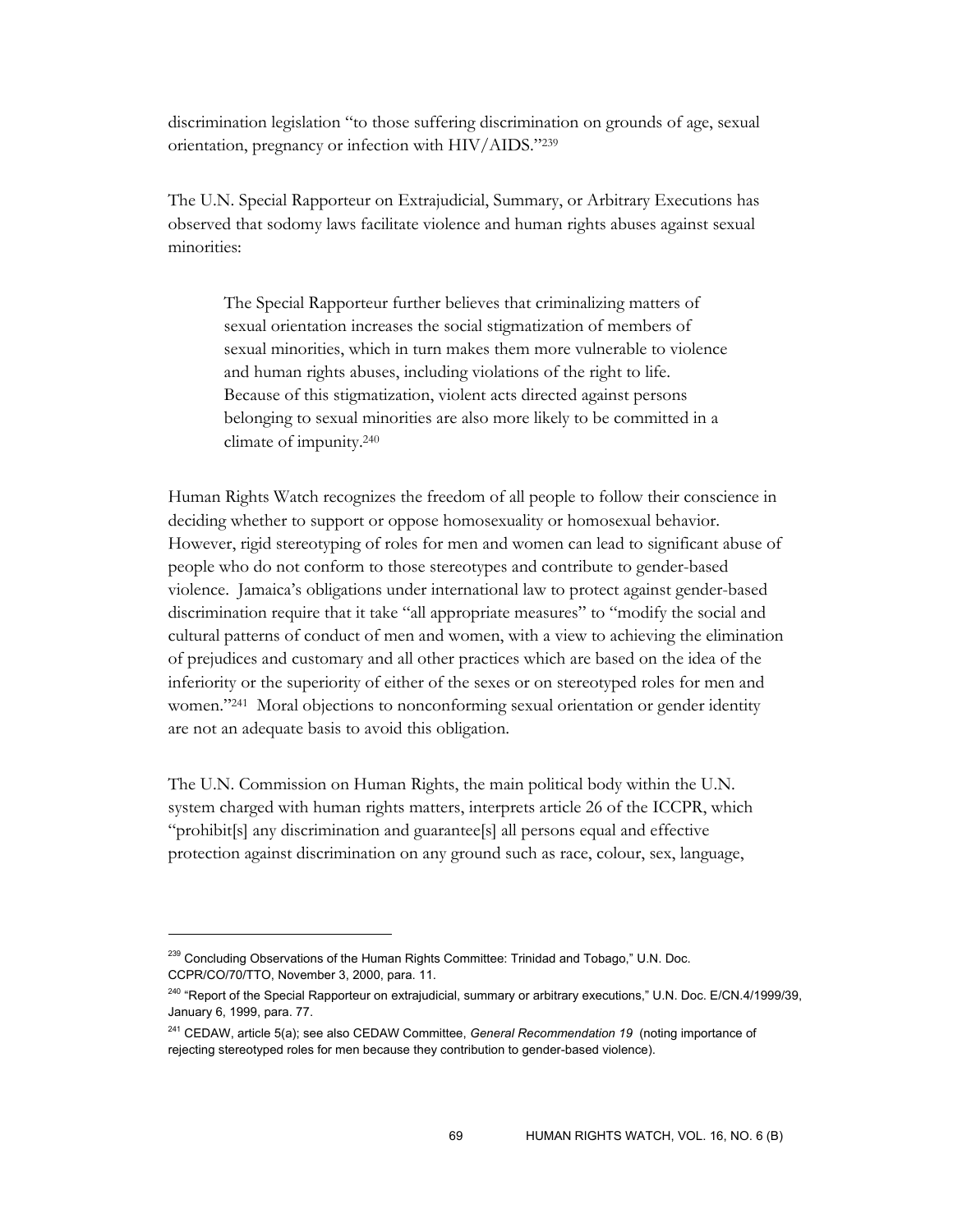discrimination legislation "to those suffering discrimination on grounds of age, sexual orientation, pregnancy or infection with HIV/AIDS."[239]

The U.N. Special Rapporteur on Extrajudicial, Summary, or Arbitrary Executions has observed that sodomy laws facilitate violence and human rights abuses against sexual minorities:

> The Special Rapporteur further believes that criminalizing matters of sexual orientation increases the social stigmatization of members of sexual minorities, which in turn makes them more vulnerable to violence and human rights abuses, including violations of the right to life. Because of this stigmatization, violent acts directed against persons belonging to sexual minorities are also more likely to be committed in a climate of impunity.[240]

Human Rights Watch recognizes the freedom of all people to follow their conscience in deciding whether to support or oppose homosexuality or homosexual behavior. However, rigid stereotyping of roles for men and women can lead to significant abuse of people who do not conform to those stereotypes and contribute to gender-based violence. Jamaica's obligations under international law to protect against gender-based discrimination require that it take "all appropriate measures" to "modify the social and cultural patterns of conduct of men and women, with a view to achieving the elimination of prejudices and customary and all other practices which are based on the idea of the inferiority or the superiority of either of the sexes or on stereotyped roles for men and women."[241] Moral objections to nonconforming sexual orientation or gender identity are not an adequate basis to avoid this obligation.

The U.N. Commission on Human Rights, the main political body within the U.N. system charged with human rights matters, interprets article 26 of the ICCPR, which "prohibit[s] any discrimination and guarantee[s] all persons equal and effective protection against discrimination on any ground such as race, colour, sex, language,

---

[239] Concluding Observations of the Human Rights Committee: Trinidad and Tobago," U.N. Doc. CCPR/CO/70/TTO, November 3, 2000, para. 11.

[240] "Report of the Special Rapporteur on extrajudicial, summary or arbitrary executions," U.N. Doc. E/CN.4/1999/39, January 6, 1999, para. 77.

[241] CEDAW, article 5(a); see also CEDAW Committee, *General Recommendation 19* (noting importance of rejecting stereotyped roles for men because they contribution to gender-based violence).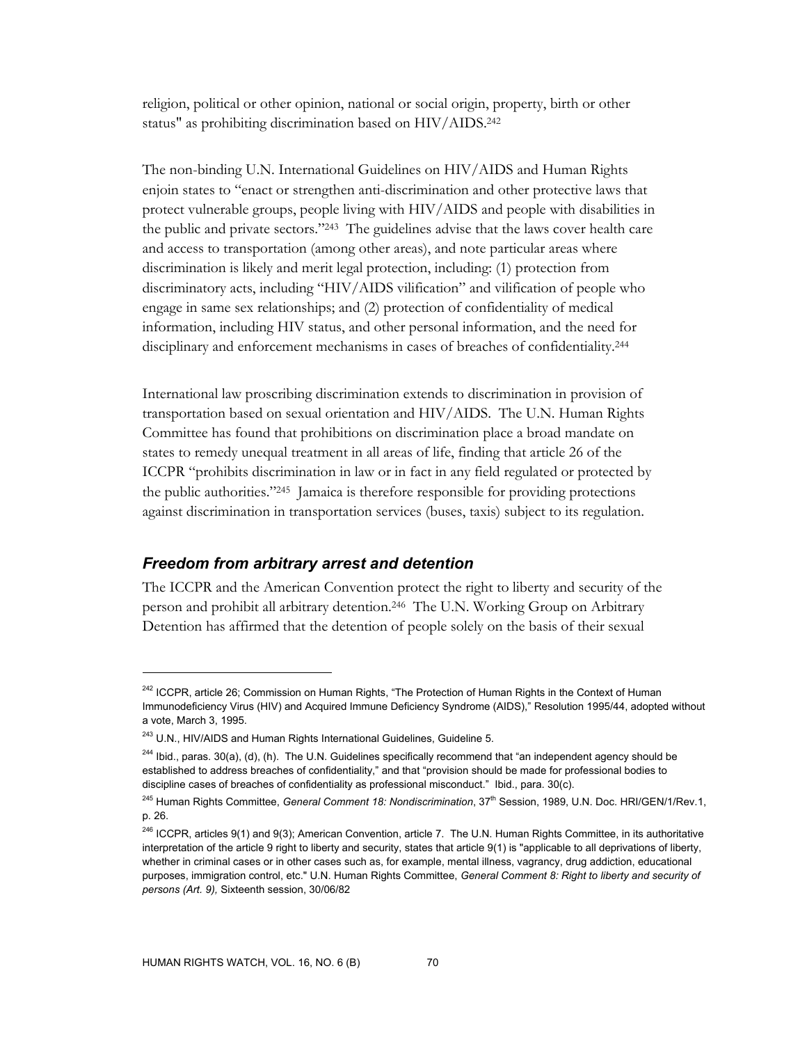religion, political or other opinion, national or social origin, property, birth or other status" as prohibiting discrimination based on HIV/AIDS.[242]

The non-binding U.N. International Guidelines on HIV/AIDS and Human Rights enjoin states to "enact or strengthen anti-discrimination and other protective laws that protect vulnerable groups, people living with HIV/AIDS and people with disabilities in the public and private sectors."[243] The guidelines advise that the laws cover health care and access to transportation (among other areas), and note particular areas where discrimination is likely and merit legal protection, including: (1) protection from discriminatory acts, including "HIV/AIDS vilification" and vilification of people who engage in same sex relationships; and (2) protection of confidentiality of medical information, including HIV status, and other personal information, and the need for disciplinary and enforcement mechanisms in cases of breaches of confidentiality.[244]

International law proscribing discrimination extends to discrimination in provision of transportation based on sexual orientation and HIV/AIDS. The U.N. Human Rights Committee has found that prohibitions on discrimination place a broad mandate on states to remedy unequal treatment in all areas of life, finding that article 26 of the ICCPR "prohibits discrimination in law or in fact in any field regulated or protected by the public authorities."[245] Jamaica is therefore responsible for providing protections against discrimination in transportation services (buses, taxis) subject to its regulation.

### *Freedom from arbitrary arrest and detention*

The ICCPR and the American Convention protect the right to liberty and security of the person and prohibit all arbitrary detention.[246] The U.N. Working Group on Arbitrary Detention has affirmed that the detention of people solely on the basis of their sexual

---

[242] ICCPR, article 26; Commission on Human Rights, "The Protection of Human Rights in the Context of Human Immunodeficiency Virus (HIV) and Acquired Immune Deficiency Syndrome (AIDS)," Resolution 1995/44, adopted without a vote, March 3, 1995.

[243] U.N., HIV/AIDS and Human Rights International Guidelines, Guideline 5.

[244] Ibid., paras. 30(a), (d), (h). The U.N. Guidelines specifically recommend that "an independent agency should be established to address breaches of confidentiality," and that "provision should be made for professional bodies to discipline cases of breaches of confidentiality as professional misconduct." Ibid., para. 30(c).

[245] Human Rights Committee, *General Comment 18: Nondiscrimination*, 37th Session, 1989, U.N. Doc. HRI/GEN/1/Rev.1, p. 26.

[246] ICCPR, articles 9(1) and 9(3); American Convention, article 7. The U.N. Human Rights Committee, in its authoritative interpretation of the article 9 right to liberty and security, states that article 9(1) is "applicable to all deprivations of liberty, whether in criminal cases or in other cases such as, for example, mental illness, vagrancy, drug addiction, educational purposes, immigration control, etc." U.N. Human Rights Committee, *General Comment 8: Right to liberty and security of persons (Art. 9),* Sixteenth session, 30/06/82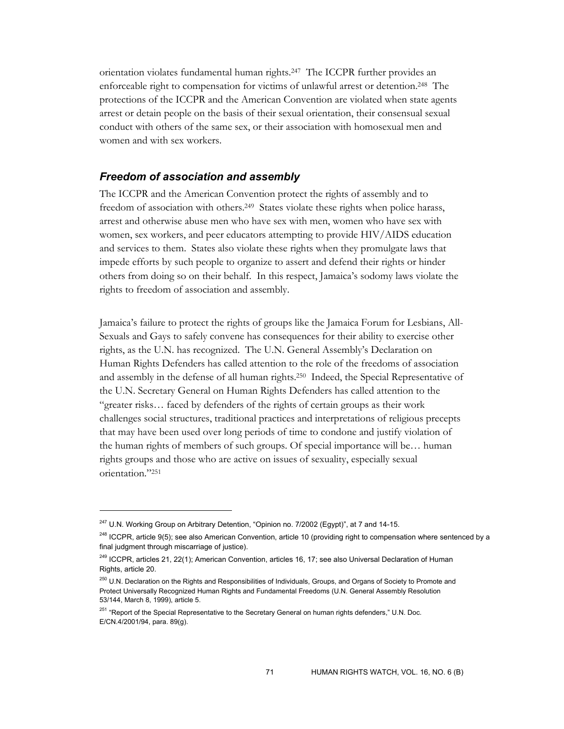orientation violates fundamental human rights.[247] The ICCPR further provides an enforceable right to compensation for victims of unlawful arrest or detention.[248] The protections of the ICCPR and the American Convention are violated when state agents arrest or detain people on the basis of their sexual orientation, their consensual sexual conduct with others of the same sex, or their association with homosexual men and women and with sex workers.

### *Freedom of association and assembly*

The ICCPR and the American Convention protect the rights of assembly and to freedom of association with others.[249] States violate these rights when police harass, arrest and otherwise abuse men who have sex with men, women who have sex with women, sex workers, and peer educators attempting to provide HIV/AIDS education and services to them. States also violate these rights when they promulgate laws that impede efforts by such people to organize to assert and defend their rights or hinder others from doing so on their behalf. In this respect, Jamaica's sodomy laws violate the rights to freedom of association and assembly.

Jamaica's failure to protect the rights of groups like the Jamaica Forum for Lesbians, All-Sexuals and Gays to safely convene has consequences for their ability to exercise other rights, as the U.N. has recognized. The U.N. General Assembly's Declaration on Human Rights Defenders has called attention to the role of the freedoms of association and assembly in the defense of all human rights.[250] Indeed, the Special Representative of the U.N. Secretary General on Human Rights Defenders has called attention to the "greater risks… faced by defenders of the rights of certain groups as their work challenges social structures, traditional practices and interpretations of religious precepts that may have been used over long periods of time to condone and justify violation of the human rights of members of such groups. Of special importance will be… human rights groups and those who are active on issues of sexuality, especially sexual orientation."[251]

---

[247] U.N. Working Group on Arbitrary Detention, "Opinion no. 7/2002 (Egypt)", at 7 and 14-15.

[248] ICCPR, article 9(5); see also American Convention, article 10 (providing right to compensation where sentenced by a final judgment through miscarriage of justice).

[249] ICCPR, articles 21, 22(1); American Convention, articles 16, 17; see also Universal Declaration of Human Rights, article 20.

[250] U.N. Declaration on the Rights and Responsibilities of Individuals, Groups, and Organs of Society to Promote and Protect Universally Recognized Human Rights and Fundamental Freedoms (U.N. General Assembly Resolution 53/144, March 8, 1999), article 5.

[251] "Report of the Special Representative to the Secretary General on human rights defenders," U.N. Doc. E/CN.4/2001/94, para. 89(g).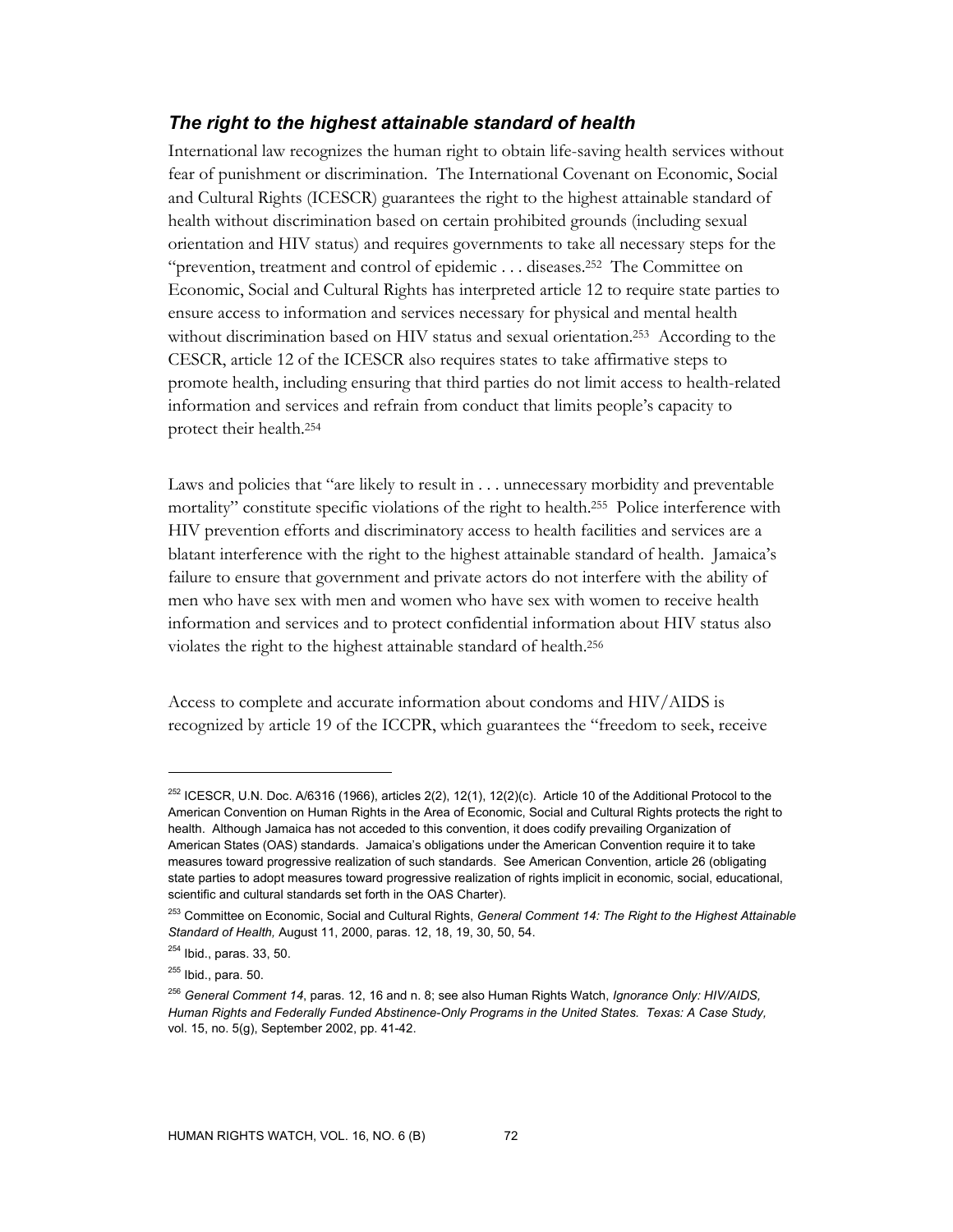### *The right to the highest attainable standard of health*

International law recognizes the human right to obtain life-saving health services without fear of punishment or discrimination. The International Covenant on Economic, Social and Cultural Rights (ICESCR) guarantees the right to the highest attainable standard of health without discrimination based on certain prohibited grounds (including sexual orientation and HIV status) and requires governments to take all necessary steps for the "prevention, treatment and control of epidemic . . . diseases.[252] The Committee on Economic, Social and Cultural Rights has interpreted article 12 to require state parties to ensure access to information and services necessary for physical and mental health without discrimination based on HIV status and sexual orientation.[253] According to the CESCR, article 12 of the ICESCR also requires states to take affirmative steps to promote health, including ensuring that third parties do not limit access to health-related information and services and refrain from conduct that limits people's capacity to protect their health.[254]

Laws and policies that "are likely to result in . . . unnecessary morbidity and preventable mortality" constitute specific violations of the right to health.[255] Police interference with HIV prevention efforts and discriminatory access to health facilities and services are a blatant interference with the right to the highest attainable standard of health. Jamaica's failure to ensure that government and private actors do not interfere with the ability of men who have sex with men and women who have sex with women to receive health information and services and to protect confidential information about HIV status also violates the right to the highest attainable standard of health.[256]

Access to complete and accurate information about condoms and HIV/AIDS is recognized by article 19 of the ICCPR, which guarantees the "freedom to seek, receive

---

[252] ICESCR, U.N. Doc. A/6316 (1966), articles 2(2), 12(1), 12(2)(c). Article 10 of the Additional Protocol to the American Convention on Human Rights in the Area of Economic, Social and Cultural Rights protects the right to health. Although Jamaica has not acceded to this convention, it does codify prevailing Organization of American States (OAS) standards. Jamaica's obligations under the American Convention require it to take measures toward progressive realization of such standards. See American Convention, article 26 (obligating state parties to adopt measures toward progressive realization of rights implicit in economic, social, educational, scientific and cultural standards set forth in the OAS Charter).

[253] Committee on Economic, Social and Cultural Rights, *General Comment 14: The Right to the Highest Attainable Standard of Health,* August 11, 2000, paras. 12, 18, 19, 30, 50, 54.

[254] Ibid., paras. 33, 50.

[255] Ibid., para. 50.

[256] *General Comment 14*, paras. 12, 16 and n. 8; see also Human Rights Watch, *Ignorance Only: HIV/AIDS, Human Rights and Federally Funded Abstinence-Only Programs in the United States. Texas: A Case Study,* vol. 15, no. 5(g), September 2002, pp. 41-42.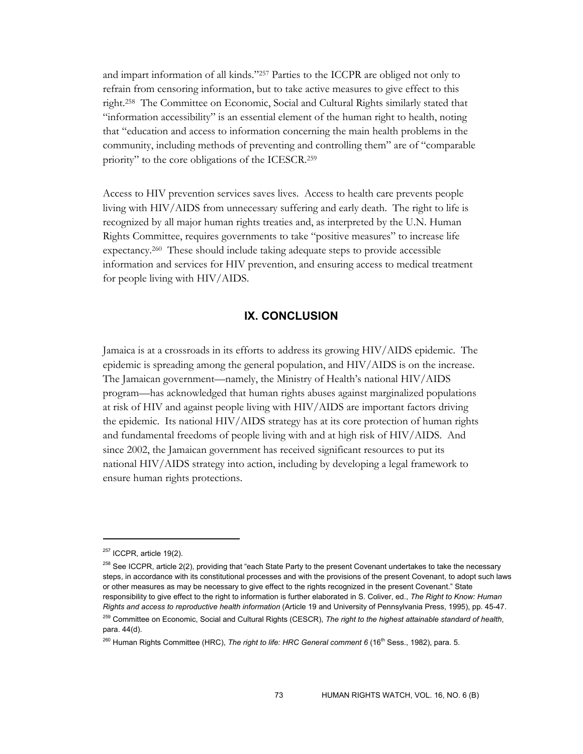and impart information of all kinds."[257] Parties to the ICCPR are obliged not only to refrain from censoring information, but to take active measures to give effect to this right.[258] The Committee on Economic, Social and Cultural Rights similarly stated that "information accessibility" is an essential element of the human right to health, noting that "education and access to information concerning the main health problems in the community, including methods of preventing and controlling them" are of "comparable priority" to the core obligations of the ICESCR.[259]

Access to HIV prevention services saves lives. Access to health care prevents people living with HIV/AIDS from unnecessary suffering and early death. The right to life is recognized by all major human rights treaties and, as interpreted by the U.N. Human Rights Committee, requires governments to take "positive measures" to increase life expectancy.[260] These should include taking adequate steps to provide accessible information and services for HIV prevention, and ensuring access to medical treatment for people living with HIV/AIDS.

## IX. CONCLUSION

Jamaica is at a crossroads in its efforts to address its growing HIV/AIDS epidemic. The epidemic is spreading among the general population, and HIV/AIDS is on the increase. The Jamaican government—namely, the Ministry of Health's national HIV/AIDS program—has acknowledged that human rights abuses against marginalized populations at risk of HIV and against people living with HIV/AIDS are important factors driving the epidemic. Its national HIV/AIDS strategy has at its core protection of human rights and fundamental freedoms of people living with and at high risk of HIV/AIDS. And since 2002, the Jamaican government has received significant resources to put its national HIV/AIDS strategy into action, including by developing a legal framework to ensure human rights protections.

---

[257] ICCPR, article 19(2).

[258] See ICCPR, article 2(2), providing that "each State Party to the present Covenant undertakes to take the necessary steps, in accordance with its constitutional processes and with the provisions of the present Covenant, to adopt such laws or other measures as may be necessary to give effect to the rights recognized in the present Covenant." State responsibility to give effect to the right to information is further elaborated in S. Coliver, ed., *The Right to Know: Human Rights and access to reproductive health information* (Article 19 and University of Pennsylvania Press, 1995), pp. 45-47.

[259] Committee on Economic, Social and Cultural Rights (CESCR), *The right to the highest attainable standard of health*, para. 44(d).

[260] Human Rights Committee (HRC), *The right to life: HRC General comment 6* (16th Sess., 1982), para. 5.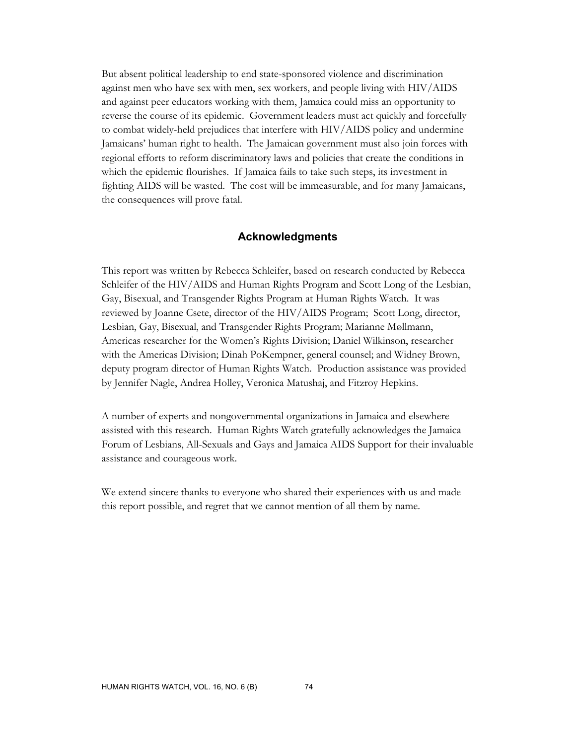But absent political leadership to end state-sponsored violence and discrimination against men who have sex with men, sex workers, and people living with HIV/AIDS and against peer educators working with them, Jamaica could miss an opportunity to reverse the course of its epidemic. Government leaders must act quickly and forcefully to combat widely-held prejudices that interfere with HIV/AIDS policy and undermine Jamaicans' human right to health. The Jamaican government must also join forces with regional efforts to reform discriminatory laws and policies that create the conditions in which the epidemic flourishes. If Jamaica fails to take such steps, its investment in fighting AIDS will be wasted. The cost will be immeasurable, and for many Jamaicans, the consequences will prove fatal.

## Acknowledgments

This report was written by Rebecca Schleifer, based on research conducted by Rebecca Schleifer of the HIV/AIDS and Human Rights Program and Scott Long of the Lesbian, Gay, Bisexual, and Transgender Rights Program at Human Rights Watch. It was reviewed by Joanne Csete, director of the HIV/AIDS Program; Scott Long, director, Lesbian, Gay, Bisexual, and Transgender Rights Program; Marianne Møllmann, Americas researcher for the Women's Rights Division; Daniel Wilkinson, researcher with the Americas Division; Dinah PoKempner, general counsel; and Widney Brown, deputy program director of Human Rights Watch. Production assistance was provided by Jennifer Nagle, Andrea Holley, Veronica Matushaj, and Fitzroy Hepkins.

A number of experts and nongovernmental organizations in Jamaica and elsewhere assisted with this research. Human Rights Watch gratefully acknowledges the Jamaica Forum of Lesbians, All-Sexuals and Gays and Jamaica AIDS Support for their invaluable assistance and courageous work.

We extend sincere thanks to everyone who shared their experiences with us and made this report possible, and regret that we cannot mention of all them by name.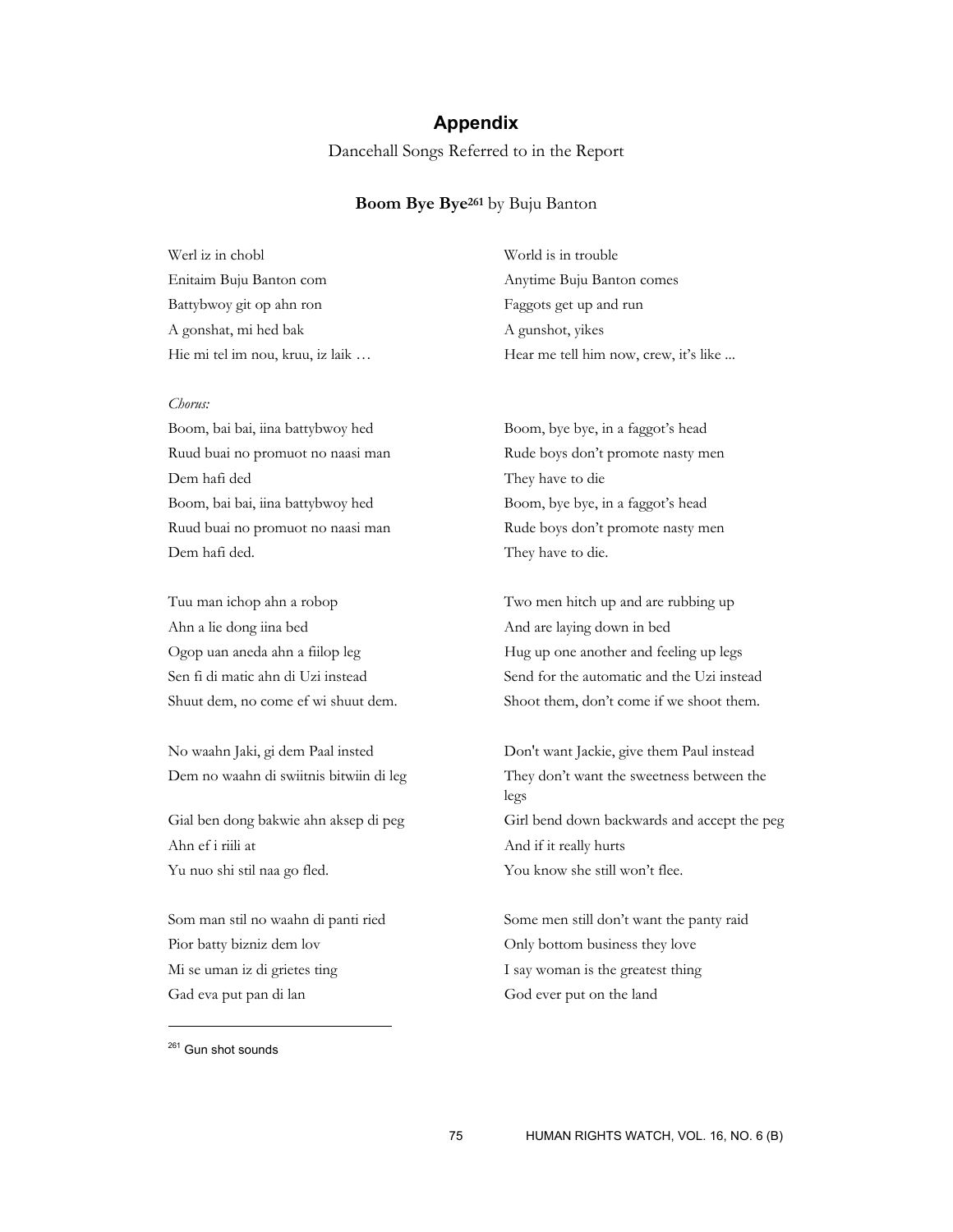## Appendix

Dancehall Songs Referred to in the Report

### **Boom Bye Bye**[261] by Buju Banton

| | |
|---|---|
| Werl iz in chobl | World is in trouble |
| Enitaim Buju Banton com | Anytime Buju Banton comes |
| Battybwoy git op ahn ron | Faggots get up and run |
| A gonshat, mi hed bak | A gunshot, yikes |
| Hie mi tel im nou, kruu, iz laik … | Hear me tell him now, crew, it's like ... |
| | |
| *Chorus:* | |
| Boom, bai bai, iina battybwoy hed | Boom, bye bye, in a faggot's head |
| Ruud buai no promuot no naasi man | Rude boys don't promote nasty men |
| Dem hafi ded | They have to die |
| Boom, bai bai, iina battybwoy hed | Boom, bye bye, in a faggot's head |
| Ruud buai no promuot no naasi man | Rude boys don't promote nasty men |
| Dem hafi ded. | They have to die. |
| | |
| Tuu man ichop ahn a robop | Two men hitch up and are rubbing up |
| Ahn a lie dong iina bed | And are laying down in bed |
| Ogop uan aneda ahn a fiilop leg | Hug up one another and feeling up legs |
| Sen fi di matic ahn di Uzi instead | Send for the automatic and the Uzi instead |
| Shuut dem, no come ef wi shuut dem. | Shoot them, don't come if we shoot them. |
| | |
| No waahn Jaki, gi dem Paal insted | Don't want Jackie, give them Paul instead |
| Dem no waahn di swiitnis bitwiin di leg | They don't want the sweetness between the legs |
| Gial ben dong bakwie ahn aksep di peg | Girl bend down backwards and accept the peg |
| Ahn ef i riili at | And if it really hurts |
| Yu nuo shi stil naa go fled. | You know she still won't flee. |
| | |
| Som man stil no waahn di panti ried | Some men still don't want the panty raid |
| Pior batty bizniz dem lov | Only bottom business they love |
| Mi se uman iz di grietes ting | I say woman is the greatest thing |
| Gad eva put pan di lan | God ever put on the land |

[261] Gun shot sounds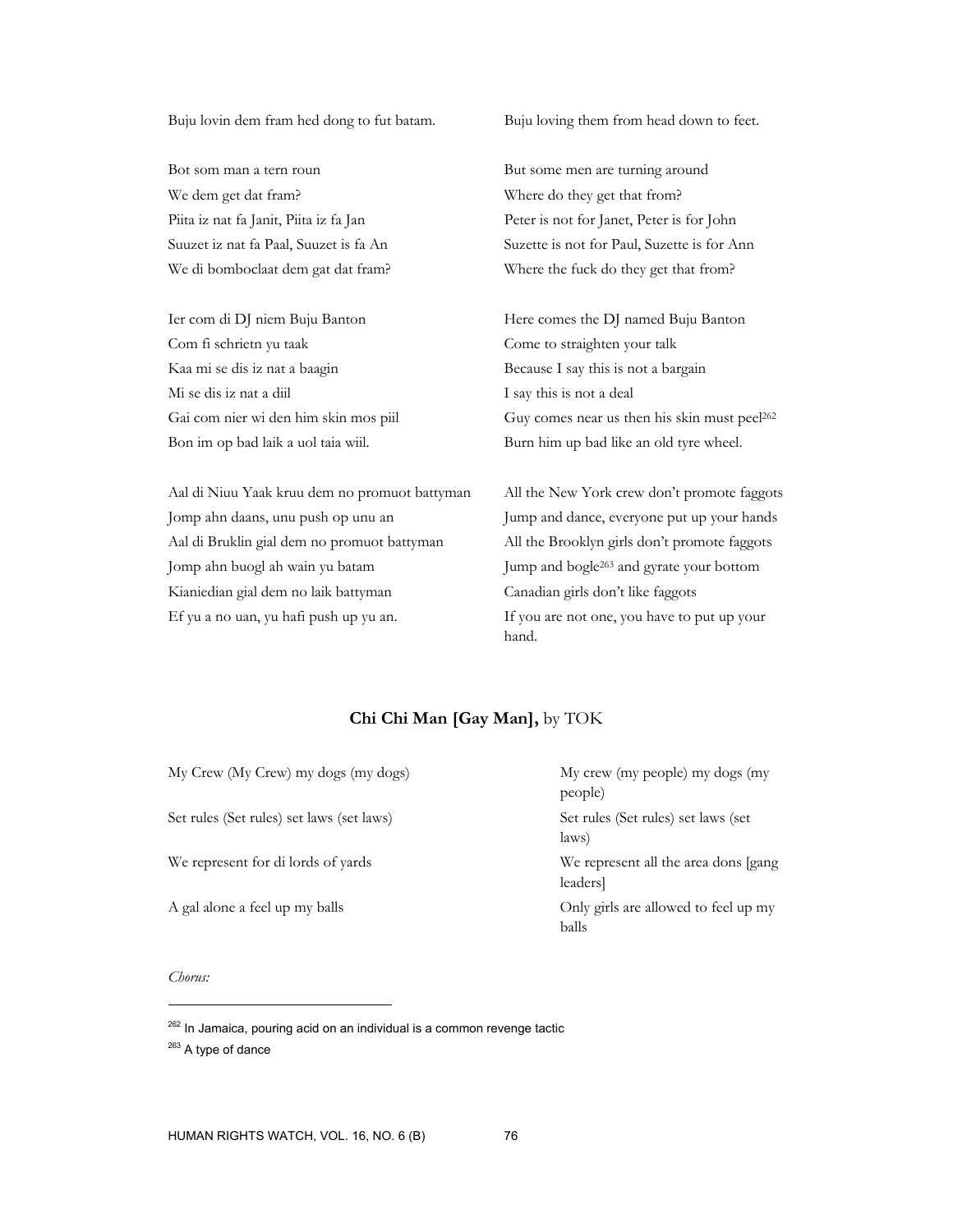| | |
|---|---|
| Buju lovin dem fram hed dong to fut batam. | Buju loving them from head down to feet. |
| | |
| Bot som man a tern roun | But some men are turning around |
| We dem get dat fram? | Where do they get that from? |
| Piita iz nat fa Janit, Piita iz fa Jan | Peter is not for Janet, Peter is for John |
| Suuzet iz nat fa Paal, Suuzet is fa An | Suzette is not for Paul, Suzette is for Ann |
| We di bomboclaat dem gat dat fram? | Where the fuck do they get that from? |
| | |
| Ier com di DJ niem Buju Banton | Here comes the DJ named Buju Banton |
| Com fi schrietn yu taak | Come to straighten your talk |
| Kaa mi se dis iz nat a baagin | Because I say this is not a bargain |
| Mi se dis iz nat a diil | I say this is not a deal |
| Gai com nier wi den him skin mos piil | Guy comes near us then his skin must peel[262] |
| Bon im op bad laik a uol taia wiil. | Burn him up bad like an old tyre wheel. |
| | |
| Aal di Niuu Yaak kruu dem no promuot battyman | All the New York crew don't promote faggots |
| Jomp ahn daans, unu push op unu an | Jump and dance, everyone put up your hands |
| Aal di Bruklin gial dem no promuot battyman | All the Brooklyn girls don't promote faggots |
| Jomp ahn buogl ah wain yu batam | Jump and bogle[263] and gyrate your bottom |
| Kianiedian gial dem no laik battyman | Canadian girls don't like faggots |
| Ef yu a no uan, yu hafi push up yu an. | If you are not one, you have to put up your hand. |

### **Chi Chi Man [Gay Man],** by TOK

| | |
|---|---|
| My Crew (My Crew) my dogs (my dogs) | My crew (my people) my dogs (my people) |
| Set rules (Set rules) set laws (set laws) | Set rules (Set rules) set laws (set laws) |
| We represent for di lords of yards | We represent all the area dons [gang leaders] |
| A gal alone a feel up my balls | Only girls are allowed to feel up my balls |

*Chorus:*

---

[262] In Jamaica, pouring acid on an individual is a common revenge tactic

[263] A type of dance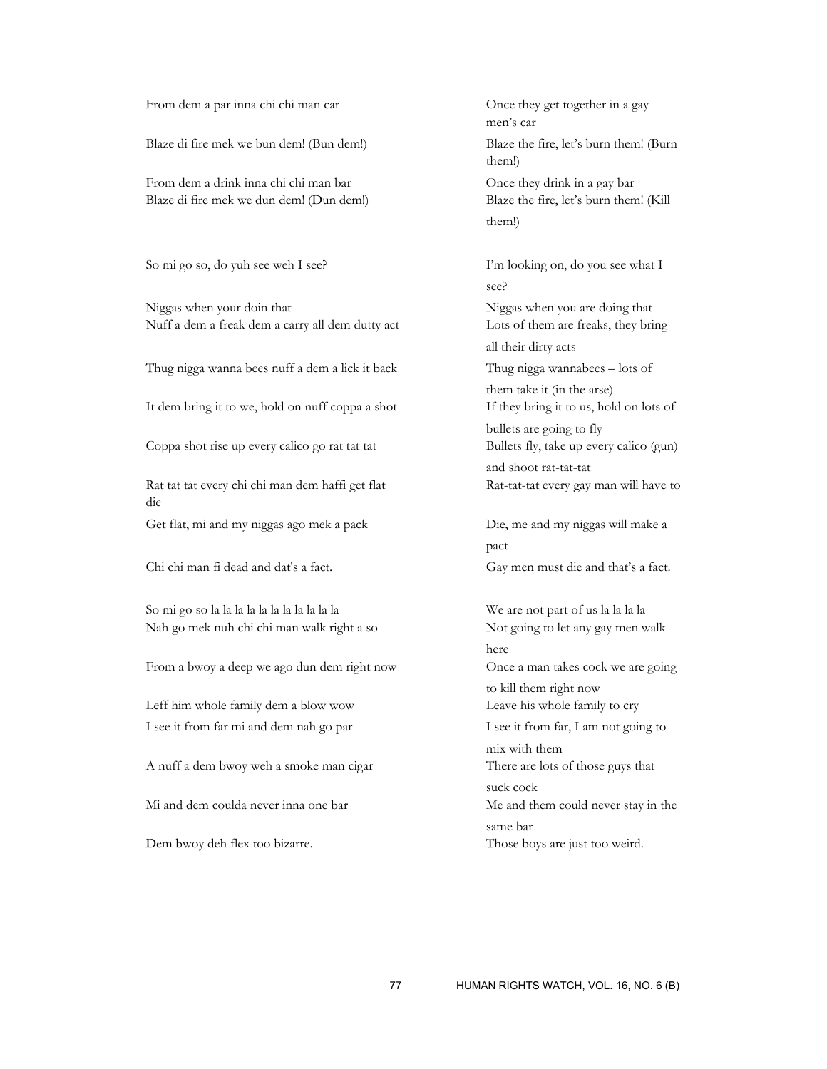| Original | Translation |
|---|---|
| From dem a par inna chi chi man car | Once they get together in a gay men's car |
| Blaze di fire mek we bun dem! (Bun dem!) | Blaze the fire, let's burn them! (Burn them!) |
| From dem a drink inna chi chi man bar | Once they drink in a gay bar |
| Blaze di fire mek we dun dem! (Dun dem!) | Blaze the fire, let's burn them! (Kill them!) |
| | |
| So mi go so, do yuh see weh I see? | I'm looking on, do you see what I see? |
| Niggas when your doin that | Niggas when you are doing that |
| Nuff a dem a freak dem a carry all dem dutty act | Lots of them are freaks, they bring all their dirty acts |
| Thug nigga wanna bees nuff a dem a lick it back | Thug nigga wannabees – lots of them take it (in the arse) |
| It dem bring it to we, hold on nuff coppa a shot | If they bring it to us, hold on lots of bullets are going to fly |
| Coppa shot rise up every calico go rat tat tat | Bullets fly, take up every calico (gun) and shoot rat-tat-tat |
| Rat tat tat every chi chi man dem haffi get flat die | Rat-tat-tat every gay man will have to |
| Get flat, mi and my niggas ago mek a pack | Die, me and my niggas will make a pact |
| Chi chi man fi dead and dat's a fact. | Gay men must die and that's a fact. |
| | |
| So mi go so la la la la la la la la la la la | We are not part of us la la la la |
| Nah go mek nuh chi chi man walk right a so | Not going to let any gay men walk here |
| From a bwoy a deep we ago dun dem right now | Once a man takes cock we are going to kill them right now |
| Leff him whole family dem a blow wow | Leave his whole family to cry |
| I see it from far mi and dem nah go par | I see it from far, I am not going to mix with them |
| A nuff a dem bwoy weh a smoke man cigar | There are lots of those guys that suck cock |
| Mi and dem coulda never inna one bar | Me and them could never stay in the same bar |
| Dem bwoy deh flex too bizarre. | Those boys are just too weird. |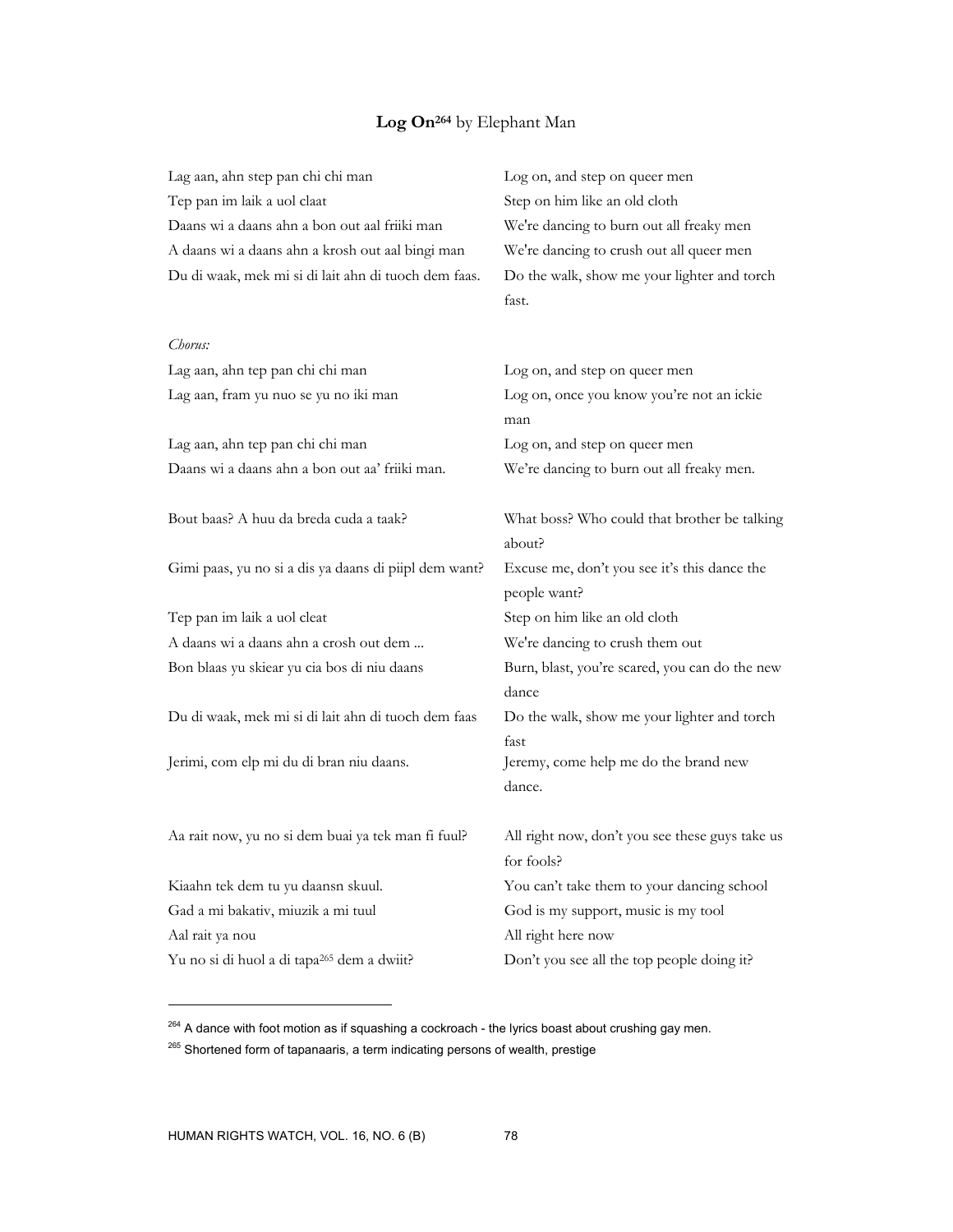# **Log On**[264] by Elephant Man

| | |
|---|---|
| Lag aan, ahn step pan chi chi man | Log on, and step on queer men |
| Tep pan im laik a uol claat | Step on him like an old cloth |
| Daans wi a daans ahn a bon out aal friiki man | We're dancing to burn out all freaky men |
| A daans wi a daans ahn a krosh out aal bingi man | We're dancing to crush out all queer men |
| Du di waak, mek mi si di lait ahn di tuoch dem faas. | Do the walk, show me your lighter and torch fast. |
| | |
| *Chorus:* | |
| Lag aan, ahn tep pan chi chi man | Log on, and step on queer men |
| Lag aan, fram yu nuo se yu no iki man | Log on, once you know you're not an ickie man |
| Lag aan, ahn tep pan chi chi man | Log on, and step on queer men |
| Daans wi a daans ahn a bon out aa' friiki man. | We're dancing to burn out all freaky men. |
| | |
| Bout baas? A huu da breda cuda a taak? | What boss? Who could that brother be talking about? |
| Gimi paas, yu no si a dis ya daans di piipl dem want? | Excuse me, don't you see it's this dance the people want? |
| Tep pan im laik a uol cleat | Step on him like an old cloth |
| A daans wi a daans ahn a crosh out dem ... | We're dancing to crush them out |
| Bon blaas yu skiear yu cia bos di niu daans | Burn, blast, you're scared, you can do the new dance |
| Du di waak, mek mi si di lait ahn di tuoch dem faas | Do the walk, show me your lighter and torch fast |
| Jerimi, com elp mi du di bran niu daans. | Jeremy, come help me do the brand new dance. |
| | |
| Aa rait now, yu no si dem buai ya tek man fi fuul? | All right now, don't you see these guys take us for fools? |
| Kiaahn tek dem tu yu daansn skuul. | You can't take them to your dancing school |
| Gad a mi bakativ, miuzik a mi tuul | God is my support, music is my tool |
| Aal rait ya nou | All right here now |
| Yu no si di huol a di tapa[265] dem a dwiit? | Don't you see all the top people doing it? |

---

[264] A dance with foot motion as if squashing a cockroach - the lyrics boast about crushing gay men.

[265] Shortened form of tapanaaris, a term indicating persons of wealth, prestige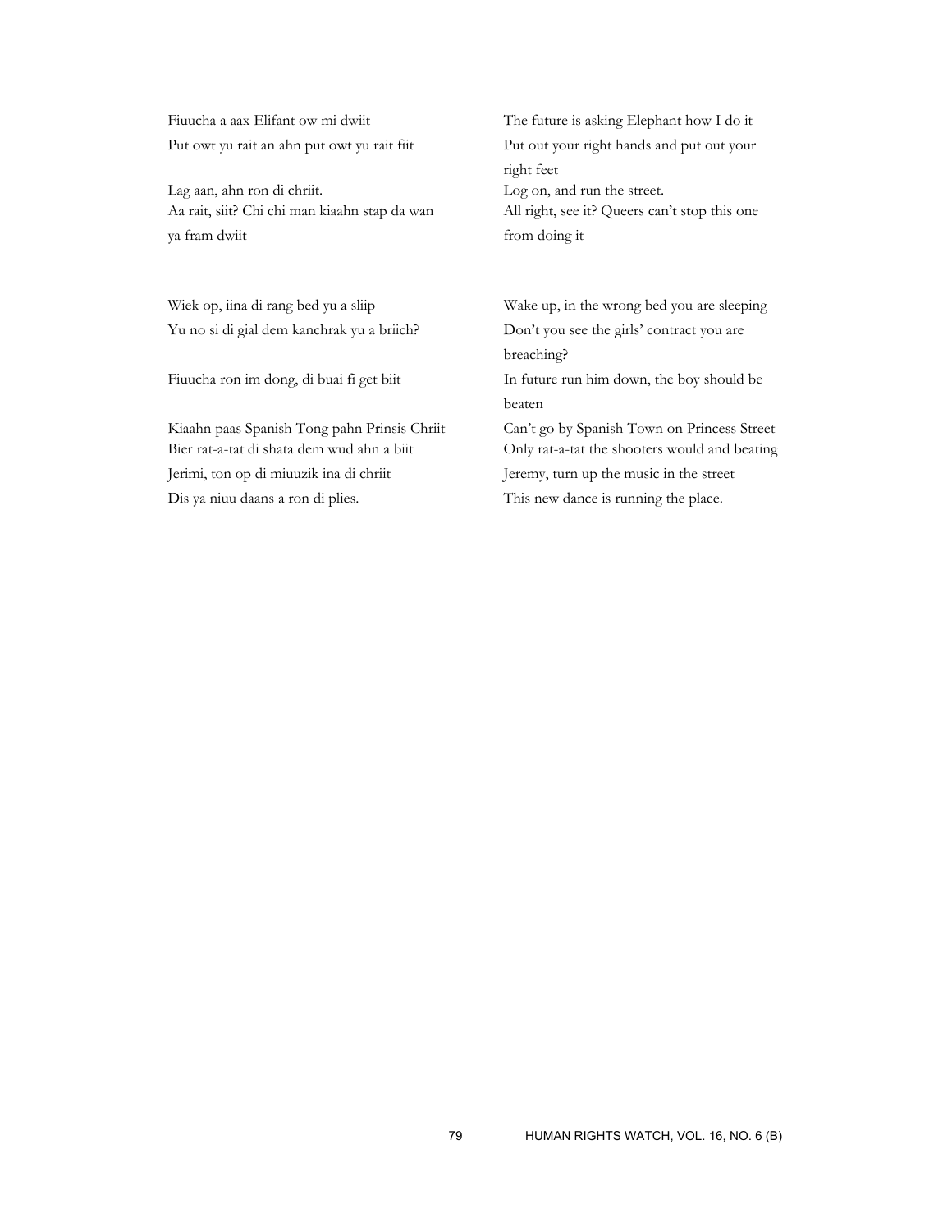| | |
|---|---|
| Fiuucha a aax Elifant ow mi dwiit | The future is asking Elephant how I do it |
| Put owt yu rait an ahn put owt yu rait fiit | Put out your right hands and put out your right feet |
| Lag aan, ahn ron di chriit. | Log on, and run the street. |
| Aa rait, siit? Chi chi man kiaahn stap da wan ya fram dwiit | All right, see it? Queers can't stop this one from doing it |
| | |
| Wiek op, iina di rang bed yu a sliip | Wake up, in the wrong bed you are sleeping |
| Yu no si di gial dem kanchrak yu a briich? | Don't you see the girls' contract you are breaching? |
| Fiuucha ron im dong, di buai fi get biit | In future run him down, the boy should be beaten |
| Kiaahn paas Spanish Tong pahn Prinsis Chriit | Can't go by Spanish Town on Princess Street |
| Bier rat-a-tat di shata dem wud ahn a biit | Only rat-a-tat the shooters would and beating |
| Jerimi, ton op di miuuzik ina di chriit | Jeremy, turn up the music in the street |
| Dis ya niuu daans a ron di plies. | This new dance is running the place. |